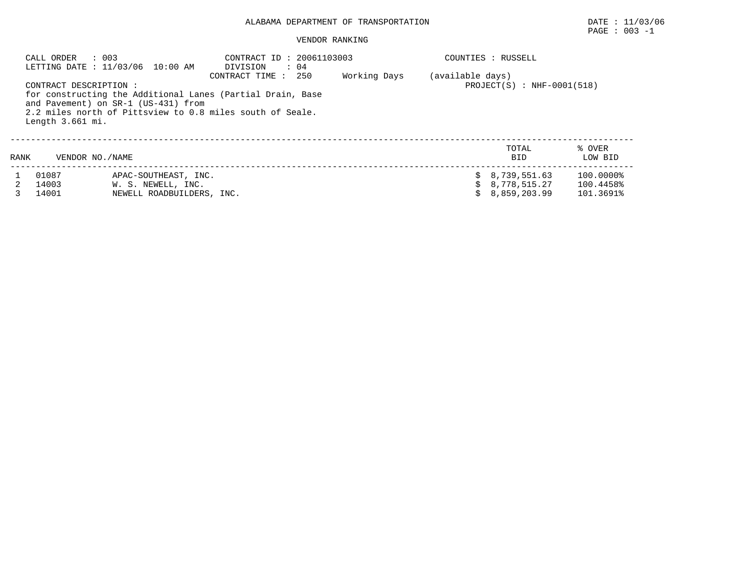# ALABAMA DEPARTMENT OF TRANSPORTATION

DATE : 11/03/06

## VENDOR RANKING

CALL ORDER : 003
LETTING DATE : 11/03/06 10:00 AM

CONTRACT ID : 20061103003
DIVISION : 04
CONTRACT TIME : 250 Working Days (available days)

COUNTIES : RUSSELL

PROJECT(S) : NHF-0001(518)

CONTRACT DESCRIPTION :
for constructing the Additional Lanes (Partial Drain, Base and Pavement) on SR-1 (US-431) from 2.2 miles north of Pittsview to 0.8 miles south of Seale.
Length 3.661 mi.

| RANK | VENDOR NO. | NAME | TOTAL BID | % OVER LOW BID |
|---|---|---|---|---|
| 1 | 01087 | APAC-SOUTHEAST, INC. | $ 8,739,551.63 | 100.0000% |
| 2 | 14003 | W. S. NEWELL, INC. | $ 8,778,515.27 | 100.4458% |
| 3 | 14001 | NEWELL ROADBUILDERS, INC. | $ 8,859,203.99 | 101.3691% |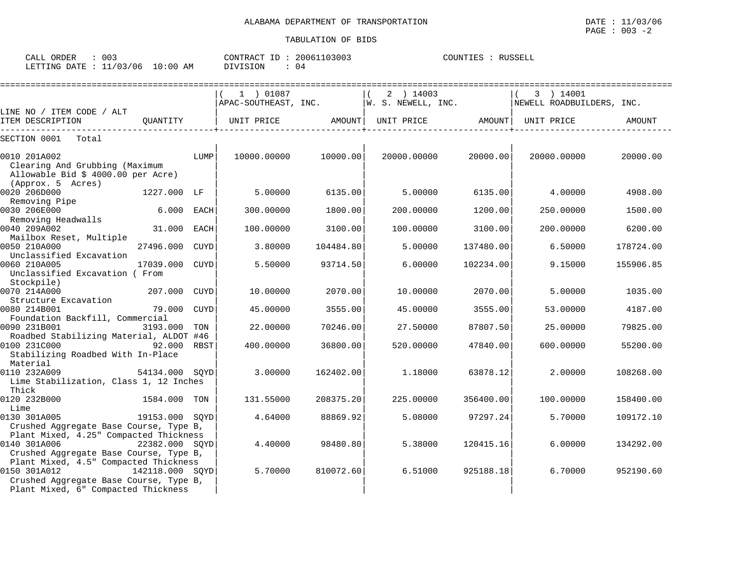ALABAMA DEPARTMENT OF TRANSPORTATION

TABULATION OF BIDS

DATE : 11/03/06

CALL ORDER : 003 CONTRACT ID : 20061103003 COUNTIES : RUSSELL

LETTING DATE : 11/03/06 10:00 AM DIVISION : 04

| LINE NO / ITEM CODE / ALT / ITEM DESCRIPTION | QUANTITY | (1) 01087 APAC-SOUTHEAST, INC. UNIT PRICE | AMOUNT | (2) 14003 W. S. NEWELL, INC. UNIT PRICE | AMOUNT | (3) 14001 NEWELL ROADBUILDERS, INC. UNIT PRICE | AMOUNT |
|---|---|---|---|---|---|---|---|
| SECTION 0001 Total | | | | | | | |
| 0010 201A002 Clearing And Grubbing (Maximum Allowable Bid $ 4000.00 per Acre) (Approx. 5 Acres) | LUMP | 10000.00000 | 10000.00 | 20000.00000 | 20000.00 | 20000.00000 | 20000.00 |
| 0020 206D000 Removing Pipe | 1227.000 LF | 5.00000 | 6135.00 | 5.00000 | 6135.00 | 4.00000 | 4908.00 |
| 0030 206E000 Removing Headwalls | 6.000 EACH | 300.00000 | 1800.00 | 200.00000 | 1200.00 | 250.00000 | 1500.00 |
| 0040 209A002 Mailbox Reset, Multiple | 31.000 EACH | 100.00000 | 3100.00 | 100.00000 | 3100.00 | 200.00000 | 6200.00 |
| 0050 210A000 Unclassified Excavation | 27496.000 CUYD | 3.80000 | 104484.80 | 5.00000 | 137480.00 | 6.50000 | 178724.00 |
| 0060 210A005 Unclassified Excavation ( From Stockpile) | 17039.000 CUYD | 5.50000 | 93714.50 | 6.00000 | 102234.00 | 9.15000 | 155906.85 |
| 0070 214A000 Structure Excavation | 207.000 CUYD | 10.00000 | 2070.00 | 10.00000 | 2070.00 | 5.00000 | 1035.00 |
| 0080 214B001 Foundation Backfill, Commercial | 79.000 CUYD | 45.00000 | 3555.00 | 45.00000 | 3555.00 | 53.00000 | 4187.00 |
| 0090 231B001 Roadbed Stabilizing Material, ALDOT #46 | 3193.000 TON | 22.00000 | 70246.00 | 27.50000 | 87807.50 | 25.00000 | 79825.00 |
| 0100 231C000 Stabilizing Roadbed With In-Place Material | 92.000 RBST | 400.00000 | 36800.00 | 520.00000 | 47840.00 | 600.00000 | 55200.00 |
| 0110 232A009 Lime Stabilization, Class 1, 12 Inches Thick | 54134.000 SQYD | 3.00000 | 162402.00 | 1.18000 | 63878.12 | 2.00000 | 108268.00 |
| 0120 232B000 Lime | 1584.000 TON | 131.55000 | 208375.20 | 225.00000 | 356400.00 | 100.00000 | 158400.00 |
| 0130 301A005 Crushed Aggregate Base Course, Type B, Plant Mixed, 4.25" Compacted Thickness | 19153.000 SQYD | 4.64000 | 88869.92 | 5.08000 | 97297.24 | 5.70000 | 109172.10 |
| 0140 301A006 Crushed Aggregate Base Course, Type B, Plant Mixed, 4.5" Compacted Thickness | 22382.000 SQYD | 4.40000 | 98480.80 | 5.38000 | 120415.16 | 6.00000 | 134292.00 |
| 0150 301A012 Crushed Aggregate Base Course, Type B, Plant Mixed, 6" Compacted Thickness | 142118.000 SQYD | 5.70000 | 810072.60 | 6.51000 | 925188.18 | 6.70000 | 952190.60 |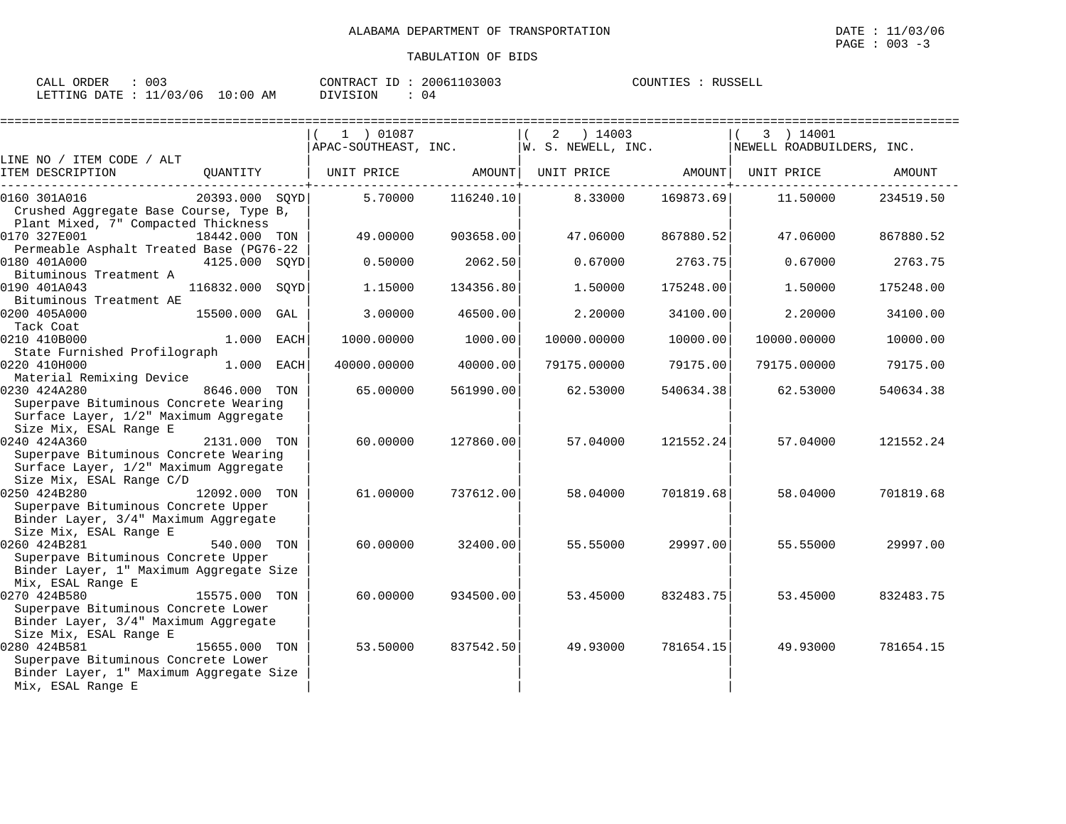ALABAMA DEPARTMENT OF TRANSPORTATION

TABULATION OF BIDS

CALL ORDER : 003 CONTRACT ID : 20061103003 COUNTIES : RUSSELL
LETTING DATE : 11/03/06 10:00 AM DIVISION : 04

| LINE NO / ITEM CODE / ALT ITEM DESCRIPTION | QUANTITY | (1) 01087 APAC-SOUTHEAST, INC. UNIT PRICE | AMOUNT | (2) 14003 W. S. NEWELL, INC. UNIT PRICE | AMOUNT | (3) 14001 NEWELL ROADBUILDERS, INC. UNIT PRICE | AMOUNT |
|---|---|---|---|---|---|---|---|
| 0160 301A016 Crushed Aggregate Base Course, Type B, Plant Mixed, 7" Compacted Thickness | 20393.000 SQYD | 5.70000 | 116240.10 | 8.33000 | 169873.69 | 11.50000 | 234519.50 |
| 0170 327E001 Permeable Asphalt Treated Base (PG76-22 | 18442.000 TON | 49.00000 | 903658.00 | 47.06000 | 867880.52 | 47.06000 | 867880.52 |
| 0180 401A000 Bituminous Treatment A | 4125.000 SQYD | 0.50000 | 2062.50 | 0.67000 | 2763.75 | 0.67000 | 2763.75 |
| 0190 401A043 Bituminous Treatment AE | 116832.000 SQYD | 1.15000 | 134356.80 | 1.50000 | 175248.00 | 1.50000 | 175248.00 |
| 0200 405A000 Tack Coat | 15500.000 GAL | 3.00000 | 46500.00 | 2.20000 | 34100.00 | 2.20000 | 34100.00 |
| 0210 410B000 State Furnished Profilograph | 1.000 EACH | 1000.00000 | 1000.00 | 10000.00000 | 10000.00 | 10000.00000 | 10000.00 |
| 0220 410H000 Material Remixing Device | 1.000 EACH | 40000.00000 | 40000.00 | 79175.00000 | 79175.00 | 79175.00000 | 79175.00 |
| 0230 424A280 Superpave Bituminous Concrete Wearing Surface Layer, 1/2" Maximum Aggregate Size Mix, ESAL Range E | 8646.000 TON | 65.00000 | 561990.00 | 62.53000 | 540634.38 | 62.53000 | 540634.38 |
| 0240 424A360 Superpave Bituminous Concrete Wearing Surface Layer, 1/2" Maximum Aggregate Size Mix, ESAL Range C/D | 2131.000 TON | 60.00000 | 127860.00 | 57.04000 | 121552.24 | 57.04000 | 121552.24 |
| 0250 424B280 Superpave Bituminous Concrete Upper Binder Layer, 3/4" Maximum Aggregate Size Mix, ESAL Range E | 12092.000 TON | 61.00000 | 737612.00 | 58.04000 | 701819.68 | 58.04000 | 701819.68 |
| 0260 424B281 Superpave Bituminous Concrete Upper Binder Layer, 1" Maximum Aggregate Size Mix, ESAL Range E | 540.000 TON | 60.00000 | 32400.00 | 55.55000 | 29997.00 | 55.55000 | 29997.00 |
| 0270 424B580 Superpave Bituminous Concrete Lower Binder Layer, 3/4" Maximum Aggregate Size Mix, ESAL Range E | 15575.000 TON | 60.00000 | 934500.00 | 53.45000 | 832483.75 | 53.45000 | 832483.75 |
| 0280 424B581 Superpave Bituminous Concrete Lower Binder Layer, 1" Maximum Aggregate Size Mix, ESAL Range E | 15655.000 TON | 53.50000 | 837542.50 | 49.93000 | 781654.15 | 49.93000 | 781654.15 |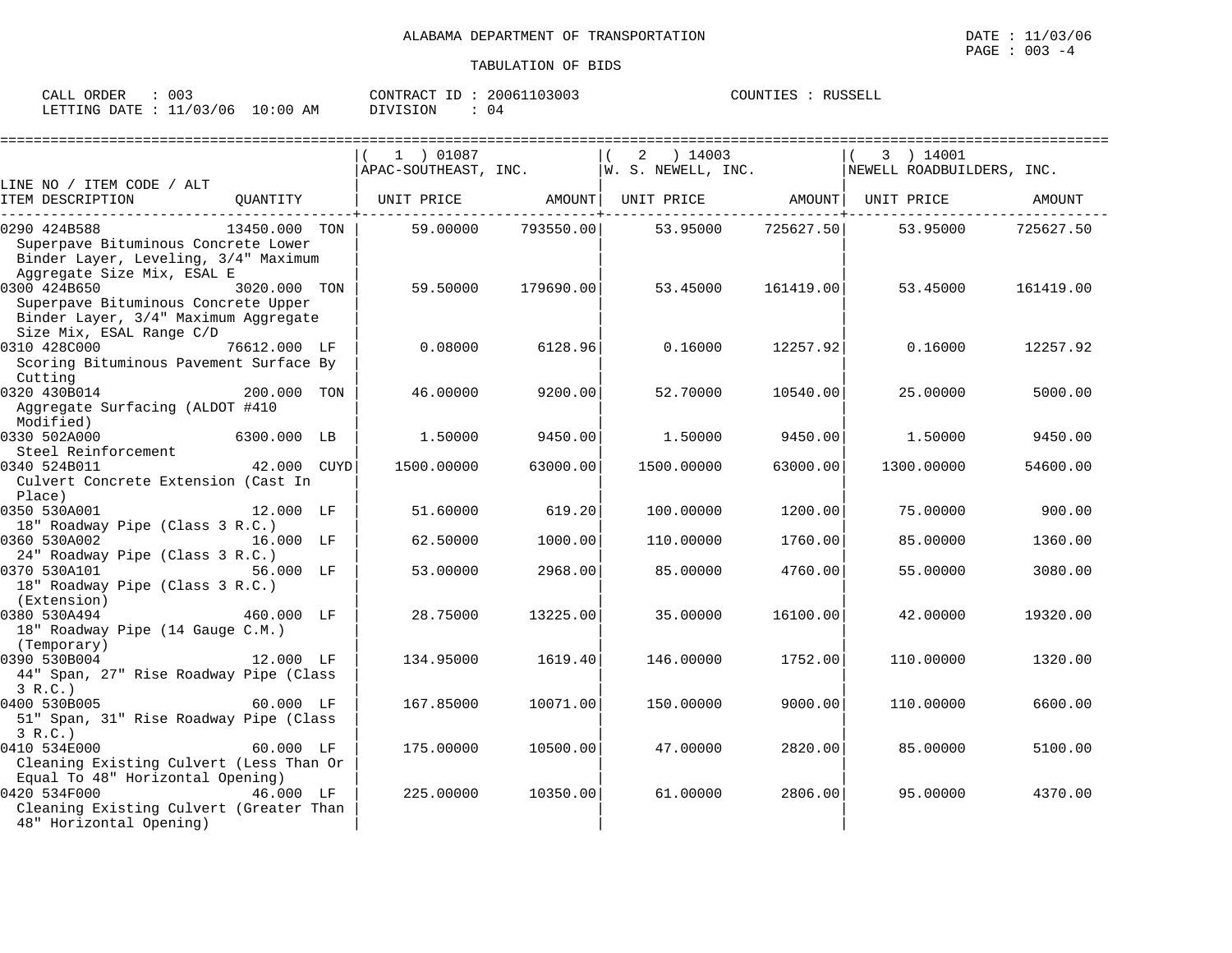ALABAMA DEPARTMENT OF TRANSPORTATION

DATE : 11/03/06

TABULATION OF BIDS

CALL ORDER : 003 CONTRACT ID : 20061103003 COUNTIES : RUSSELL
LETTING DATE : 11/03/06 10:00 AM DIVISION : 04

| LINE NO / ITEM CODE / ALT ITEM DESCRIPTION | QUANTITY | (1) 01087 APAC-SOUTHEAST, INC. UNIT PRICE | AMOUNT | (2) 14003 W. S. NEWELL, INC. UNIT PRICE | AMOUNT | (3) 14001 NEWELL ROADBUILDERS, INC. UNIT PRICE | AMOUNT |
|---|---|---|---|---|---|---|---|
| 0290 424B588 Superpave Bituminous Concrete Lower Binder Layer, Leveling, 3/4" Maximum Aggregate Size Mix, ESAL E | 13450.000 TON | 59.00000 | 793550.00 | 53.95000 | 725627.50 | 53.95000 | 725627.50 |
| 0300 424B650 Superpave Bituminous Concrete Upper Binder Layer, 3/4" Maximum Aggregate Size Mix, ESAL Range C/D | 3020.000 TON | 59.50000 | 179690.00 | 53.45000 | 161419.00 | 53.45000 | 161419.00 |
| 0310 428C000 Scoring Bituminous Pavement Surface By Cutting | 76612.000 LF | 0.08000 | 6128.96 | 0.16000 | 12257.92 | 0.16000 | 12257.92 |
| 0320 430B014 Aggregate Surfacing (ALDOT #410 Modified) | 200.000 TON | 46.00000 | 9200.00 | 52.70000 | 10540.00 | 25.00000 | 5000.00 |
| 0330 502A000 Steel Reinforcement | 6300.000 LB | 1.50000 | 9450.00 | 1.50000 | 9450.00 | 1.50000 | 9450.00 |
| 0340 524B011 Culvert Concrete Extension (Cast In Place) | 42.000 CUYD | 1500.00000 | 63000.00 | 1500.00000 | 63000.00 | 1300.00000 | 54600.00 |
| 0350 530A001 18" Roadway Pipe (Class 3 R.C.) | 12.000 LF | 51.60000 | 619.20 | 100.00000 | 1200.00 | 75.00000 | 900.00 |
| 0360 530A002 24" Roadway Pipe (Class 3 R.C.) | 16.000 LF | 62.50000 | 1000.00 | 110.00000 | 1760.00 | 85.00000 | 1360.00 |
| 0370 530A101 18" Roadway Pipe (Class 3 R.C.) (Extension) | 56.000 LF | 53.00000 | 2968.00 | 85.00000 | 4760.00 | 55.00000 | 3080.00 |
| 0380 530A494 18" Roadway Pipe (14 Gauge C.M.) (Temporary) | 460.000 LF | 28.75000 | 13225.00 | 35.00000 | 16100.00 | 42.00000 | 19320.00 |
| 0390 530B004 44" Span, 27" Rise Roadway Pipe (Class 3 R.C.) | 12.000 LF | 134.95000 | 1619.40 | 146.00000 | 1752.00 | 110.00000 | 1320.00 |
| 0400 530B005 51" Span, 31" Rise Roadway Pipe (Class 3 R.C.) | 60.000 LF | 167.85000 | 10071.00 | 150.00000 | 9000.00 | 110.00000 | 6600.00 |
| 0410 534E000 Cleaning Existing Culvert (Less Than Or Equal To 48" Horizontal Opening) | 60.000 LF | 175.00000 | 10500.00 | 47.00000 | 2820.00 | 85.00000 | 5100.00 |
| 0420 534F000 Cleaning Existing Culvert (Greater Than 48" Horizontal Opening) | 46.000 LF | 225.00000 | 10350.00 | 61.00000 | 2806.00 | 95.00000 | 4370.00 |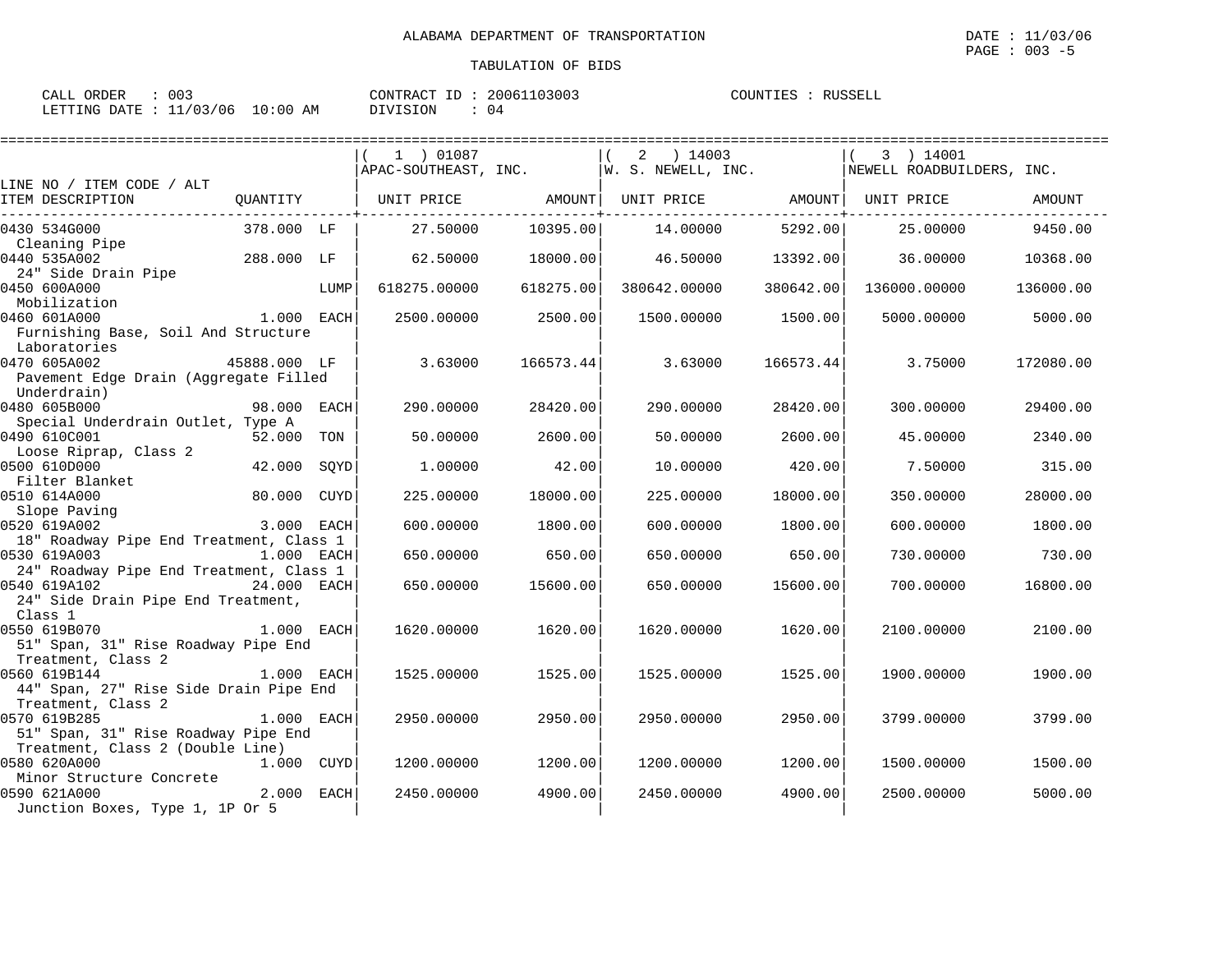ALABAMA DEPARTMENT OF TRANSPORTATION

TABULATION OF BIDS

CALL ORDER : 003 CONTRACT ID : 20061103003 COUNTIES : RUSSELL
LETTING DATE : 11/03/06 10:00 AM DIVISION : 04

| LINE NO / ITEM CODE / ALT ITEM DESCRIPTION | QUANTITY | | (1) 01087 APAC-SOUTHEAST, INC. UNIT PRICE | AMOUNT | (2) 14003 W. S. NEWELL, INC. UNIT PRICE | AMOUNT | (3) 14001 NEWELL ROADBUILDERS, INC. UNIT PRICE | AMOUNT |
|---|---|---|---|---|---|---|---|---|
| 0430 534G000 Cleaning Pipe | 378.000 | LF | 27.50000 | 10395.00 | 14.00000 | 5292.00 | 25.00000 | 9450.00 |
| 0440 535A002 24" Side Drain Pipe | 288.000 | LF | 62.50000 | 18000.00 | 46.50000 | 13392.00 | 36.00000 | 10368.00 |
| 0450 600A000 Mobilization | | LUMP | 618275.00000 | 618275.00 | 380642.00000 | 380642.00 | 136000.00000 | 136000.00 |
| 0460 601A000 Furnishing Base, Soil And Structure Laboratories | 1.000 | EACH | 2500.00000 | 2500.00 | 1500.00000 | 1500.00 | 5000.00000 | 5000.00 |
| 0470 605A002 Pavement Edge Drain (Aggregate Filled Underdrain) | 45888.000 | LF | 3.63000 | 166573.44 | 3.63000 | 166573.44 | 3.75000 | 172080.00 |
| 0480 605B000 Special Underdrain Outlet, Type A | 98.000 | EACH | 290.00000 | 28420.00 | 290.00000 | 28420.00 | 300.00000 | 29400.00 |
| 0490 610C001 Loose Riprap, Class 2 | 52.000 | TON | 50.00000 | 2600.00 | 50.00000 | 2600.00 | 45.00000 | 2340.00 |
| 0500 610D000 Filter Blanket | 42.000 | SQYD | 1.00000 | 42.00 | 10.00000 | 420.00 | 7.50000 | 315.00 |
| 0510 614A000 Slope Paving | 80.000 | CUYD | 225.00000 | 18000.00 | 225.00000 | 18000.00 | 350.00000 | 28000.00 |
| 0520 619A002 18" Roadway Pipe End Treatment, Class 1 | 3.000 | EACH | 600.00000 | 1800.00 | 600.00000 | 1800.00 | 600.00000 | 1800.00 |
| 0530 619A003 24" Roadway Pipe End Treatment, Class 1 | 1.000 | EACH | 650.00000 | 650.00 | 650.00000 | 650.00 | 730.00000 | 730.00 |
| 0540 619A102 24" Side Drain Pipe End Treatment, Class 1 | 24.000 | EACH | 650.00000 | 15600.00 | 650.00000 | 15600.00 | 700.00000 | 16800.00 |
| 0550 619B070 51" Span, 31" Rise Roadway Pipe End Treatment, Class 2 | 1.000 | EACH | 1620.00000 | 1620.00 | 1620.00000 | 1620.00 | 2100.00000 | 2100.00 |
| 0560 619B144 44" Span, 27" Rise Side Drain Pipe End Treatment, Class 2 | 1.000 | EACH | 1525.00000 | 1525.00 | 1525.00000 | 1525.00 | 1900.00000 | 1900.00 |
| 0570 619B285 51" Span, 31" Rise Roadway Pipe End Treatment, Class 2 (Double Line) | 1.000 | EACH | 2950.00000 | 2950.00 | 2950.00000 | 2950.00 | 3799.00000 | 3799.00 |
| 0580 620A000 Minor Structure Concrete | 1.000 | CUYD | 1200.00000 | 1200.00 | 1200.00000 | 1200.00 | 1500.00000 | 1500.00 |
| 0590 621A000 Junction Boxes, Type 1, 1P Or 5 | 2.000 | EACH | 2450.00000 | 4900.00 | 2450.00000 | 4900.00 | 2500.00000 | 5000.00 |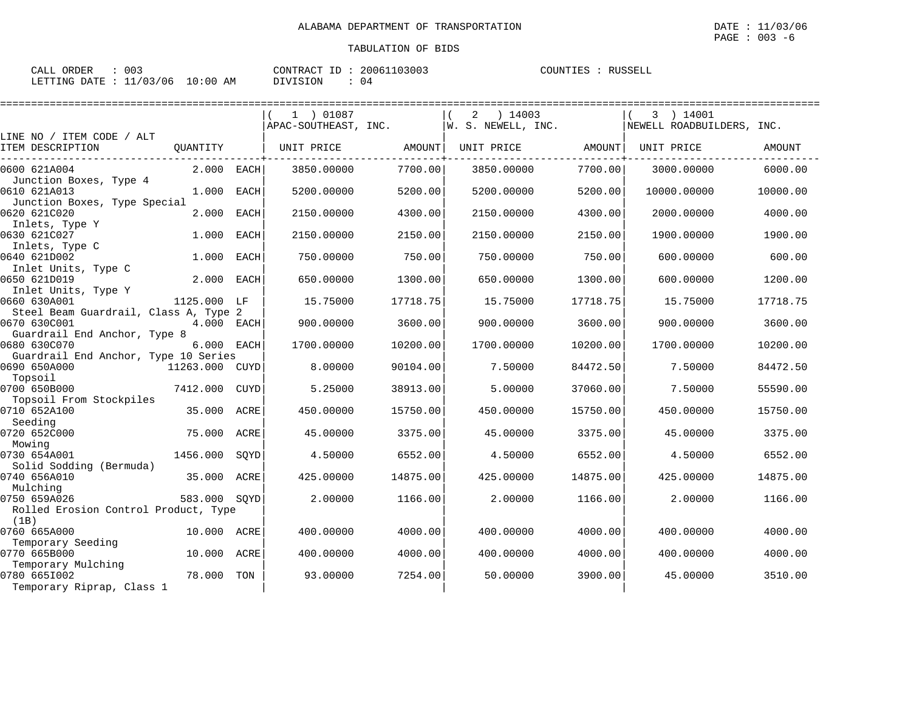ALABAMA DEPARTMENT OF TRANSPORTATION

TABULATION OF BIDS

CALL ORDER : 003 &nbsp;&nbsp;&nbsp; CONTRACT ID : 20061103003 &nbsp;&nbsp;&nbsp; COUNTIES : RUSSELL
LETTING DATE : 11/03/06 10:00 AM &nbsp;&nbsp;&nbsp; DIVISION : 04

| LINE NO / ITEM CODE / ALT ITEM DESCRIPTION | QUANTITY | (1) 01087 APAC-SOUTHEAST, INC. UNIT PRICE | AMOUNT | (2) 14003 W. S. NEWELL, INC. UNIT PRICE | AMOUNT | (3) 14001 NEWELL ROADBUILDERS, INC. UNIT PRICE | AMOUNT |
|---|---|---|---|---|---|---|---|
| 0600 621A004 Junction Boxes, Type 4 | 2.000 EACH | 3850.00000 | 7700.00 | 3850.00000 | 7700.00 | 3000.00000 | 6000.00 |
| 0610 621A013 Junction Boxes, Type Special | 1.000 EACH | 5200.00000 | 5200.00 | 5200.00000 | 5200.00 | 10000.00000 | 10000.00 |
| 0620 621C020 Inlets, Type Y | 2.000 EACH | 2150.00000 | 4300.00 | 2150.00000 | 4300.00 | 2000.00000 | 4000.00 |
| 0630 621C027 Inlets, Type C | 1.000 EACH | 2150.00000 | 2150.00 | 2150.00000 | 2150.00 | 1900.00000 | 1900.00 |
| 0640 621D002 Inlet Units, Type C | 1.000 EACH | 750.00000 | 750.00 | 750.00000 | 750.00 | 600.00000 | 600.00 |
| 0650 621D019 Inlet Units, Type Y | 2.000 EACH | 650.00000 | 1300.00 | 650.00000 | 1300.00 | 600.00000 | 1200.00 |
| 0660 630A001 Steel Beam Guardrail, Class A, Type 2 | 1125.000 LF | 15.75000 | 17718.75 | 15.75000 | 17718.75 | 15.75000 | 17718.75 |
| 0670 630C001 Guardrail End Anchor, Type 8 | 4.000 EACH | 900.00000 | 3600.00 | 900.00000 | 3600.00 | 900.00000 | 3600.00 |
| 0680 630C070 Guardrail End Anchor, Type 10 Series | 6.000 EACH | 1700.00000 | 10200.00 | 1700.00000 | 10200.00 | 1700.00000 | 10200.00 |
| 0690 650A000 Topsoil | 11263.000 CUYD | 8.00000 | 90104.00 | 7.50000 | 84472.50 | 7.50000 | 84472.50 |
| 0700 650B000 Topsoil From Stockpiles | 7412.000 CUYD | 5.25000 | 38913.00 | 5.00000 | 37060.00 | 7.50000 | 55590.00 |
| 0710 652A100 Seeding | 35.000 ACRE | 450.00000 | 15750.00 | 450.00000 | 15750.00 | 450.00000 | 15750.00 |
| 0720 652C000 Mowing | 75.000 ACRE | 45.00000 | 3375.00 | 45.00000 | 3375.00 | 45.00000 | 3375.00 |
| 0730 654A001 Solid Sodding (Bermuda) | 1456.000 SQYD | 4.50000 | 6552.00 | 4.50000 | 6552.00 | 4.50000 | 6552.00 |
| 0740 656A010 Mulching | 35.000 ACRE | 425.00000 | 14875.00 | 425.00000 | 14875.00 | 425.00000 | 14875.00 |
| 0750 659A026 Rolled Erosion Control Product, Type (1B) | 583.000 SQYD | 2.00000 | 1166.00 | 2.00000 | 1166.00 | 2.00000 | 1166.00 |
| 0760 665A000 Temporary Seeding | 10.000 ACRE | 400.00000 | 4000.00 | 400.00000 | 4000.00 | 400.00000 | 4000.00 |
| 0770 665B000 Temporary Mulching | 10.000 ACRE | 400.00000 | 4000.00 | 400.00000 | 4000.00 | 400.00000 | 4000.00 |
| 0780 665I002 Temporary Riprap, Class 1 | 78.000 TON | 93.00000 | 7254.00 | 50.00000 | 3900.00 | 45.00000 | 3510.00 |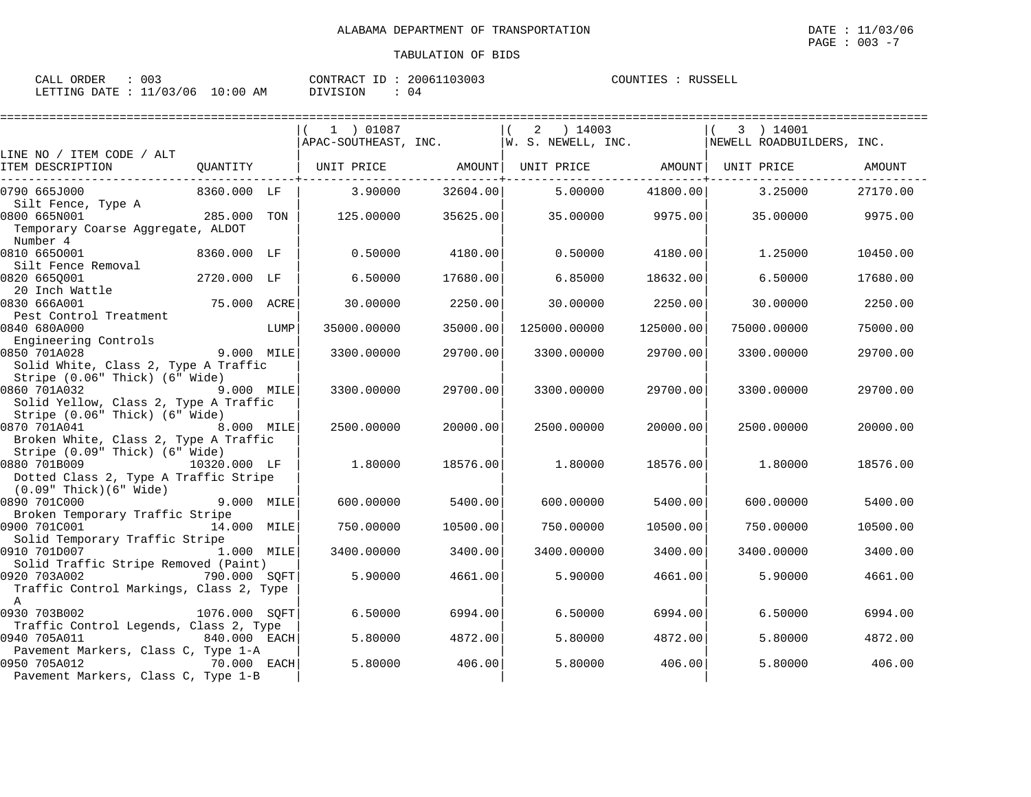ALABAMA DEPARTMENT OF TRANSPORTATION

TABULATION OF BIDS

DATE : 11/03/06
PAGE : 003 -7

CALL ORDER : 003
LETTING DATE : 11/03/06 10:00 AM

CONTRACT ID : 20061103003
DIVISION : 04

COUNTIES : RUSSELL

| LINE NO / ITEM CODE / ALT ITEM DESCRIPTION | QUANTITY | (1) 01087 APAC-SOUTHEAST, INC. UNIT PRICE | AMOUNT | (2) 14003 W. S. NEWELL, INC. UNIT PRICE | AMOUNT | (3) 14001 NEWELL ROADBUILDERS, INC. UNIT PRICE | AMOUNT |
|---|---|---|---|---|---|---|---|
| 0790 665J000 Silt Fence, Type A | 8360.000 LF | 3.90000 | 32604.00 | 5.00000 | 41800.00 | 3.25000 | 27170.00 |
| 0800 665N001 Temporary Coarse Aggregate, ALDOT Number 4 | 285.000 TON | 125.00000 | 35625.00 | 35.00000 | 9975.00 | 35.00000 | 9975.00 |
| 0810 665O001 Silt Fence Removal | 8360.000 LF | 0.50000 | 4180.00 | 0.50000 | 4180.00 | 1.25000 | 10450.00 |
| 0820 665Q001 20 Inch Wattle | 2720.000 LF | 6.50000 | 17680.00 | 6.85000 | 18632.00 | 6.50000 | 17680.00 |
| 0830 666A001 Pest Control Treatment | 75.000 ACRE | 30.00000 | 2250.00 | 30.00000 | 2250.00 | 30.00000 | 2250.00 |
| 0840 680A000 Engineering Controls | LUMP | 35000.00000 | 35000.00 | 125000.00000 | 125000.00 | 75000.00000 | 75000.00 |
| 0850 701A028 Solid White, Class 2, Type A Traffic Stripe (0.06" Thick) (6" Wide) | 9.000 MILE | 3300.00000 | 29700.00 | 3300.00000 | 29700.00 | 3300.00000 | 29700.00 |
| 0860 701A032 Solid Yellow, Class 2, Type A Traffic Stripe (0.06" Thick) (6" Wide) | 9.000 MILE | 3300.00000 | 29700.00 | 3300.00000 | 29700.00 | 3300.00000 | 29700.00 |
| 0870 701A041 Broken White, Class 2, Type A Traffic Stripe (0.09" Thick) (6" Wide) | 8.000 MILE | 2500.00000 | 20000.00 | 2500.00000 | 20000.00 | 2500.00000 | 20000.00 |
| 0880 701B009 Dotted Class 2, Type A Traffic Stripe (0.09" Thick)(6" Wide) | 10320.000 LF | 1.80000 | 18576.00 | 1.80000 | 18576.00 | 1.80000 | 18576.00 |
| 0890 701C000 Broken Temporary Traffic Stripe | 9.000 MILE | 600.00000 | 5400.00 | 600.00000 | 5400.00 | 600.00000 | 5400.00 |
| 0900 701C001 Solid Temporary Traffic Stripe | 14.000 MILE | 750.00000 | 10500.00 | 750.00000 | 10500.00 | 750.00000 | 10500.00 |
| 0910 701D007 Solid Traffic Stripe Removed (Paint) | 1.000 MILE | 3400.00000 | 3400.00 | 3400.00000 | 3400.00 | 3400.00000 | 3400.00 |
| 0920 703A002 Traffic Control Markings, Class 2, Type A | 790.000 SQFT | 5.90000 | 4661.00 | 5.90000 | 4661.00 | 5.90000 | 4661.00 |
| 0930 703B002 Traffic Control Legends, Class 2, Type | 1076.000 SQFT | 6.50000 | 6994.00 | 6.50000 | 6994.00 | 6.50000 | 6994.00 |
| 0940 705A011 Pavement Markers, Class C, Type 1-A | 840.000 EACH | 5.80000 | 4872.00 | 5.80000 | 4872.00 | 5.80000 | 4872.00 |
| 0950 705A012 Pavement Markers, Class C, Type 1-B | 70.000 EACH | 5.80000 | 406.00 | 5.80000 | 406.00 | 5.80000 | 406.00 |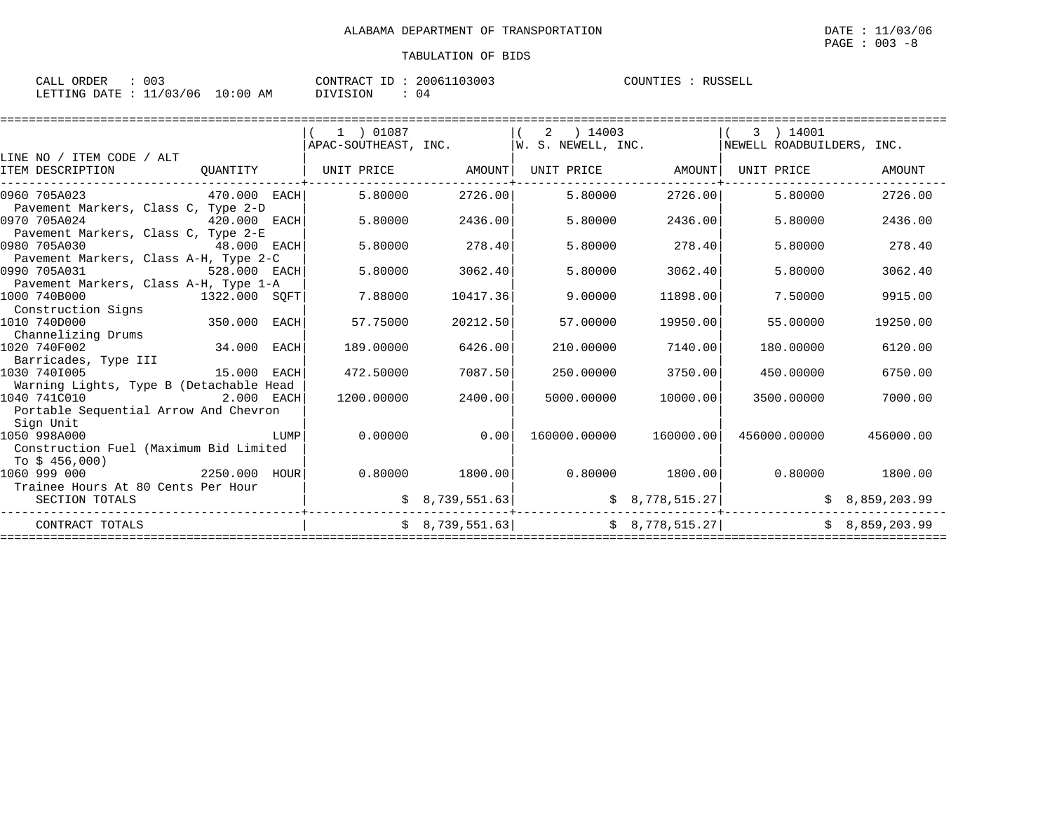ALABAMA DEPARTMENT OF TRANSPORTATION

TABULATION OF BIDS

CALL ORDER : 003 CONTRACT ID : 20061103003 COUNTIES : RUSSELL
LETTING DATE : 11/03/06 10:00 AM DIVISION : 04

| LINE NO / ITEM CODE / ALT ITEM DESCRIPTION | QUANTITY | (1) 01087 APAC-SOUTHEAST, INC. UNIT PRICE | AMOUNT | (2) 14003 W. S. NEWELL, INC. UNIT PRICE | AMOUNT | (3) 14001 NEWELL ROADBUILDERS, INC. UNIT PRICE | AMOUNT |
|---|---|---|---|---|---|---|---|
| 0960 705A023 Pavement Markers, Class C, Type 2-D | 470.000 EACH | 5.80000 | 2726.00 | 5.80000 | 2726.00 | 5.80000 | 2726.00 |
| 0970 705A024 Pavement Markers, Class C, Type 2-E | 420.000 EACH | 5.80000 | 2436.00 | 5.80000 | 2436.00 | 5.80000 | 2436.00 |
| 0980 705A030 Pavement Markers, Class A-H, Type 2-C | 48.000 EACH | 5.80000 | 278.40 | 5.80000 | 278.40 | 5.80000 | 278.40 |
| 0990 705A031 Pavement Markers, Class A-H, Type 1-A | 528.000 EACH | 5.80000 | 3062.40 | 5.80000 | 3062.40 | 5.80000 | 3062.40 |
| 1000 740B000 Construction Signs | 1322.000 SQFT | 7.88000 | 10417.36 | 9.00000 | 11898.00 | 7.50000 | 9915.00 |
| 1010 740D000 Channelizing Drums | 350.000 EACH | 57.75000 | 20212.50 | 57.00000 | 19950.00 | 55.00000 | 19250.00 |
| 1020 740F002 Barricades, Type III | 34.000 EACH | 189.00000 | 6426.00 | 210.00000 | 7140.00 | 180.00000 | 6120.00 |
| 1030 740I005 Warning Lights, Type B (Detachable Head | 15.000 EACH | 472.50000 | 7087.50 | 250.00000 | 3750.00 | 450.00000 | 6750.00 |
| 1040 741C010 Portable Sequential Arrow And Chevron Sign Unit | 2.000 EACH | 1200.00000 | 2400.00 | 5000.00000 | 10000.00 | 3500.00000 | 7000.00 |
| 1050 998A000 Construction Fuel (Maximum Bid Limited To $ 456,000) | LUMP | 0.00000 | 0.00 | 160000.00000 | 160000.00 | 456000.00000 | 456000.00 |
| 1060 999 000 Trainee Hours At 80 Cents Per Hour | 2250.000 HOUR | 0.80000 | 1800.00 | 0.80000 | 1800.00 | 0.80000 | 1800.00 |
| SECTION TOTALS | | | $ 8,739,551.63 | | $ 8,778,515.27 | | $ 8,859,203.99 |
| CONTRACT TOTALS | | | $ 8,739,551.63 | | $ 8,778,515.27 | | $ 8,859,203.99 |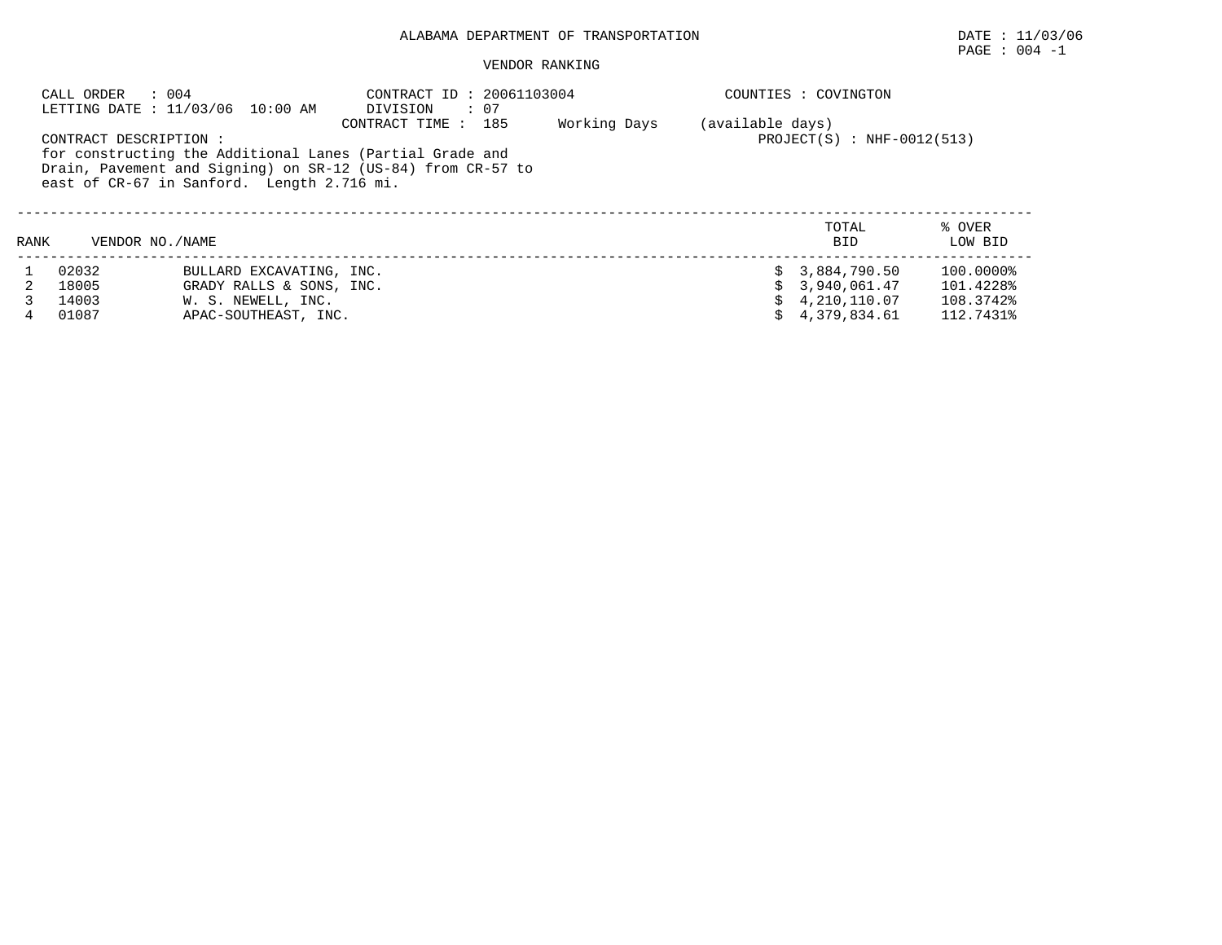ALABAMA DEPARTMENT OF TRANSPORTATION

DATE : 11/03/06

PAGE : 004 -1

VENDOR RANKING

CALL ORDER : 004
LETTING DATE : 11/03/06 10:00 AM

CONTRACT ID : 20061103004
DIVISION : 07
CONTRACT TIME : 185 Working Days (available days)

COUNTIES : COVINGTON

PROJECT(S) : NHF-0012(513)

CONTRACT DESCRIPTION :
for constructing the Additional Lanes (Partial Grade and Drain, Pavement and Signing) on SR-12 (US-84) from CR-57 to east of CR-67 in Sanford. Length 2.716 mi.

| RANK | VENDOR NO./NAME | | TOTAL BID | % OVER LOW BID |
|---|---|---|---|---|
| 1 | 02032 | BULLARD EXCAVATING, INC. | $ 3,884,790.50 | 100.0000% |
| 2 | 18005 | GRADY RALLS & SONS, INC. | $ 3,940,061.47 | 101.4228% |
| 3 | 14003 | W. S. NEWELL, INC. | $ 4,210,110.07 | 108.3742% |
| 4 | 01087 | APAC-SOUTHEAST, INC. | $ 4,379,834.61 | 112.7431% |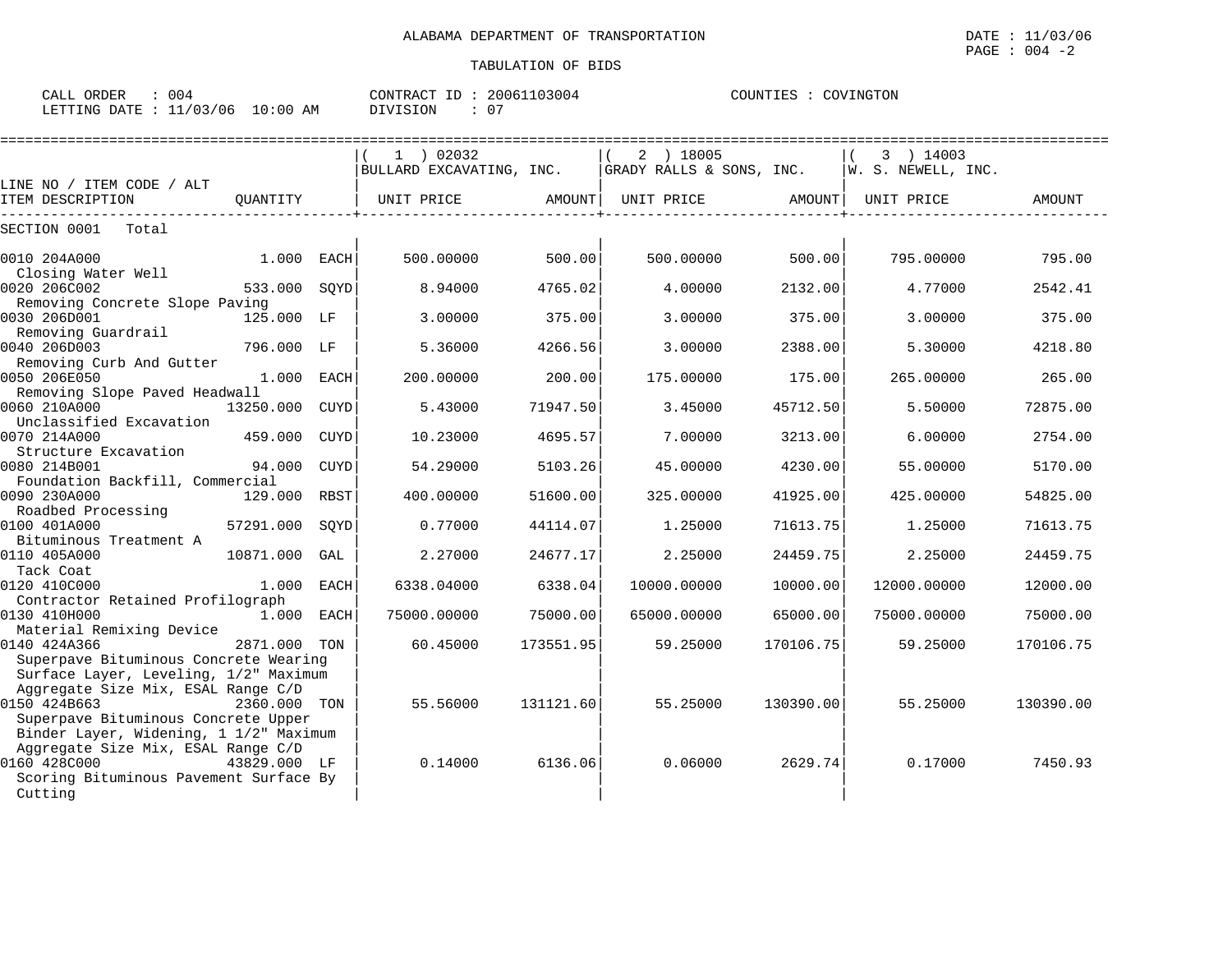ALABAMA DEPARTMENT OF TRANSPORTATION

TABULATION OF BIDS

CALL ORDER : 004 CONTRACT ID : 20061103004 COUNTIES : COVINGTON
LETTING DATE : 11/03/06 10:00 AM DIVISION : 07

| LINE NO / ITEM CODE / ALT ITEM DESCRIPTION | QUANTITY | | (1) 02032 BULLARD EXCAVATING, INC. UNIT PRICE | AMOUNT | (2) 18005 GRADY RALLS & SONS, INC. UNIT PRICE | AMOUNT | (3) 14003 W. S. NEWELL, INC. UNIT PRICE | AMOUNT |
|---|---|---|---|---|---|---|---|---|
| SECTION 0001 Total | | | | | | | | |
| 0010 204A000 Closing Water Well | 1.000 | EACH | 500.00000 | 500.00 | 500.00000 | 500.00 | 795.00000 | 795.00 |
| 0020 206C002 Removing Concrete Slope Paving | 533.000 | SQYD | 8.94000 | 4765.02 | 4.00000 | 2132.00 | 4.77000 | 2542.41 |
| 0030 206D001 Removing Guardrail | 125.000 | LF | 3.00000 | 375.00 | 3.00000 | 375.00 | 3.00000 | 375.00 |
| 0040 206D003 Removing Curb And Gutter | 796.000 | LF | 5.36000 | 4266.56 | 3.00000 | 2388.00 | 5.30000 | 4218.80 |
| 0050 206E050 Removing Slope Paved Headwall | 1.000 | EACH | 200.00000 | 200.00 | 175.00000 | 175.00 | 265.00000 | 265.00 |
| 0060 210A000 Unclassified Excavation | 13250.000 | CUYD | 5.43000 | 71947.50 | 3.45000 | 45712.50 | 5.50000 | 72875.00 |
| 0070 214A000 Structure Excavation | 459.000 | CUYD | 10.23000 | 4695.57 | 7.00000 | 3213.00 | 6.00000 | 2754.00 |
| 0080 214B001 Foundation Backfill, Commercial | 94.000 | CUYD | 54.29000 | 5103.26 | 45.00000 | 4230.00 | 55.00000 | 5170.00 |
| 0090 230A000 Roadbed Processing | 129.000 | RBST | 400.00000 | 51600.00 | 325.00000 | 41925.00 | 425.00000 | 54825.00 |
| 0100 401A000 Bituminous Treatment A | 57291.000 | SQYD | 0.77000 | 44114.07 | 1.25000 | 71613.75 | 1.25000 | 71613.75 |
| 0110 405A000 Tack Coat | 10871.000 | GAL | 2.27000 | 24677.17 | 2.25000 | 24459.75 | 2.25000 | 24459.75 |
| 0120 410C000 Contractor Retained Profilograph | 1.000 | EACH | 6338.04000 | 6338.04 | 10000.00000 | 10000.00 | 12000.00000 | 12000.00 |
| 0130 410H000 Material Remixing Device | 1.000 | EACH | 75000.00000 | 75000.00 | 65000.00000 | 65000.00 | 75000.00000 | 75000.00 |
| 0140 424A366 Superpave Bituminous Concrete Wearing Surface Layer, Leveling, 1/2" Maximum Aggregate Size Mix, ESAL Range C/D | 2871.000 | TON | 60.45000 | 173551.95 | 59.25000 | 170106.75 | 59.25000 | 170106.75 |
| 0150 424B663 Superpave Bituminous Concrete Upper Binder Layer, Widening, 1 1/2" Maximum Aggregate Size Mix, ESAL Range C/D | 2360.000 | TON | 55.56000 | 131121.60 | 55.25000 | 130390.00 | 55.25000 | 130390.00 |
| 0160 428C000 Scoring Bituminous Pavement Surface By Cutting | 43829.000 | LF | 0.14000 | 6136.06 | 0.06000 | 2629.74 | 0.17000 | 7450.93 |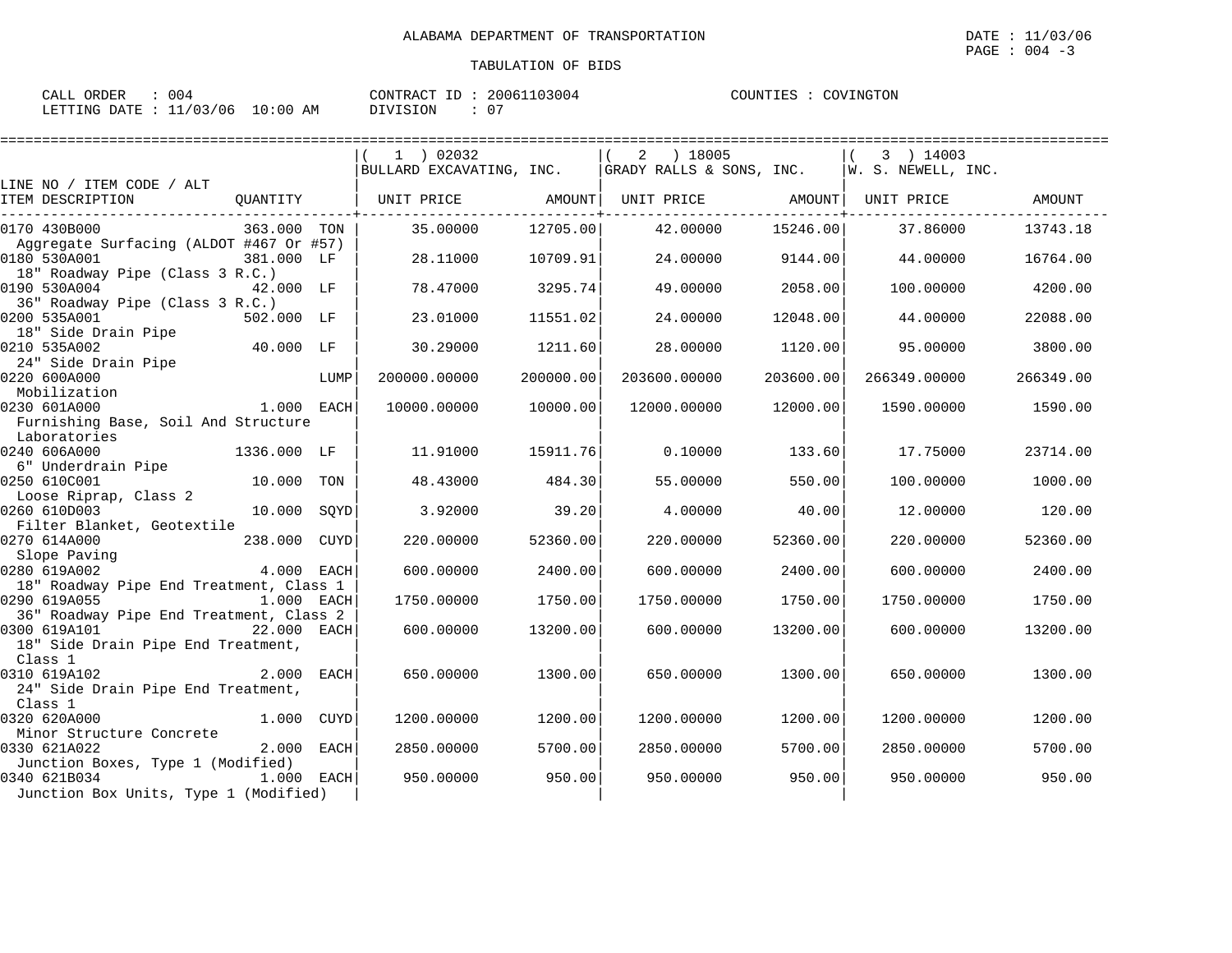ALABAMA DEPARTMENT OF TRANSPORTATION

DATE : 11/03/06

TABULATION OF BIDS

CALL ORDER : 004 CONTRACT ID : 20061103004 COUNTIES : COVINGTON
LETTING DATE : 11/03/06 10:00 AM DIVISION : 07

| LINE NO / ITEM CODE / ALT ITEM DESCRIPTION | QUANTITY | | ( 1 ) 02032 BULLARD EXCAVATING, INC. UNIT PRICE | AMOUNT | ( 2 ) 18005 GRADY RALLS & SONS, INC. UNIT PRICE | AMOUNT | ( 3 ) 14003 W. S. NEWELL, INC. UNIT PRICE | AMOUNT |
|---|---|---|---|---|---|---|---|---|
| 0170 430B000 Aggregate Surfacing (ALDOT #467 Or #57) | 363.000 | TON | 35.00000 | 12705.00 | 42.00000 | 15246.00 | 37.86000 | 13743.18 |
| 0180 530A001 18" Roadway Pipe (Class 3 R.C.) | 381.000 | LF | 28.11000 | 10709.91 | 24.00000 | 9144.00 | 44.00000 | 16764.00 |
| 0190 530A004 36" Roadway Pipe (Class 3 R.C.) | 42.000 | LF | 78.47000 | 3295.74 | 49.00000 | 2058.00 | 100.00000 | 4200.00 |
| 0200 535A001 18" Side Drain Pipe | 502.000 | LF | 23.01000 | 11551.02 | 24.00000 | 12048.00 | 44.00000 | 22088.00 |
| 0210 535A002 24" Side Drain Pipe | 40.000 | LF | 30.29000 | 1211.60 | 28.00000 | 1120.00 | 95.00000 | 3800.00 |
| 0220 600A000 Mobilization | | LUMP | 200000.00000 | 200000.00 | 203600.00000 | 203600.00 | 266349.00000 | 266349.00 |
| 0230 601A000 Furnishing Base, Soil And Structure Laboratories | 1.000 | EACH | 10000.00000 | 10000.00 | 12000.00000 | 12000.00 | 1590.00000 | 1590.00 |
| 0240 606A000 6" Underdrain Pipe | 1336.000 | LF | 11.91000 | 15911.76 | 0.10000 | 133.60 | 17.75000 | 23714.00 |
| 0250 610C001 Loose Riprap, Class 2 | 10.000 | TON | 48.43000 | 484.30 | 55.00000 | 550.00 | 100.00000 | 1000.00 |
| 0260 610D003 Filter Blanket, Geotextile | 10.000 | SQYD | 3.92000 | 39.20 | 4.00000 | 40.00 | 12.00000 | 120.00 |
| 0270 614A000 Slope Paving | 238.000 | CUYD | 220.00000 | 52360.00 | 220.00000 | 52360.00 | 220.00000 | 52360.00 |
| 0280 619A002 18" Roadway Pipe End Treatment, Class 1 | 4.000 | EACH | 600.00000 | 2400.00 | 600.00000 | 2400.00 | 600.00000 | 2400.00 |
| 0290 619A055 36" Roadway Pipe End Treatment, Class 2 | 1.000 | EACH | 1750.00000 | 1750.00 | 1750.00000 | 1750.00 | 1750.00000 | 1750.00 |
| 0300 619A101 18" Side Drain Pipe End Treatment, Class 1 | 22.000 | EACH | 600.00000 | 13200.00 | 600.00000 | 13200.00 | 600.00000 | 13200.00 |
| 0310 619A102 24" Side Drain Pipe End Treatment, Class 1 | 2.000 | EACH | 650.00000 | 1300.00 | 650.00000 | 1300.00 | 650.00000 | 1300.00 |
| 0320 620A000 Minor Structure Concrete | 1.000 | CUYD | 1200.00000 | 1200.00 | 1200.00000 | 1200.00 | 1200.00000 | 1200.00 |
| 0330 621A022 Junction Boxes, Type 1 (Modified) | 2.000 | EACH | 2850.00000 | 5700.00 | 2850.00000 | 5700.00 | 2850.00000 | 5700.00 |
| 0340 621B034 Junction Box Units, Type 1 (Modified) | 1.000 | EACH | 950.00000 | 950.00 | 950.00000 | 950.00 | 950.00000 | 950.00 |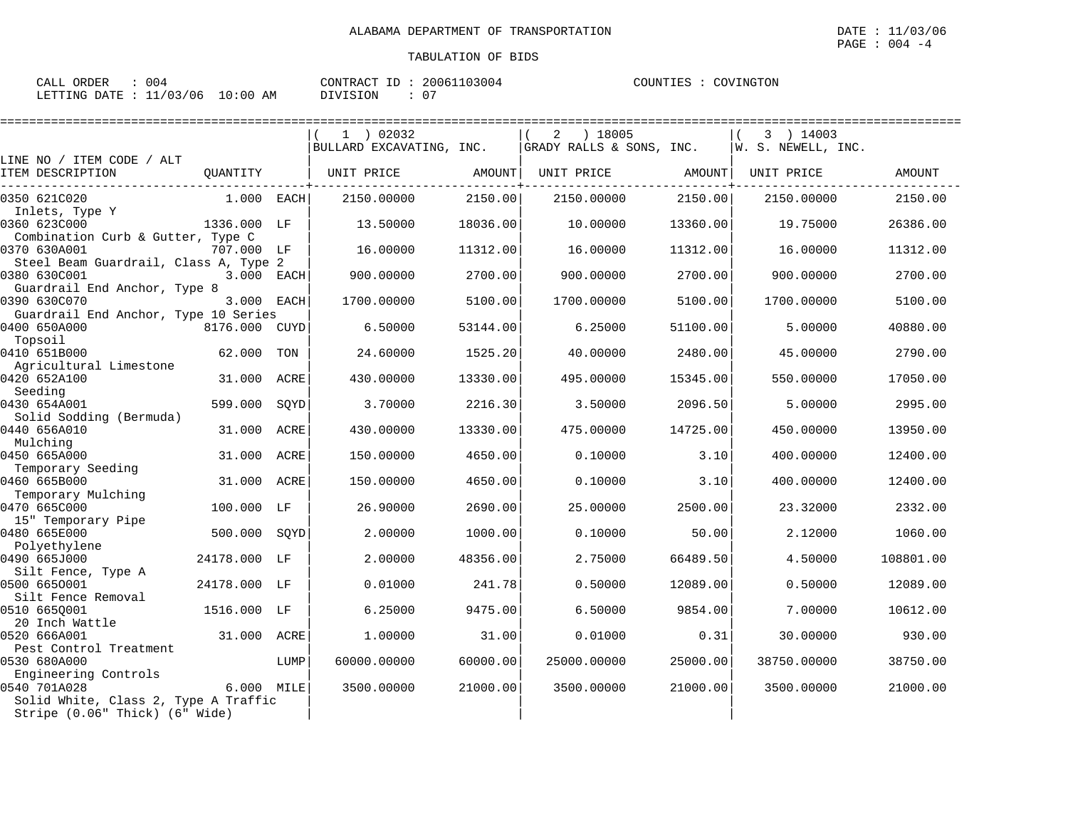ALABAMA DEPARTMENT OF TRANSPORTATION

TABULATION OF BIDS

CALL ORDER : 004
LETTING DATE : 11/03/06 10:00 AM

CONTRACT ID : 20061103004
DIVISION : 07

COUNTIES : COVINGTON

DATE : 11/03/06

| LINE NO / ITEM CODE / ALT ITEM DESCRIPTION | QUANTITY | | (1) 02032 BULLARD EXCAVATING, INC. UNIT PRICE | AMOUNT | (2) 18005 GRADY RALLS & SONS, INC. UNIT PRICE | AMOUNT | (3) 14003 W. S. NEWELL, INC. UNIT PRICE | AMOUNT |
|---|---|---|---|---|---|---|---|---|
| 0350 621C020 Inlets, Type Y | 1.000 | EACH | 2150.00000 | 2150.00 | 2150.00000 | 2150.00 | 2150.00000 | 2150.00 |
| 0360 623C000 Combination Curb & Gutter, Type C | 1336.000 | LF | 13.50000 | 18036.00 | 10.00000 | 13360.00 | 19.75000 | 26386.00 |
| 0370 630A001 Steel Beam Guardrail, Class A, Type 2 | 707.000 | LF | 16.00000 | 11312.00 | 16.00000 | 11312.00 | 16.00000 | 11312.00 |
| 0380 630C001 Guardrail End Anchor, Type 8 | 3.000 | EACH | 900.00000 | 2700.00 | 900.00000 | 2700.00 | 900.00000 | 2700.00 |
| 0390 630C070 Guardrail End Anchor, Type 10 Series | 3.000 | EACH | 1700.00000 | 5100.00 | 1700.00000 | 5100.00 | 1700.00000 | 5100.00 |
| 0400 650A000 Topsoil | 8176.000 | CUYD | 6.50000 | 53144.00 | 6.25000 | 51100.00 | 5.00000 | 40880.00 |
| 0410 651B000 Agricultural Limestone | 62.000 | TON | 24.60000 | 1525.20 | 40.00000 | 2480.00 | 45.00000 | 2790.00 |
| 0420 652A100 Seeding | 31.000 | ACRE | 430.00000 | 13330.00 | 495.00000 | 15345.00 | 550.00000 | 17050.00 |
| 0430 654A001 Solid Sodding (Bermuda) | 599.000 | SQYD | 3.70000 | 2216.30 | 3.50000 | 2096.50 | 5.00000 | 2995.00 |
| 0440 656A010 Mulching | 31.000 | ACRE | 430.00000 | 13330.00 | 475.00000 | 14725.00 | 450.00000 | 13950.00 |
| 0450 665A000 Temporary Seeding | 31.000 | ACRE | 150.00000 | 4650.00 | 0.10000 | 3.10 | 400.00000 | 12400.00 |
| 0460 665B000 Temporary Mulching | 31.000 | ACRE | 150.00000 | 4650.00 | 0.10000 | 3.10 | 400.00000 | 12400.00 |
| 0470 665C000 15" Temporary Pipe | 100.000 | LF | 26.90000 | 2690.00 | 25.00000 | 2500.00 | 23.32000 | 2332.00 |
| 0480 665E000 Polyethylene | 500.000 | SQYD | 2.00000 | 1000.00 | 0.10000 | 50.00 | 2.12000 | 1060.00 |
| 0490 665J000 Silt Fence, Type A | 24178.000 | LF | 2.00000 | 48356.00 | 2.75000 | 66489.50 | 4.50000 | 108801.00 |
| 0500 665O001 Silt Fence Removal | 24178.000 | LF | 0.01000 | 241.78 | 0.50000 | 12089.00 | 0.50000 | 12089.00 |
| 0510 665Q001 20 Inch Wattle | 1516.000 | LF | 6.25000 | 9475.00 | 6.50000 | 9854.00 | 7.00000 | 10612.00 |
| 0520 666A001 Pest Control Treatment | 31.000 | ACRE | 1.00000 | 31.00 | 0.01000 | 0.31 | 30.00000 | 930.00 |
| 0530 680A000 Engineering Controls | | LUMP | 60000.00000 | 60000.00 | 25000.00000 | 25000.00 | 38750.00000 | 38750.00 |
| 0540 701A028 Solid White, Class 2, Type A Traffic Stripe (0.06" Thick) (6" Wide) | 6.000 | MILE | 3500.00000 | 21000.00 | 3500.00000 | 21000.00 | 3500.00000 | 21000.00 |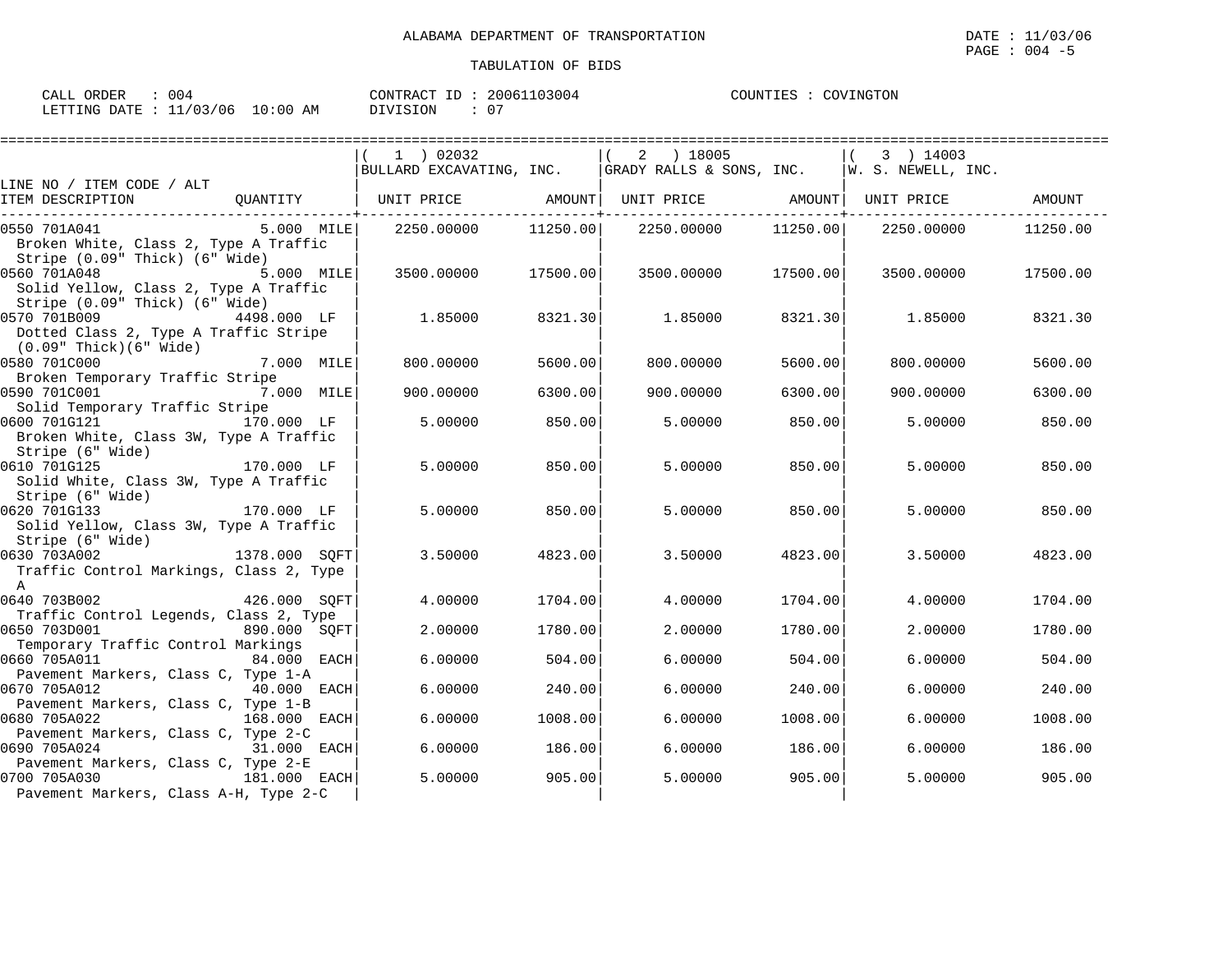ALABAMA DEPARTMENT OF TRANSPORTATION

TABULATION OF BIDS

DATE : 11/03/06
PAGE : 004 -5

CALL ORDER : 004
LETTING DATE : 11/03/06 10:00 AM

CONTRACT ID : 20061103004
DIVISION : 07

COUNTIES : COVINGTON

| LINE NO / ITEM CODE / ALT ITEM DESCRIPTION | QUANTITY | (1) 02032 BULLARD EXCAVATING, INC. UNIT PRICE | AMOUNT | (2) 18005 GRADY RALLS & SONS, INC. UNIT PRICE | AMOUNT | (3) 14003 W. S. NEWELL, INC. UNIT PRICE | AMOUNT |
|---|---|---|---|---|---|---|---|
| 0550 701A041 Broken White, Class 2, Type A Traffic Stripe (0.09" Thick) (6" Wide) | 5.000 MILE | 2250.00000 | 11250.00 | 2250.00000 | 11250.00 | 2250.00000 | 11250.00 |
| 0560 701A048 Solid Yellow, Class 2, Type A Traffic Stripe (0.09" Thick) (6" Wide) | 5.000 MILE | 3500.00000 | 17500.00 | 3500.00000 | 17500.00 | 3500.00000 | 17500.00 |
| 0570 701B009 Dotted Class 2, Type A Traffic Stripe (0.09" Thick)(6" Wide) | 4498.000 LF | 1.85000 | 8321.30 | 1.85000 | 8321.30 | 1.85000 | 8321.30 |
| 0580 701C000 Broken Temporary Traffic Stripe | 7.000 MILE | 800.00000 | 5600.00 | 800.00000 | 5600.00 | 800.00000 | 5600.00 |
| 0590 701C001 Solid Temporary Traffic Stripe | 7.000 MILE | 900.00000 | 6300.00 | 900.00000 | 6300.00 | 900.00000 | 6300.00 |
| 0600 701G121 Broken White, Class 3W, Type A Traffic Stripe (6" Wide) | 170.000 LF | 5.00000 | 850.00 | 5.00000 | 850.00 | 5.00000 | 850.00 |
| 0610 701G125 Solid White, Class 3W, Type A Traffic Stripe (6" Wide) | 170.000 LF | 5.00000 | 850.00 | 5.00000 | 850.00 | 5.00000 | 850.00 |
| 0620 701G133 Solid Yellow, Class 3W, Type A Traffic Stripe (6" Wide) | 170.000 LF | 5.00000 | 850.00 | 5.00000 | 850.00 | 5.00000 | 850.00 |
| 0630 703A002 Traffic Control Markings, Class 2, Type A | 1378.000 SQFT | 3.50000 | 4823.00 | 3.50000 | 4823.00 | 3.50000 | 4823.00 |
| 0640 703B002 Traffic Control Legends, Class 2, Type | 426.000 SQFT | 4.00000 | 1704.00 | 4.00000 | 1704.00 | 4.00000 | 1704.00 |
| 0650 703D001 Temporary Traffic Control Markings | 890.000 SQFT | 2.00000 | 1780.00 | 2.00000 | 1780.00 | 2.00000 | 1780.00 |
| 0660 705A011 Pavement Markers, Class C, Type 1-A | 84.000 EACH | 6.00000 | 504.00 | 6.00000 | 504.00 | 6.00000 | 504.00 |
| 0670 705A012 Pavement Markers, Class C, Type 1-B | 40.000 EACH | 6.00000 | 240.00 | 6.00000 | 240.00 | 6.00000 | 240.00 |
| 0680 705A022 Pavement Markers, Class C, Type 2-C | 168.000 EACH | 6.00000 | 1008.00 | 6.00000 | 1008.00 | 6.00000 | 1008.00 |
| 0690 705A024 Pavement Markers, Class C, Type 2-E | 31.000 EACH | 6.00000 | 186.00 | 6.00000 | 186.00 | 6.00000 | 186.00 |
| 0700 705A030 Pavement Markers, Class A-H, Type 2-C | 181.000 EACH | 5.00000 | 905.00 | 5.00000 | 905.00 | 5.00000 | 905.00 |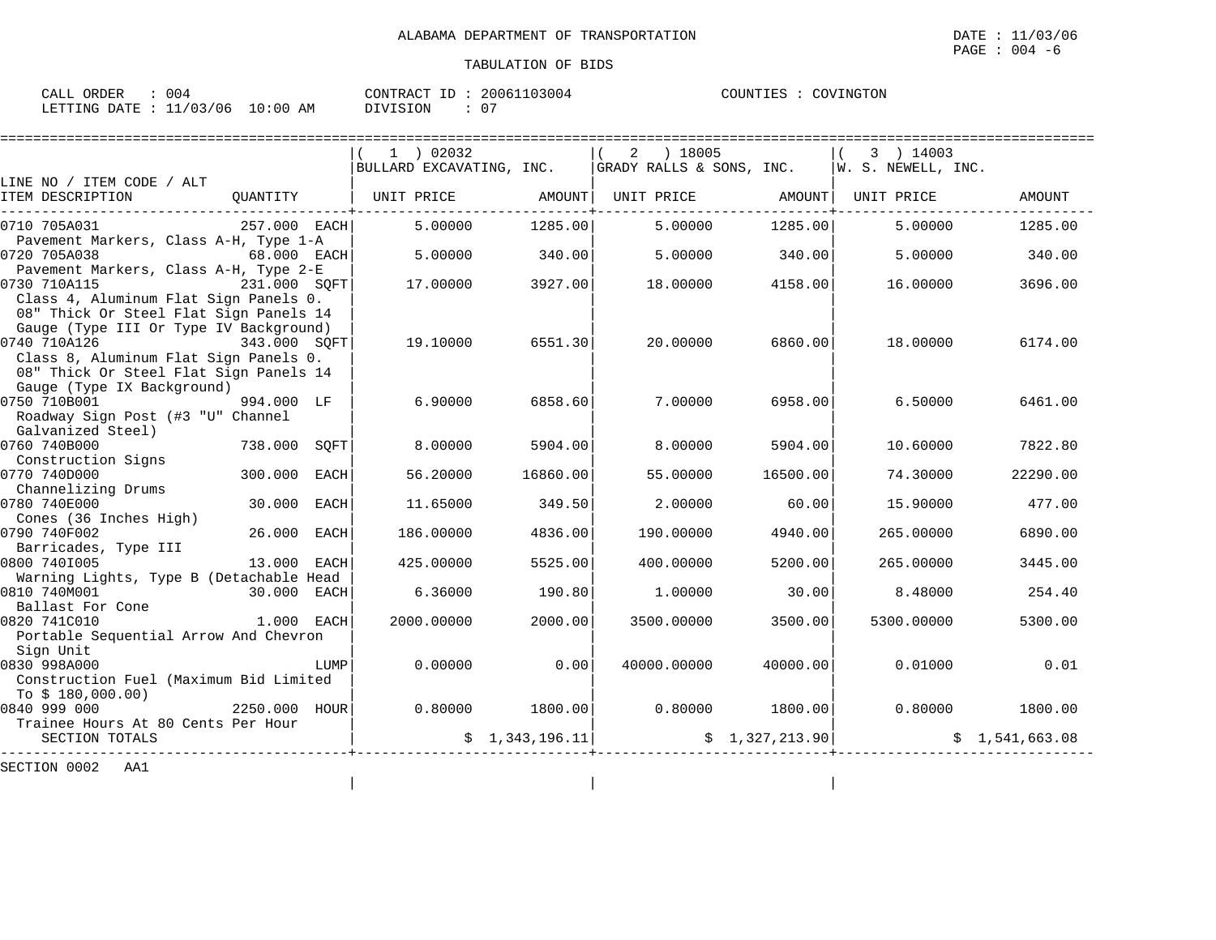ALABAMA DEPARTMENT OF TRANSPORTATION

DATE : 11/03/06

PAGE : 004 -6

TABULATION OF BIDS

CALL ORDER : 004 CONTRACT ID : 20061103004 COUNTIES : COVINGTON

LETTING DATE : 11/03/06 10:00 AM DIVISION : 07

| LINE NO / ITEM CODE / ALT ITEM DESCRIPTION | QUANTITY | ( 1 ) 02032 BULLARD EXCAVATING, INC. UNIT PRICE | AMOUNT | ( 2 ) 18005 GRADY RALLS & SONS, INC. UNIT PRICE | AMOUNT | ( 3 ) 14003 W. S. NEWELL, INC. UNIT PRICE | AMOUNT |
|---|---|---|---|---|---|---|---|
| 0710 705A031 Pavement Markers, Class A-H, Type 1-A | 257.000 EACH | 5.00000 | 1285.00 | 5.00000 | 1285.00 | 5.00000 | 1285.00 |
| 0720 705A038 Pavement Markers, Class A-H, Type 2-E | 68.000 EACH | 5.00000 | 340.00 | 5.00000 | 340.00 | 5.00000 | 340.00 |
| 0730 710A115 Class 4, Aluminum Flat Sign Panels 0. 08" Thick Or Steel Flat Sign Panels 14 Gauge (Type III Or Type IV Background) | 231.000 SQFT | 17.00000 | 3927.00 | 18.00000 | 4158.00 | 16.00000 | 3696.00 |
| 0740 710A126 Class 8, Aluminum Flat Sign Panels 0. 08" Thick Or Steel Flat Sign Panels 14 Gauge (Type IX Background) | 343.000 SQFT | 19.10000 | 6551.30 | 20.00000 | 6860.00 | 18.00000 | 6174.00 |
| 0750 710B001 Roadway Sign Post (#3 "U" Channel Galvanized Steel) | 994.000 LF | 6.90000 | 6858.60 | 7.00000 | 6958.00 | 6.50000 | 6461.00 |
| 0760 740B000 Construction Signs | 738.000 SQFT | 8.00000 | 5904.00 | 8.00000 | 5904.00 | 10.60000 | 7822.80 |
| 0770 740D000 Channelizing Drums | 300.000 EACH | 56.20000 | 16860.00 | 55.00000 | 16500.00 | 74.30000 | 22290.00 |
| 0780 740E000 Cones (36 Inches High) | 30.000 EACH | 11.65000 | 349.50 | 2.00000 | 60.00 | 15.90000 | 477.00 |
| 0790 740F002 Barricades, Type III | 26.000 EACH | 186.00000 | 4836.00 | 190.00000 | 4940.00 | 265.00000 | 6890.00 |
| 0800 740I005 Warning Lights, Type B (Detachable Head | 13.000 EACH | 425.00000 | 5525.00 | 400.00000 | 5200.00 | 265.00000 | 3445.00 |
| 0810 740M001 Ballast For Cone | 30.000 EACH | 6.36000 | 190.80 | 1.00000 | 30.00 | 8.48000 | 254.40 |
| 0820 741C010 Portable Sequential Arrow And Chevron Sign Unit | 1.000 EACH | 2000.00000 | 2000.00 | 3500.00000 | 3500.00 | 5300.00000 | 5300.00 |
| 0830 998A000 Construction Fuel (Maximum Bid Limited To $ 180,000.00) | LUMP | 0.00000 | 0.00 | 40000.00000 | 40000.00 | 0.01000 | 0.01 |
| 0840 999 000 Trainee Hours At 80 Cents Per Hour | 2250.000 HOUR | 0.80000 | 1800.00 | 0.80000 | 1800.00 | 0.80000 | 1800.00 |
| SECTION TOTALS | | | $ 1,343,196.11 | | $ 1,327,213.90 | | $ 1,541,663.08 |

SECTION 0002 AA1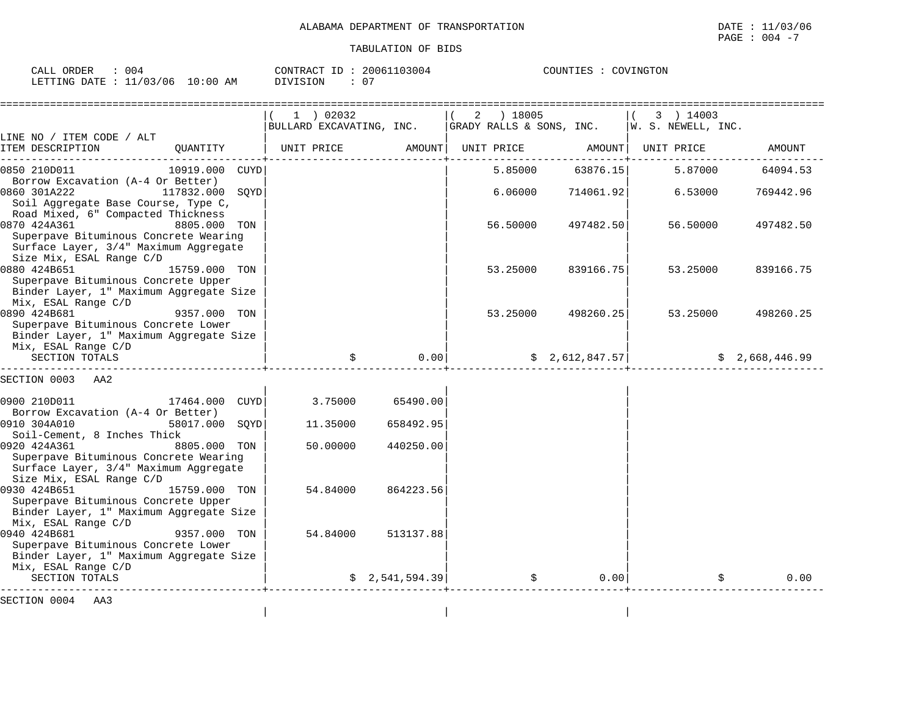ALABAMA DEPARTMENT OF TRANSPORTATION

DATE : 11/03/06

PAGE : 004 -7

TABULATION OF BIDS

CALL ORDER : 004 CONTRACT ID : 20061103004 COUNTIES : COVINGTON
LETTING DATE : 11/03/06 10:00 AM DIVISION : 07

| LINE NO / ITEM CODE / ALT ITEM DESCRIPTION | QUANTITY | ( 1 ) 02032 BULLARD EXCAVATING, INC. UNIT PRICE | AMOUNT | ( 2 ) 18005 GRADY RALLS & SONS, INC. UNIT PRICE | AMOUNT | ( 3 ) 14003 W. S. NEWELL, INC. UNIT PRICE | AMOUNT |
|---|---|---|---|---|---|---|---|
| 0850 210D011 Borrow Excavation (A-4 Or Better) | 10919.000 CUYD | | | 5.85000 | 63876.15 | 5.87000 | 64094.53 |
| 0860 301A222 Soil Aggregate Base Course, Type C, Road Mixed, 6" Compacted Thickness | 117832.000 SQYD | | | 6.06000 | 714061.92 | 6.53000 | 769442.96 |
| 0870 424A361 Superpave Bituminous Concrete Wearing Surface Layer, 3/4" Maximum Aggregate Size Mix, ESAL Range C/D | 8805.000 TON | | | 56.50000 | 497482.50 | 56.50000 | 497482.50 |
| 0880 424B651 Superpave Bituminous Concrete Upper Binder Layer, 1" Maximum Aggregate Size Mix, ESAL Range C/D | 15759.000 TON | | | 53.25000 | 839166.75 | 53.25000 | 839166.75 |
| 0890 424B681 Superpave Bituminous Concrete Lower Binder Layer, 1" Maximum Aggregate Size Mix, ESAL Range C/D | 9357.000 TON | | | 53.25000 | 498260.25 | 53.25000 | 498260.25 |
| SECTION TOTALS | | | $ 0.00 | | $ 2,612,847.57 | | $ 2,668,446.99 |

SECTION 0003 AA2

| LINE NO / ITEM CODE / ALT ITEM DESCRIPTION | QUANTITY | ( 1 ) 02032 BULLARD EXCAVATING, INC. UNIT PRICE | AMOUNT | ( 2 ) 18005 GRADY RALLS & SONS, INC. UNIT PRICE | AMOUNT | ( 3 ) 14003 W. S. NEWELL, INC. UNIT PRICE | AMOUNT |
|---|---|---|---|---|---|---|---|
| 0900 210D011 Borrow Excavation (A-4 Or Better) | 17464.000 CUYD | 3.75000 | 65490.00 | | | | |
| 0910 304A010 Soil-Cement, 8 Inches Thick | 58017.000 SQYD | 11.35000 | 658492.95 | | | | |
| 0920 424A361 Superpave Bituminous Concrete Wearing Surface Layer, 3/4" Maximum Aggregate Size Mix, ESAL Range C/D | 8805.000 TON | 50.00000 | 440250.00 | | | | |
| 0930 424B651 Superpave Bituminous Concrete Upper Binder Layer, 1" Maximum Aggregate Size Mix, ESAL Range C/D | 15759.000 TON | 54.84000 | 864223.56 | | | | |
| 0940 424B681 Superpave Bituminous Concrete Lower Binder Layer, 1" Maximum Aggregate Size Mix, ESAL Range C/D | 9357.000 TON | 54.84000 | 513137.88 | | | | |
| SECTION TOTALS | | | $ 2,541,594.39 | | $ 0.00 | | $ 0.00 |

SECTION 0004 AA3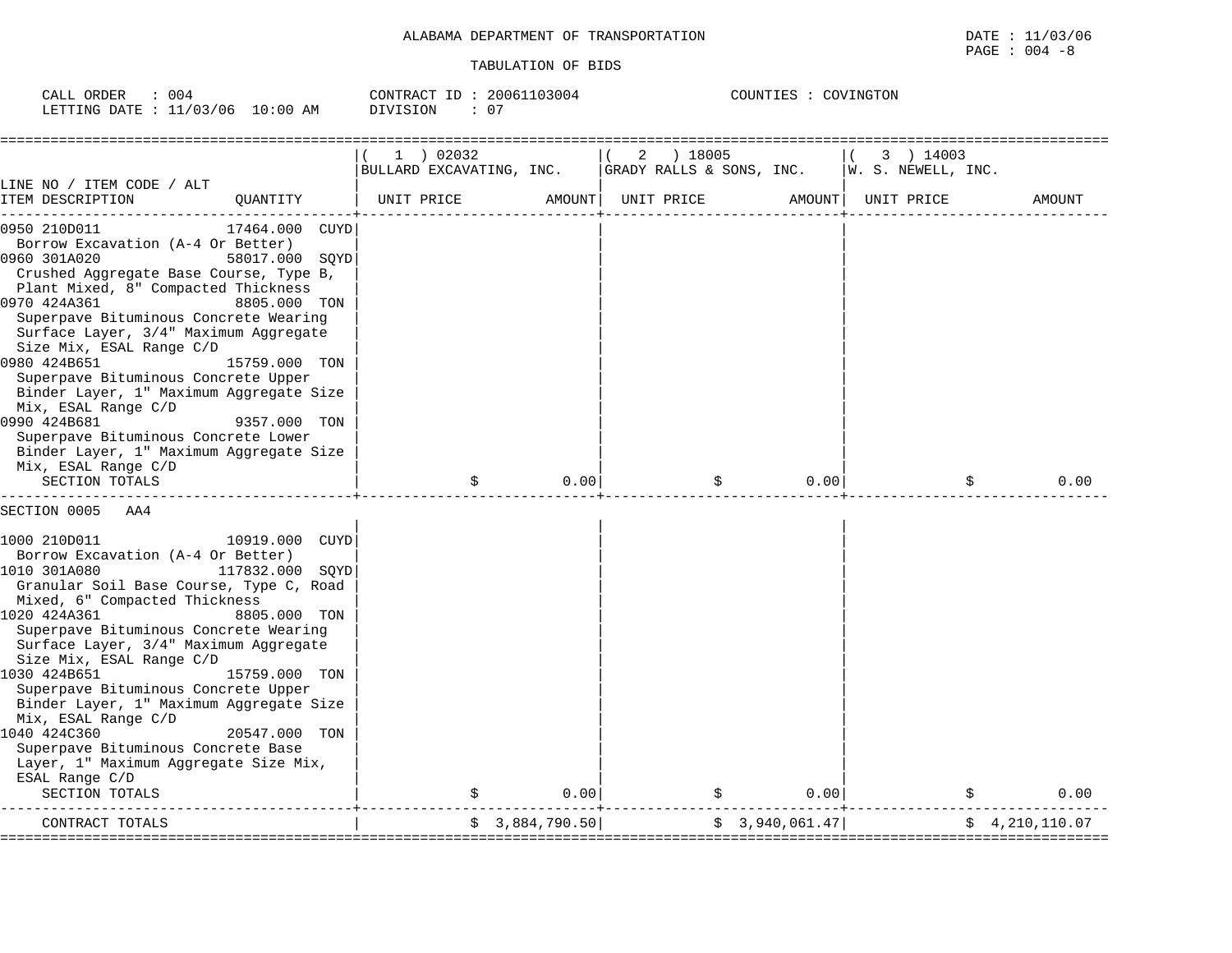ALABAMA DEPARTMENT OF TRANSPORTATION

TABULATION OF BIDS

DATE : 11/03/06

CALL ORDER : 004 &nbsp;&nbsp;&nbsp; CONTRACT ID : 20061103004 &nbsp;&nbsp;&nbsp; COUNTIES : COVINGTON

LETTING DATE : 11/03/06 10:00 AM &nbsp;&nbsp;&nbsp; DIVISION : 07

| LINE NO / ITEM CODE / ALT<br>ITEM DESCRIPTION | QUANTITY | ( 1 ) 02032<br>BULLARD EXCAVATING, INC.<br>UNIT PRICE | AMOUNT | ( 2 ) 18005<br>GRADY RALLS & SONS, INC.<br>UNIT PRICE | AMOUNT | ( 3 ) 14003<br>W. S. NEWELL, INC.<br>UNIT PRICE | AMOUNT |
|---|---|---|---|---|---|---|---|
| 0950 210D011<br>Borrow Excavation (A-4 Or Better) | 17464.000 CUYD | | | | | | |
| 0960 301A020<br>Crushed Aggregate Base Course, Type B, Plant Mixed, 8" Compacted Thickness | 58017.000 SQYD | | | | | | |
| 0970 424A361<br>Superpave Bituminous Concrete Wearing Surface Layer, 3/4" Maximum Aggregate Size Mix, ESAL Range C/D | 8805.000 TON | | | | | | |
| 0980 424B651<br>Superpave Bituminous Concrete Upper Binder Layer, 1" Maximum Aggregate Size Mix, ESAL Range C/D | 15759.000 TON | | | | | | |
| 0990 424B681<br>Superpave Bituminous Concrete Lower Binder Layer, 1" Maximum Aggregate Size Mix, ESAL Range C/D | 9357.000 TON | | | | | | |
| SECTION TOTALS | | | $ 0.00 | | $ 0.00 | | $ 0.00 |
| SECTION 0005 AA4 | | | | | | | |
| 1000 210D011<br>Borrow Excavation (A-4 Or Better) | 10919.000 CUYD | | | | | | |
| 1010 301A080<br>Granular Soil Base Course, Type C, Road Mixed, 6" Compacted Thickness | 117832.000 SQYD | | | | | | |
| 1020 424A361<br>Superpave Bituminous Concrete Wearing Surface Layer, 3/4" Maximum Aggregate Size Mix, ESAL Range C/D | 8805.000 TON | | | | | | |
| 1030 424B651<br>Superpave Bituminous Concrete Upper Binder Layer, 1" Maximum Aggregate Size Mix, ESAL Range C/D | 15759.000 TON | | | | | | |
| 1040 424C360<br>Superpave Bituminous Concrete Base Layer, 1" Maximum Aggregate Size Mix, ESAL Range C/D | 20547.000 TON | | | | | | |
| SECTION TOTALS | | | $ 0.00 | | $ 0.00 | | $ 0.00 |
| CONTRACT TOTALS | | | $ 3,884,790.50 | | $ 3,940,061.47 | | $ 4,210,110.07 |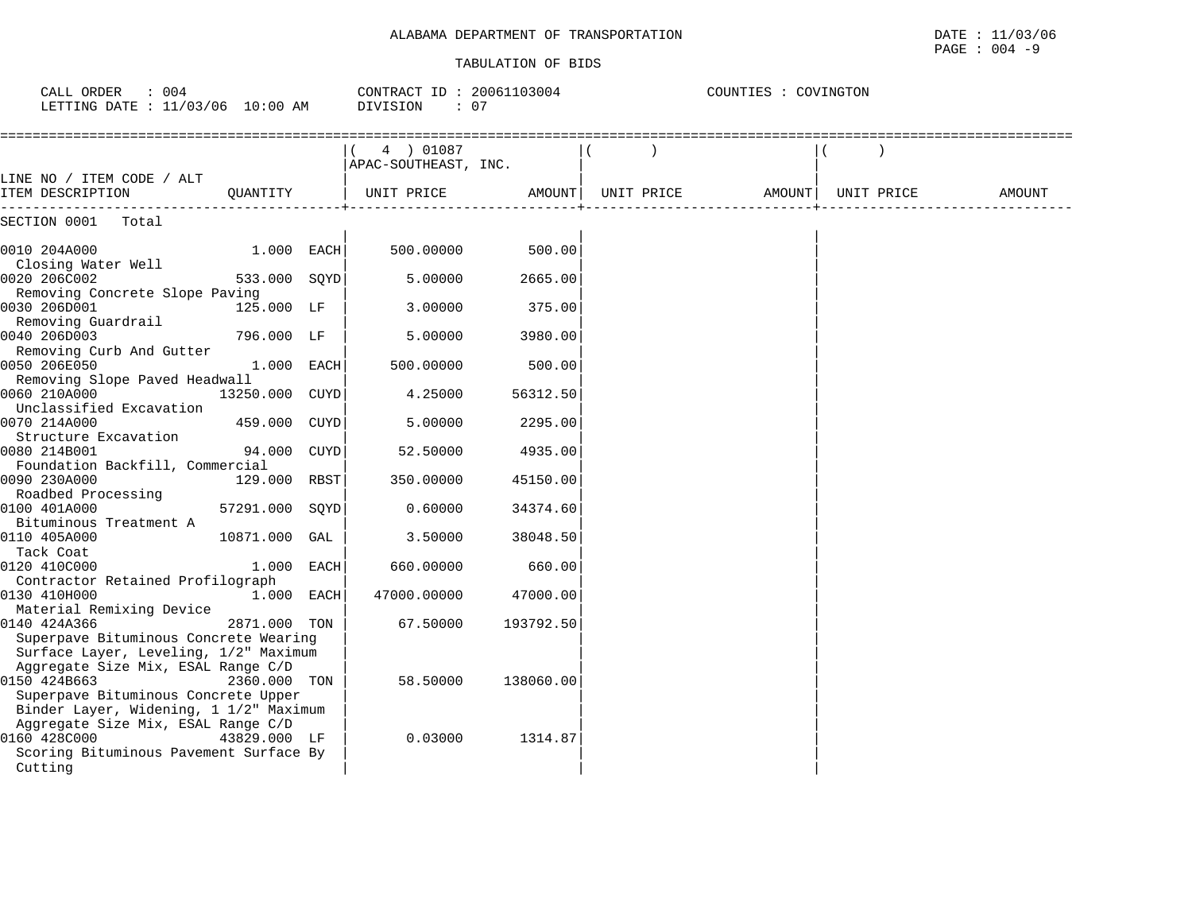ALABAMA DEPARTMENT OF TRANSPORTATION

TABULATION OF BIDS

DATE : 11/03/06

CALL ORDER : 004 CONTRACT ID : 20061103004 COUNTIES : COVINGTON
LETTING DATE : 11/03/06 10:00 AM DIVISION : 07

| LINE NO / ITEM CODE / ALT ITEM DESCRIPTION | QUANTITY | ( 4 ) 01087 APAC-SOUTHEAST, INC. UNIT PRICE | AMOUNT | ( ) UNIT PRICE | AMOUNT | ( ) UNIT PRICE | AMOUNT |
|---|---|---|---|---|---|---|---|
| SECTION 0001 Total | | | | | | | |
| 0010 204A000 Closing Water Well | 1.000 EACH | 500.00000 | 500.00 | | | | |
| 0020 206C002 Removing Concrete Slope Paving | 533.000 SQYD | 5.00000 | 2665.00 | | | | |
| 0030 206D001 Removing Guardrail | 125.000 LF | 3.00000 | 375.00 | | | | |
| 0040 206D003 Removing Curb And Gutter | 796.000 LF | 5.00000 | 3980.00 | | | | |
| 0050 206E050 Removing Slope Paved Headwall | 1.000 EACH | 500.00000 | 500.00 | | | | |
| 0060 210A000 Unclassified Excavation | 13250.000 CUYD | 4.25000 | 56312.50 | | | | |
| 0070 214A000 Structure Excavation | 459.000 CUYD | 5.00000 | 2295.00 | | | | |
| 0080 214B001 Foundation Backfill, Commercial | 94.000 CUYD | 52.50000 | 4935.00 | | | | |
| 0090 230A000 Roadbed Processing | 129.000 RBST | 350.00000 | 45150.00 | | | | |
| 0100 401A000 Bituminous Treatment A | 57291.000 SQYD | 0.60000 | 34374.60 | | | | |
| 0110 405A000 Tack Coat | 10871.000 GAL | 3.50000 | 38048.50 | | | | |
| 0120 410C000 Contractor Retained Profilograph | 1.000 EACH | 660.00000 | 660.00 | | | | |
| 0130 410H000 Material Remixing Device | 1.000 EACH | 47000.00000 | 47000.00 | | | | |
| 0140 424A366 Superpave Bituminous Concrete Wearing Surface Layer, Leveling, 1/2" Maximum Aggregate Size Mix, ESAL Range C/D | 2871.000 TON | 67.50000 | 193792.50 | | | | |
| 0150 424B663 Superpave Bituminous Concrete Upper Binder Layer, Widening, 1 1/2" Maximum Aggregate Size Mix, ESAL Range C/D | 2360.000 TON | 58.50000 | 138060.00 | | | | |
| 0160 428C000 Scoring Bituminous Pavement Surface By Cutting | 43829.000 LF | 0.03000 | 1314.87 | | | | |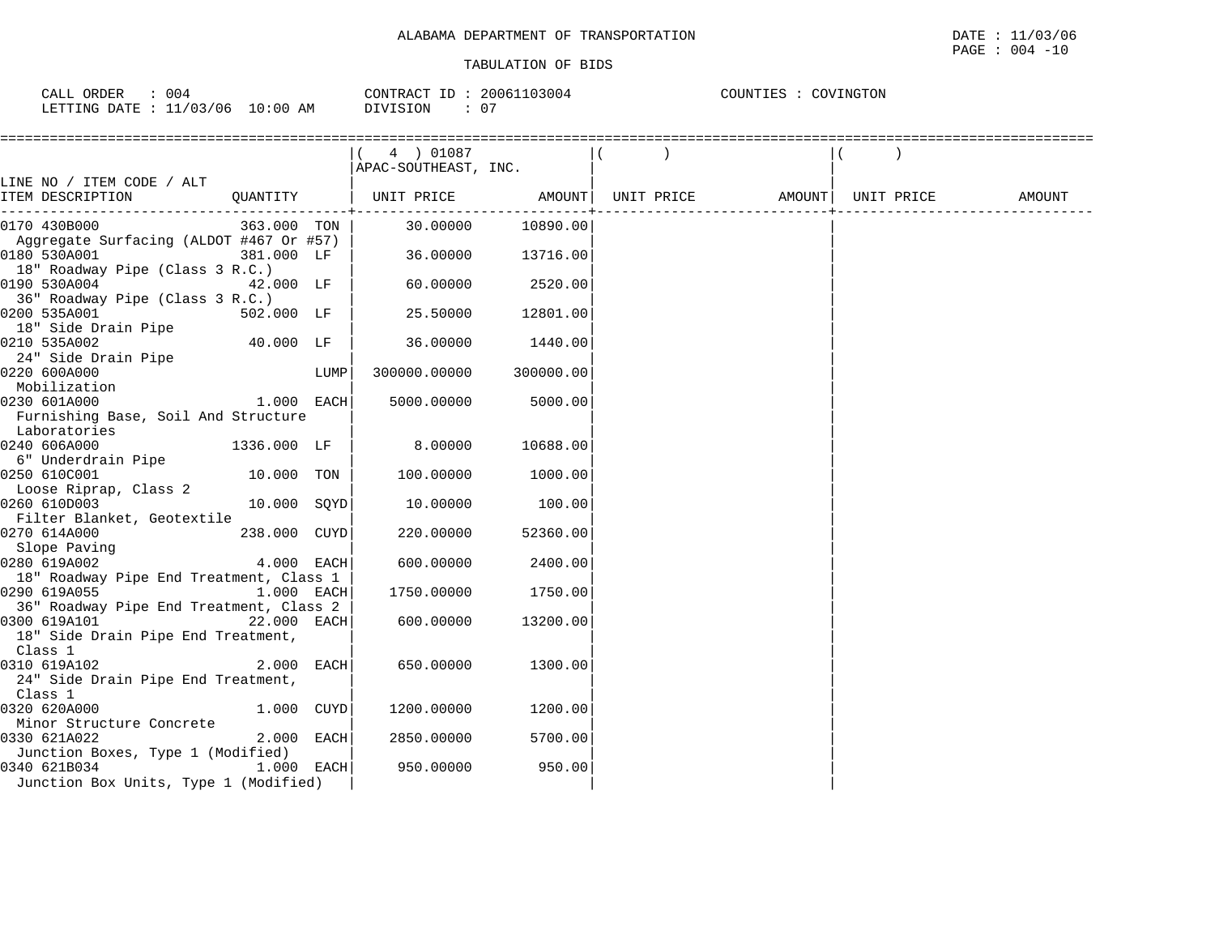ALABAMA DEPARTMENT OF TRANSPORTATION

DATE : 11/03/06

TABULATION OF BIDS

CALL ORDER : 004 | CONTRACT ID : 20061103004 | COUNTIES : COVINGTON

LETTING DATE : 11/03/06 10:00 AM | DIVISION : 07

| LINE NO / ITEM CODE / ALT ITEM DESCRIPTION | QUANTITY | ( 4 ) 01087 APAC-SOUTHEAST, INC. UNIT PRICE | AMOUNT | ( ) UNIT PRICE | AMOUNT | ( ) UNIT PRICE | AMOUNT |
|---|---|---|---|---|---|---|---|
| 0170 430B000 Aggregate Surfacing (ALDOT #467 Or #57) | 363.000 TON | 30.00000 | 10890.00 | | | | |
| 0180 530A001 18" Roadway Pipe (Class 3 R.C.) | 381.000 LF | 36.00000 | 13716.00 | | | | |
| 0190 530A004 36" Roadway Pipe (Class 3 R.C.) | 42.000 LF | 60.00000 | 2520.00 | | | | |
| 0200 535A001 18" Side Drain Pipe | 502.000 LF | 25.50000 | 12801.00 | | | | |
| 0210 535A002 24" Side Drain Pipe | 40.000 LF | 36.00000 | 1440.00 | | | | |
| 0220 600A000 Mobilization | LUMP | 300000.00000 | 300000.00 | | | | |
| 0230 601A000 Furnishing Base, Soil And Structure Laboratories | 1.000 EACH | 5000.00000 | 5000.00 | | | | |
| 0240 606A000 6" Underdrain Pipe | 1336.000 LF | 8.00000 | 10688.00 | | | | |
| 0250 610C001 Loose Riprap, Class 2 | 10.000 TON | 100.00000 | 1000.00 | | | | |
| 0260 610D003 Filter Blanket, Geotextile | 10.000 SQYD | 10.00000 | 100.00 | | | | |
| 0270 614A000 Slope Paving | 238.000 CUYD | 220.00000 | 52360.00 | | | | |
| 0280 619A002 18" Roadway Pipe End Treatment, Class 1 | 4.000 EACH | 600.00000 | 2400.00 | | | | |
| 0290 619A055 36" Roadway Pipe End Treatment, Class 2 | 1.000 EACH | 1750.00000 | 1750.00 | | | | |
| 0300 619A101 18" Side Drain Pipe End Treatment, Class 1 | 22.000 EACH | 600.00000 | 13200.00 | | | | |
| 0310 619A102 24" Side Drain Pipe End Treatment, Class 1 | 2.000 EACH | 650.00000 | 1300.00 | | | | |
| 0320 620A000 Minor Structure Concrete | 1.000 CUYD | 1200.00000 | 1200.00 | | | | |
| 0330 621A022 Junction Boxes, Type 1 (Modified) | 2.000 EACH | 2850.00000 | 5700.00 | | | | |
| 0340 621B034 Junction Box Units, Type 1 (Modified) | 1.000 EACH | 950.00000 | 950.00 | | | | |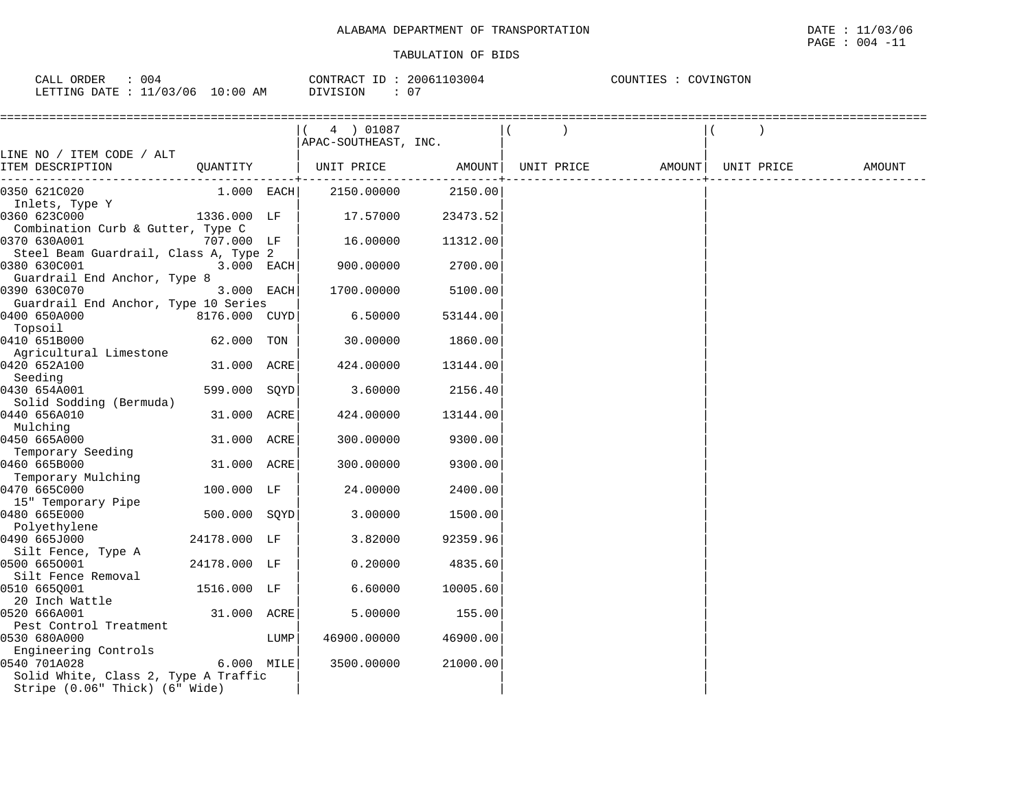ALABAMA DEPARTMENT OF TRANSPORTATION

DATE : 11/03/06

TABULATION OF BIDS

CALL ORDER : 004　　CONTRACT ID : 20061103004　　COUNTIES : COVINGTON
LETTING DATE : 11/03/06 10:00 AM　　DIVISION : 07

| LINE NO / ITEM CODE / ALT ITEM DESCRIPTION | QUANTITY | | ( 4 ) 01087 APAC-SOUTHEAST, INC. UNIT PRICE | AMOUNT | ( ) UNIT PRICE | AMOUNT | ( ) UNIT PRICE | AMOUNT |
|---|---|---|---|---|---|---|---|---|
| 0350 621C020 Inlets, Type Y | 1.000 | EACH | 2150.00000 | 2150.00 | | | | |
| 0360 623C000 Combination Curb & Gutter, Type C | 1336.000 | LF | 17.57000 | 23473.52 | | | | |
| 0370 630A001 Steel Beam Guardrail, Class A, Type 2 | 707.000 | LF | 16.00000 | 11312.00 | | | | |
| 0380 630C001 Guardrail End Anchor, Type 8 | 3.000 | EACH | 900.00000 | 2700.00 | | | | |
| 0390 630C070 Guardrail End Anchor, Type 10 Series | 3.000 | EACH | 1700.00000 | 5100.00 | | | | |
| 0400 650A000 Topsoil | 8176.000 | CUYD | 6.50000 | 53144.00 | | | | |
| 0410 651B000 Agricultural Limestone | 62.000 | TON | 30.00000 | 1860.00 | | | | |
| 0420 652A100 Seeding | 31.000 | ACRE | 424.00000 | 13144.00 | | | | |
| 0430 654A001 Solid Sodding (Bermuda) | 599.000 | SQYD | 3.60000 | 2156.40 | | | | |
| 0440 656A010 Mulching | 31.000 | ACRE | 424.00000 | 13144.00 | | | | |
| 0450 665A000 Temporary Seeding | 31.000 | ACRE | 300.00000 | 9300.00 | | | | |
| 0460 665B000 Temporary Mulching | 31.000 | ACRE | 300.00000 | 9300.00 | | | | |
| 0470 665C000 15" Temporary Pipe | 100.000 | LF | 24.00000 | 2400.00 | | | | |
| 0480 665E000 Polyethylene | 500.000 | SQYD | 3.00000 | 1500.00 | | | | |
| 0490 665J000 Silt Fence, Type A | 24178.000 | LF | 3.82000 | 92359.96 | | | | |
| 0500 665O001 Silt Fence Removal | 24178.000 | LF | 0.20000 | 4835.60 | | | | |
| 0510 665Q001 20 Inch Wattle | 1516.000 | LF | 6.60000 | 10005.60 | | | | |
| 0520 666A001 Pest Control Treatment | 31.000 | ACRE | 5.00000 | 155.00 | | | | |
| 0530 680A000 Engineering Controls | | LUMP | 46900.00000 | 46900.00 | | | | |
| 0540 701A028 Solid White, Class 2, Type A Traffic Stripe (0.06" Thick) (6" Wide) | 6.000 | MILE | 3500.00000 | 21000.00 | | | | |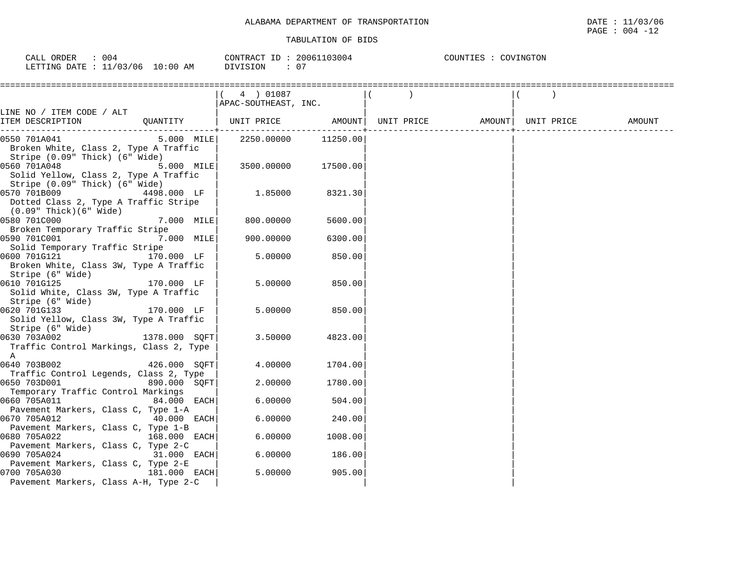ALABAMA DEPARTMENT OF TRANSPORTATION

TABULATION OF BIDS

DATE : 11/03/06
PAGE : 004 -12

CALL ORDER : 004
LETTING DATE : 11/03/06 10:00 AM

CONTRACT ID : 20061103004
DIVISION : 07

COUNTIES : COVINGTON

| LINE NO / ITEM CODE / ALT ITEM DESCRIPTION | QUANTITY | ( 4 ) 01087 APAC-SOUTHEAST, INC. UNIT PRICE | AMOUNT | ( ) UNIT PRICE | AMOUNT | ( ) UNIT PRICE | AMOUNT |
|---|---|---|---|---|---|---|---|
| 0550 701A041 Broken White, Class 2, Type A Traffic Stripe (0.09" Thick) (6" Wide) | 5.000 MILE | 2250.00000 | 11250.00 | | | | |
| 0560 701A048 Solid Yellow, Class 2, Type A Traffic Stripe (0.09" Thick) (6" Wide) | 5.000 MILE | 3500.00000 | 17500.00 | | | | |
| 0570 701B009 Dotted Class 2, Type A Traffic Stripe (0.09" Thick)(6" Wide) | 4498.000 LF | 1.85000 | 8321.30 | | | | |
| 0580 701C000 Broken Temporary Traffic Stripe | 7.000 MILE | 800.00000 | 5600.00 | | | | |
| 0590 701C001 Solid Temporary Traffic Stripe | 7.000 MILE | 900.00000 | 6300.00 | | | | |
| 0600 701G121 Broken White, Class 3W, Type A Traffic Stripe (6" Wide) | 170.000 LF | 5.00000 | 850.00 | | | | |
| 0610 701G125 Solid White, Class 3W, Type A Traffic Stripe (6" Wide) | 170.000 LF | 5.00000 | 850.00 | | | | |
| 0620 701G133 Solid Yellow, Class 3W, Type A Traffic Stripe (6" Wide) | 170.000 LF | 5.00000 | 850.00 | | | | |
| 0630 703A002 Traffic Control Markings, Class 2, Type A | 1378.000 SQFT | 3.50000 | 4823.00 | | | | |
| 0640 703B002 Traffic Control Legends, Class 2, Type | 426.000 SQFT | 4.00000 | 1704.00 | | | | |
| 0650 703D001 Temporary Traffic Control Markings | 890.000 SQFT | 2.00000 | 1780.00 | | | | |
| 0660 705A011 Pavement Markers, Class C, Type 1-A | 84.000 EACH | 6.00000 | 504.00 | | | | |
| 0670 705A012 Pavement Markers, Class C, Type 1-B | 40.000 EACH | 6.00000 | 240.00 | | | | |
| 0680 705A022 Pavement Markers, Class C, Type 2-C | 168.000 EACH | 6.00000 | 1008.00 | | | | |
| 0690 705A024 Pavement Markers, Class C, Type 2-E | 31.000 EACH | 6.00000 | 186.00 | | | | |
| 0700 705A030 Pavement Markers, Class A-H, Type 2-C | 181.000 EACH | 5.00000 | 905.00 | | | | |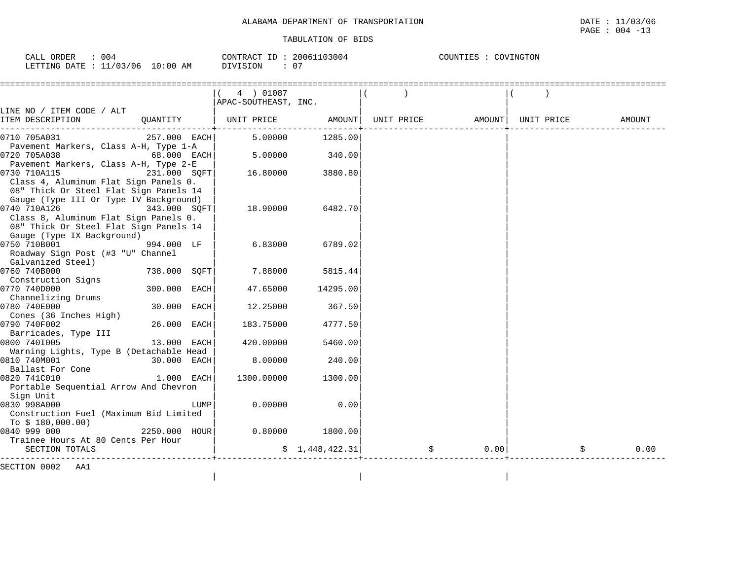ALABAMA DEPARTMENT OF TRANSPORTATION

TABULATION OF BIDS

DATE : 11/03/06
PAGE : 004 -13

CALL ORDER : 004
LETTING DATE : 11/03/06 10:00 AM

CONTRACT ID : 20061103004
DIVISION : 07

COUNTIES : COVINGTON

| LINE NO / ITEM CODE / ALT ITEM DESCRIPTION | QUANTITY | ( 4 ) 01087 APAC-SOUTHEAST, INC. UNIT PRICE | AMOUNT | ( ) UNIT PRICE | AMOUNT | ( ) UNIT PRICE | AMOUNT |
|---|---|---|---|---|---|---|---|
| 0710 705A031 Pavement Markers, Class A-H, Type 1-A | 257.000 EACH | 5.00000 | 1285.00 | | | | |
| 0720 705A038 Pavement Markers, Class A-H, Type 2-E | 68.000 EACH | 5.00000 | 340.00 | | | | |
| 0730 710A115 Class 4, Aluminum Flat Sign Panels 0.08" Thick Or Steel Flat Sign Panels 14 Gauge (Type III Or Type IV Background) | 231.000 SQFT | 16.80000 | 3880.80 | | | | |
| 0740 710A126 Class 8, Aluminum Flat Sign Panels 0.08" Thick Or Steel Flat Sign Panels 14 Gauge (Type IX Background) | 343.000 SQFT | 18.90000 | 6482.70 | | | | |
| 0750 710B001 Roadway Sign Post (#3 "U" Channel Galvanized Steel) | 994.000 LF | 6.83000 | 6789.02 | | | | |
| 0760 740B000 Construction Signs | 738.000 SQFT | 7.88000 | 5815.44 | | | | |
| 0770 740D000 Channelizing Drums | 300.000 EACH | 47.65000 | 14295.00 | | | | |
| 0780 740E000 Cones (36 Inches High) | 30.000 EACH | 12.25000 | 367.50 | | | | |
| 0790 740F002 Barricades, Type III | 26.000 EACH | 183.75000 | 4777.50 | | | | |
| 0800 740I005 Warning Lights, Type B (Detachable Head | 13.000 EACH | 420.00000 | 5460.00 | | | | |
| 0810 740M001 Ballast For Cone | 30.000 EACH | 8.00000 | 240.00 | | | | |
| 0820 741C010 Portable Sequential Arrow And Chevron Sign Unit | 1.000 EACH | 1300.00000 | 1300.00 | | | | |
| 0830 998A000 Construction Fuel (Maximum Bid Limited To $ 180,000.00) | LUMP | 0.00000 | 0.00 | | | | |
| 0840 999 000 Trainee Hours At 80 Cents Per Hour | 2250.000 HOUR | 0.80000 | 1800.00 | | | | |
| SECTION TOTALS | | | $ 1,448,422.31 | | $ 0.00 | | $ 0.00 |

SECTION 0002 AA1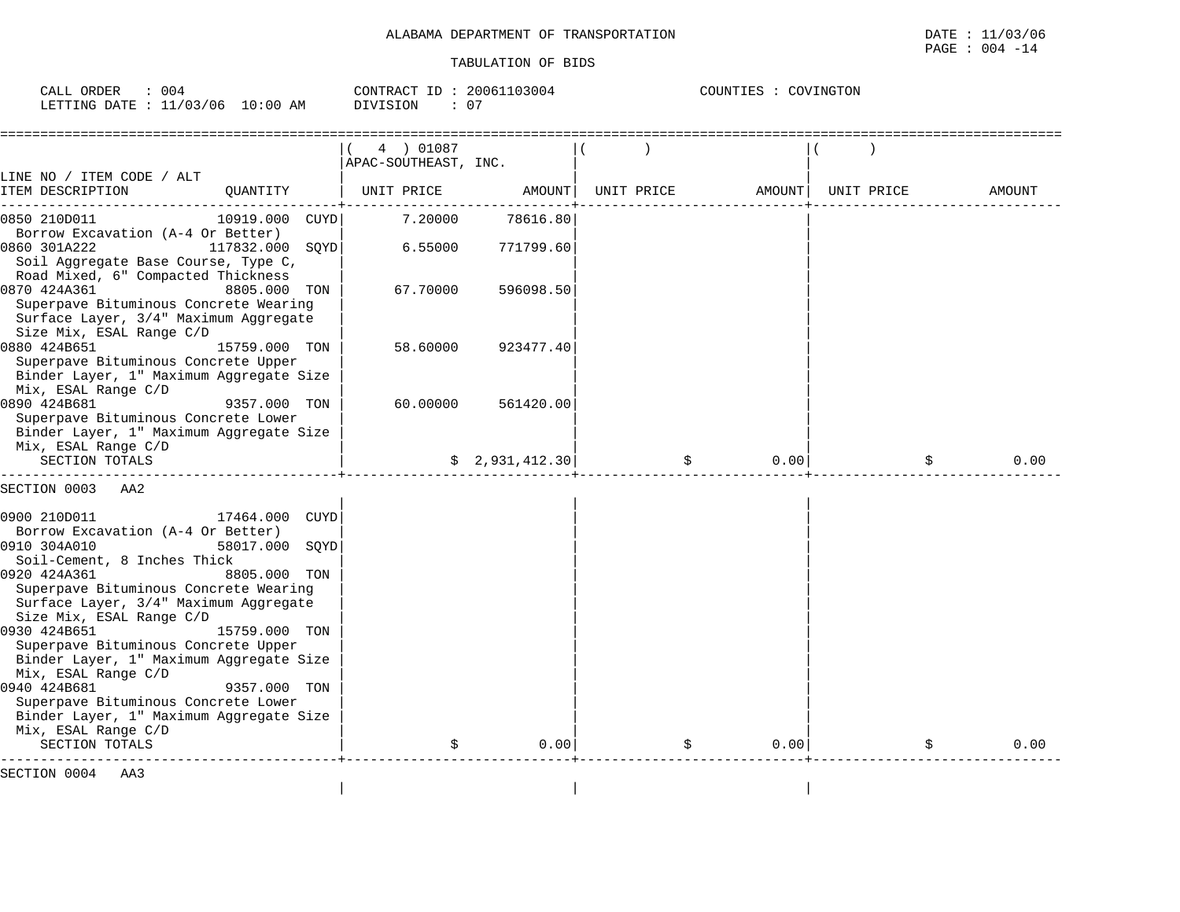ALABAMA DEPARTMENT OF TRANSPORTATION

DATE : 11/03/06

TABULATION OF BIDS

CALL ORDER : 004 | CONTRACT ID : 20061103004 | COUNTIES : COVINGTON
LETTING DATE : 11/03/06 10:00 AM | DIVISION : 07

| LINE NO / ITEM CODE / ALT ITEM DESCRIPTION | QUANTITY | ( 4 ) 01087 APAC-SOUTHEAST, INC. UNIT PRICE | AMOUNT | ( ) UNIT PRICE | AMOUNT | ( ) UNIT PRICE | AMOUNT |
|---|---|---|---|---|---|---|---|
| 0850 210D011 Borrow Excavation (A-4 Or Better) | 10919.000 CUYD | 7.20000 | 78616.80 | | | | |
| 0860 301A222 Soil Aggregate Base Course, Type C, Road Mixed, 6" Compacted Thickness | 117832.000 SQYD | 6.55000 | 771799.60 | | | | |
| 0870 424A361 Superpave Bituminous Concrete Wearing Surface Layer, 3/4" Maximum Aggregate Size Mix, ESAL Range C/D | 8805.000 TON | 67.70000 | 596098.50 | | | | |
| 0880 424B651 Superpave Bituminous Concrete Upper Binder Layer, 1" Maximum Aggregate Size Mix, ESAL Range C/D | 15759.000 TON | 58.60000 | 923477.40 | | | | |
| 0890 424B681 Superpave Bituminous Concrete Lower Binder Layer, 1" Maximum Aggregate Size Mix, ESAL Range C/D | 9357.000 TON | 60.00000 | 561420.00 | | | | |
| SECTION TOTALS | | | $ 2,931,412.30 | | $ 0.00 | | $ 0.00 |

SECTION 0003 AA2

| LINE NO / ITEM CODE / ALT ITEM DESCRIPTION | QUANTITY | UNIT PRICE | AMOUNT | UNIT PRICE | AMOUNT | UNIT PRICE | AMOUNT |
|---|---|---|---|---|---|---|---|
| 0900 210D011 Borrow Excavation (A-4 Or Better) | 17464.000 CUYD | | | | | | |
| 0910 304A010 Soil-Cement, 8 Inches Thick | 58017.000 SQYD | | | | | | |
| 0920 424A361 Superpave Bituminous Concrete Wearing Surface Layer, 3/4" Maximum Aggregate Size Mix, ESAL Range C/D | 8805.000 TON | | | | | | |
| 0930 424B651 Superpave Bituminous Concrete Upper Binder Layer, 1" Maximum Aggregate Size Mix, ESAL Range C/D | 15759.000 TON | | | | | | |
| 0940 424B681 Superpave Bituminous Concrete Lower Binder Layer, 1" Maximum Aggregate Size Mix, ESAL Range C/D | 9357.000 TON | | | | | | |
| SECTION TOTALS | | | $ 0.00 | | $ 0.00 | | $ 0.00 |

SECTION 0004 AA3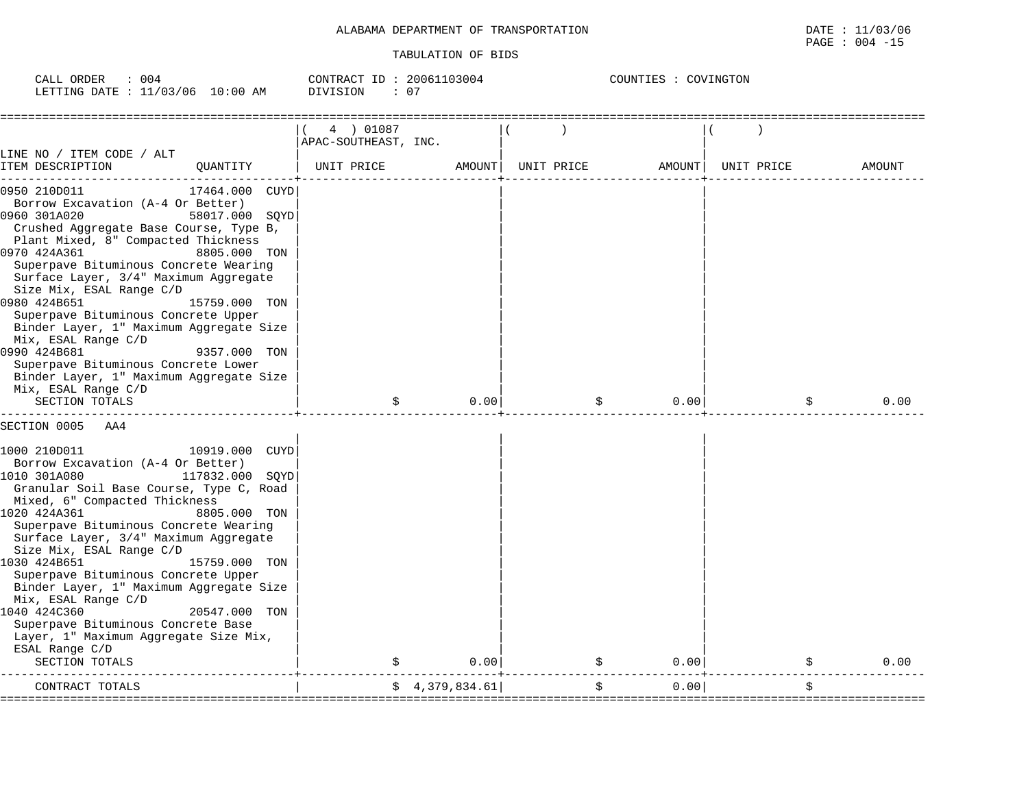ALABAMA DEPARTMENT OF TRANSPORTATION

TABULATION OF BIDS

CALL ORDER : 004 | CONTRACT ID : 20061103004 | COUNTIES : COVINGTON
LETTING DATE : 11/03/06 10:00 AM | DIVISION : 07

| LINE NO / ITEM CODE / ALT ITEM DESCRIPTION | QUANTITY | ( 4 ) 01087 APAC-SOUTHEAST, INC. UNIT PRICE | AMOUNT | ( ) UNIT PRICE | AMOUNT | ( ) UNIT PRICE | AMOUNT |
|---|---|---|---|---|---|---|---|
| 0950 210D011 Borrow Excavation (A-4 Or Better) | 17464.000 CUYD | | | | | | |
| 0960 301A020 Crushed Aggregate Base Course, Type B, Plant Mixed, 8" Compacted Thickness | 58017.000 SQYD | | | | | | |
| 0970 424A361 Superpave Bituminous Concrete Wearing Surface Layer, 3/4" Maximum Aggregate Size Mix, ESAL Range C/D | 8805.000 TON | | | | | | |
| 0980 424B651 Superpave Bituminous Concrete Upper Binder Layer, 1" Maximum Aggregate Size Mix, ESAL Range C/D | 15759.000 TON | | | | | | |
| 0990 424B681 Superpave Bituminous Concrete Lower Binder Layer, 1" Maximum Aggregate Size Mix, ESAL Range C/D | 9357.000 TON | | | | | | |
| SECTION TOTALS | | | $ 0.00 | | $ 0.00 | | $ 0.00 |
| SECTION 0005 AA4 | | | | | | | |
| 1000 210D011 Borrow Excavation (A-4 Or Better) | 10919.000 CUYD | | | | | | |
| 1010 301A080 Granular Soil Base Course, Type C, Road Mixed, 6" Compacted Thickness | 117832.000 SQYD | | | | | | |
| 1020 424A361 Superpave Bituminous Concrete Wearing Surface Layer, 3/4" Maximum Aggregate Size Mix, ESAL Range C/D | 8805.000 TON | | | | | | |
| 1030 424B651 Superpave Bituminous Concrete Upper Binder Layer, 1" Maximum Aggregate Size Mix, ESAL Range C/D | 15759.000 TON | | | | | | |
| 1040 424C360 Superpave Bituminous Concrete Base Layer, 1" Maximum Aggregate Size Mix, ESAL Range C/D | 20547.000 TON | | | | | | |
| SECTION TOTALS | | | $ 0.00 | | $ 0.00 | | $ 0.00 |
| CONTRACT TOTALS | | | $ 4,379,834.61 | | $ 0.00 | | $ |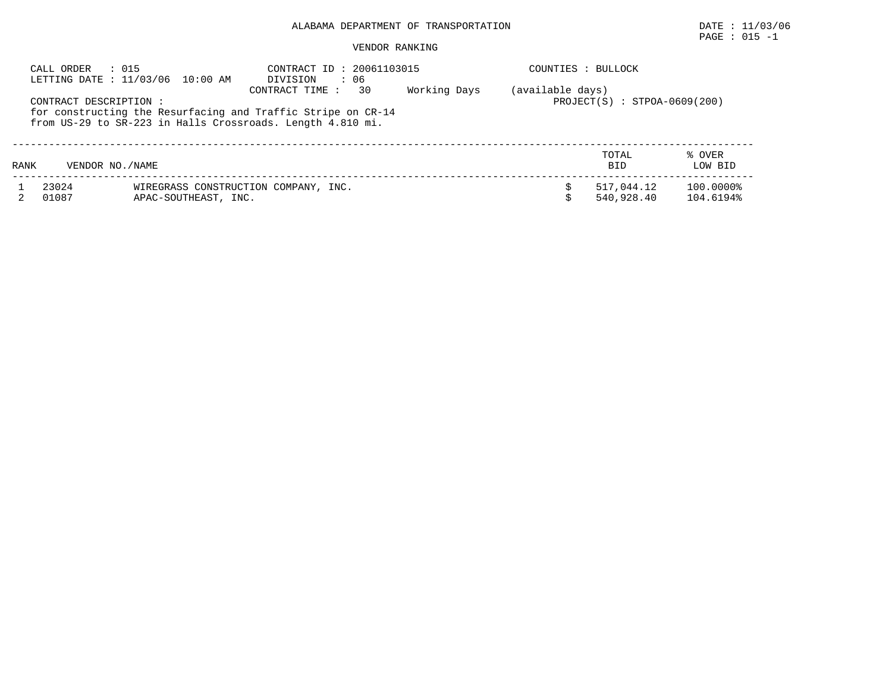# ALABAMA DEPARTMENT OF TRANSPORTATION

DATE : 11/03/06

## VENDOR RANKING

CALL ORDER : 015
LETTING DATE : 11/03/06 10:00 AM

CONTRACT ID : 20061103015
DIVISION : 06
CONTRACT TIME : 30 Working Days (available days)

COUNTIES : BULLOCK

PROJECT(S) : STPOA-0609(200)

CONTRACT DESCRIPTION :
for constructing the Resurfacing and Traffic Stripe on CR-14 from US-29 to SR-223 in Halls Crossroads. Length 4.810 mi.

| RANK | VENDOR NO./NAME | | TOTAL BID | % OVER LOW BID |
|---|---|---|---|---|
| 1 | 23024 | WIREGRASS CONSTRUCTION COMPANY, INC. | $ 517,044.12 | 100.0000% |
| 2 | 01087 | APAC-SOUTHEAST, INC. | $ 540,928.40 | 104.6194% |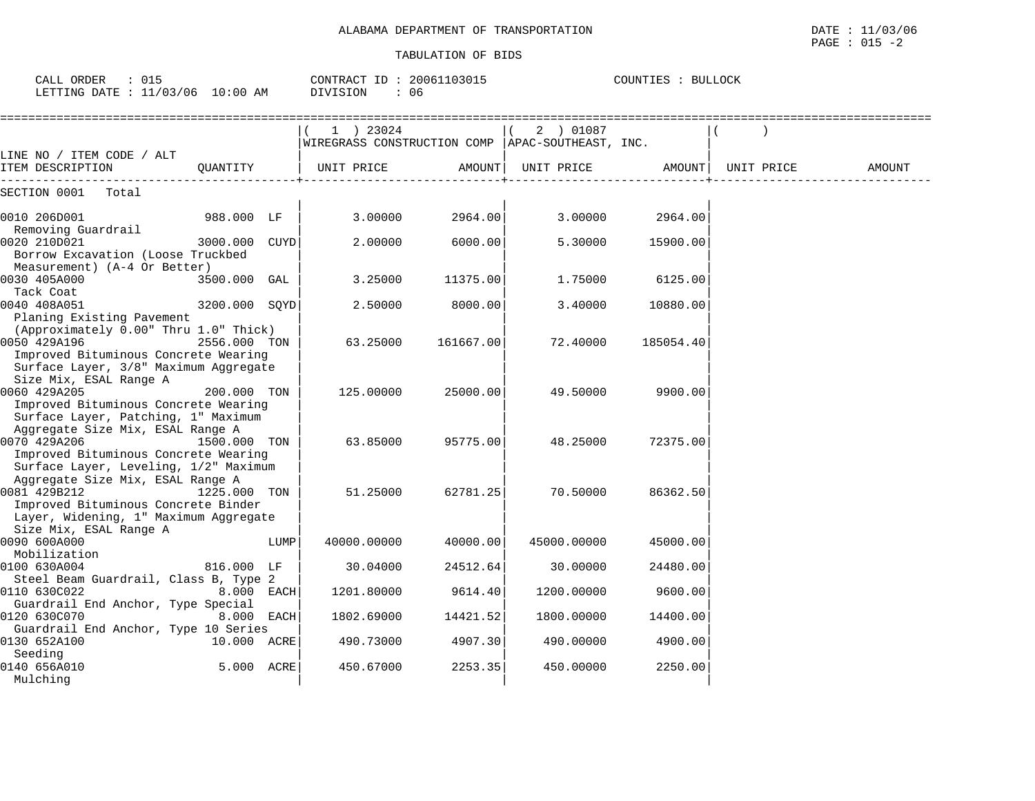ALABAMA DEPARTMENT OF TRANSPORTATION

DATE : 11/03/06

TABULATION OF BIDS

CALL ORDER : 015 CONTRACT ID : 20061103015 COUNTIES : BULLOCK
LETTING DATE : 11/03/06 10:00 AM DIVISION : 06

| LINE NO / ITEM CODE / ALT ITEM DESCRIPTION | QUANTITY | (1) 23024 WIREGRASS CONSTRUCTION COMP UNIT PRICE | AMOUNT | (2) 01087 APAC-SOUTHEAST, INC. UNIT PRICE | AMOUNT | ( ) UNIT PRICE | AMOUNT |
|---|---|---|---|---|---|---|---|
| SECTION 0001 Total | | | | | | | |
| 0010 206D001 Removing Guardrail | 988.000 LF | 3.00000 | 2964.00 | 3.00000 | 2964.00 | | |
| 0020 210D021 Borrow Excavation (Loose Truckbed Measurement) (A-4 Or Better) | 3000.000 CUYD | 2.00000 | 6000.00 | 5.30000 | 15900.00 | | |
| 0030 405A000 Tack Coat | 3500.000 GAL | 3.25000 | 11375.00 | 1.75000 | 6125.00 | | |
| 0040 408A051 Planing Existing Pavement (Approximately 0.00" Thru 1.0" Thick) | 3200.000 SQYD | 2.50000 | 8000.00 | 3.40000 | 10880.00 | | |
| 0050 429A196 Improved Bituminous Concrete Wearing Surface Layer, 3/8" Maximum Aggregate Size Mix, ESAL Range A | 2556.000 TON | 63.25000 | 161667.00 | 72.40000 | 185054.40 | | |
| 0060 429A205 Improved Bituminous Concrete Wearing Surface Layer, Patching, 1" Maximum Aggregate Size Mix, ESAL Range A | 200.000 TON | 125.00000 | 25000.00 | 49.50000 | 9900.00 | | |
| 0070 429A206 Improved Bituminous Concrete Wearing Surface Layer, Leveling, 1/2" Maximum Aggregate Size Mix, ESAL Range A | 1500.000 TON | 63.85000 | 95775.00 | 48.25000 | 72375.00 | | |
| 0081 429B212 Improved Bituminous Concrete Binder Layer, Widening, 1" Maximum Aggregate Size Mix, ESAL Range A | 1225.000 TON | 51.25000 | 62781.25 | 70.50000 | 86362.50 | | |
| 0090 600A000 Mobilization | LUMP | 40000.00000 | 40000.00 | 45000.00000 | 45000.00 | | |
| 0100 630A004 Steel Beam Guardrail, Class B, Type 2 | 816.000 LF | 30.04000 | 24512.64 | 30.00000 | 24480.00 | | |
| 0110 630C022 Guardrail End Anchor, Type Special | 8.000 EACH | 1201.80000 | 9614.40 | 1200.00000 | 9600.00 | | |
| 0120 630C070 Guardrail End Anchor, Type 10 Series | 8.000 EACH | 1802.69000 | 14421.52 | 1800.00000 | 14400.00 | | |
| 0130 652A100 Seeding | 10.000 ACRE | 490.73000 | 4907.30 | 490.00000 | 4900.00 | | |
| 0140 656A010 Mulching | 5.000 ACRE | 450.67000 | 2253.35 | 450.00000 | 2250.00 | | |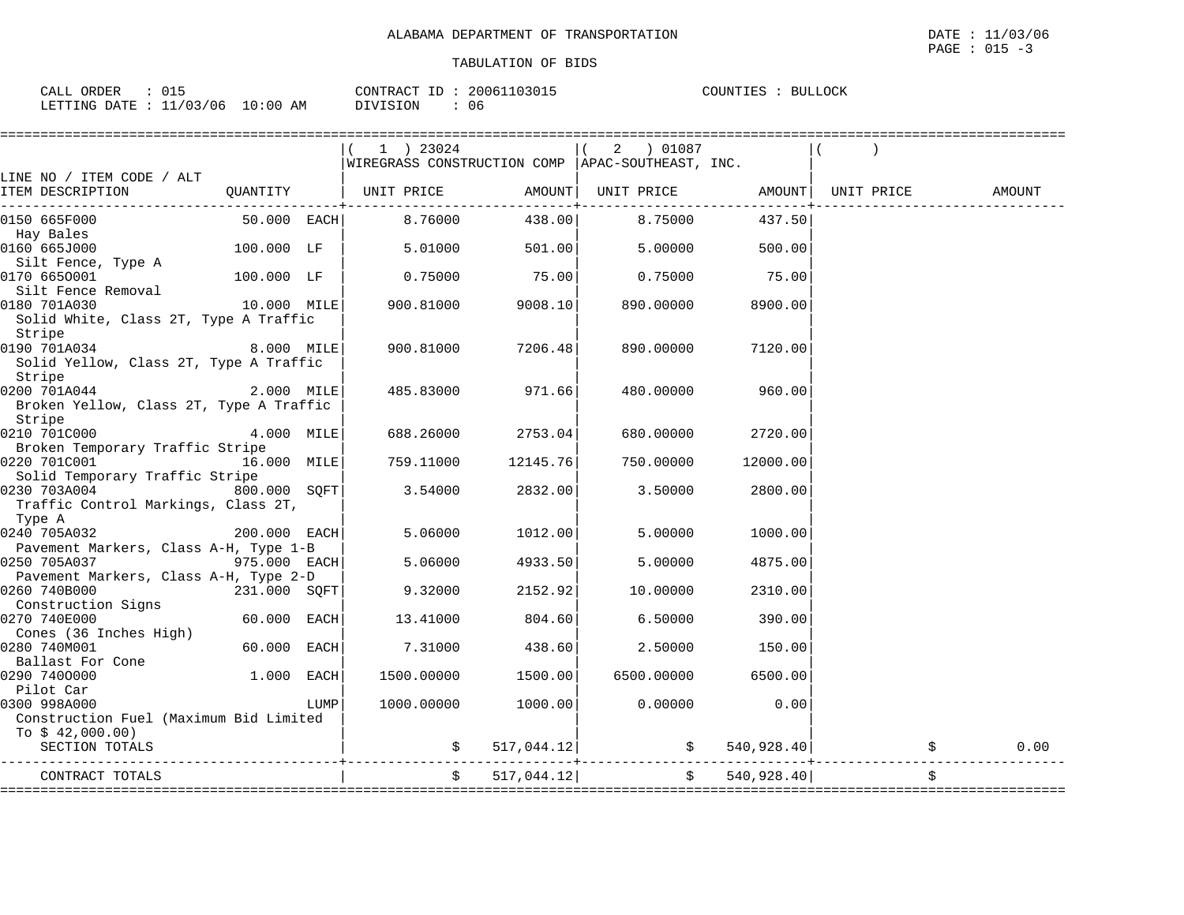ALABAMA DEPARTMENT OF TRANSPORTATION

TABULATION OF BIDS

DATE : 11/03/06
PAGE : 015 -3

CALL ORDER : 015
LETTING DATE : 11/03/06 10:00 AM

CONTRACT ID : 20061103015
DIVISION : 06

COUNTIES : BULLOCK

| LINE NO / ITEM CODE / ALT ITEM DESCRIPTION | QUANTITY | ( 1 ) 23024 WIREGRASS CONSTRUCTION COMP UNIT PRICE | AMOUNT | ( 2 ) 01087 APAC-SOUTHEAST, INC. UNIT PRICE | AMOUNT | ( ) UNIT PRICE | AMOUNT |
|---|---|---|---|---|---|---|---|
| 0150 665F000 Hay Bales | 50.000 EACH | 8.76000 | 438.00 | 8.75000 | 437.50 | | |
| 0160 665J000 Silt Fence, Type A | 100.000 LF | 5.01000 | 501.00 | 5.00000 | 500.00 | | |
| 0170 665O001 Silt Fence Removal | 100.000 LF | 0.75000 | 75.00 | 0.75000 | 75.00 | | |
| 0180 701A030 Solid White, Class 2T, Type A Traffic Stripe | 10.000 MILE | 900.81000 | 9008.10 | 890.00000 | 8900.00 | | |
| 0190 701A034 Solid Yellow, Class 2T, Type A Traffic Stripe | 8.000 MILE | 900.81000 | 7206.48 | 890.00000 | 7120.00 | | |
| 0200 701A044 Broken Yellow, Class 2T, Type A Traffic Stripe | 2.000 MILE | 485.83000 | 971.66 | 480.00000 | 960.00 | | |
| 0210 701C000 Broken Temporary Traffic Stripe | 4.000 MILE | 688.26000 | 2753.04 | 680.00000 | 2720.00 | | |
| 0220 701C001 Solid Temporary Traffic Stripe | 16.000 MILE | 759.11000 | 12145.76 | 750.00000 | 12000.00 | | |
| 0230 703A004 Traffic Control Markings, Class 2T, Type A | 800.000 SQFT | 3.54000 | 2832.00 | 3.50000 | 2800.00 | | |
| 0240 705A032 Pavement Markers, Class A-H, Type 1-B | 200.000 EACH | 5.06000 | 1012.00 | 5.00000 | 1000.00 | | |
| 0250 705A037 Pavement Markers, Class A-H, Type 2-D | 975.000 EACH | 5.06000 | 4933.50 | 5.00000 | 4875.00 | | |
| 0260 740B000 Construction Signs | 231.000 SQFT | 9.32000 | 2152.92 | 10.00000 | 2310.00 | | |
| 0270 740E000 Cones (36 Inches High) | 60.000 EACH | 13.41000 | 804.60 | 6.50000 | 390.00 | | |
| 0280 740M001 Ballast For Cone | 60.000 EACH | 7.31000 | 438.60 | 2.50000 | 150.00 | | |
| 0290 740O000 Pilot Car | 1.000 EACH | 1500.00000 | 1500.00 | 6500.00000 | 6500.00 | | |
| 0300 998A000 Construction Fuel (Maximum Bid Limited To $ 42,000.00) | LUMP | 1000.00000 | 1000.00 | 0.00000 | 0.00 | | |
| SECTION TOTALS | | $ | 517,044.12 | $ | 540,928.40 | $ | 0.00 |
| CONTRACT TOTALS | | $ | 517,044.12 | $ | 540,928.40 | $ | |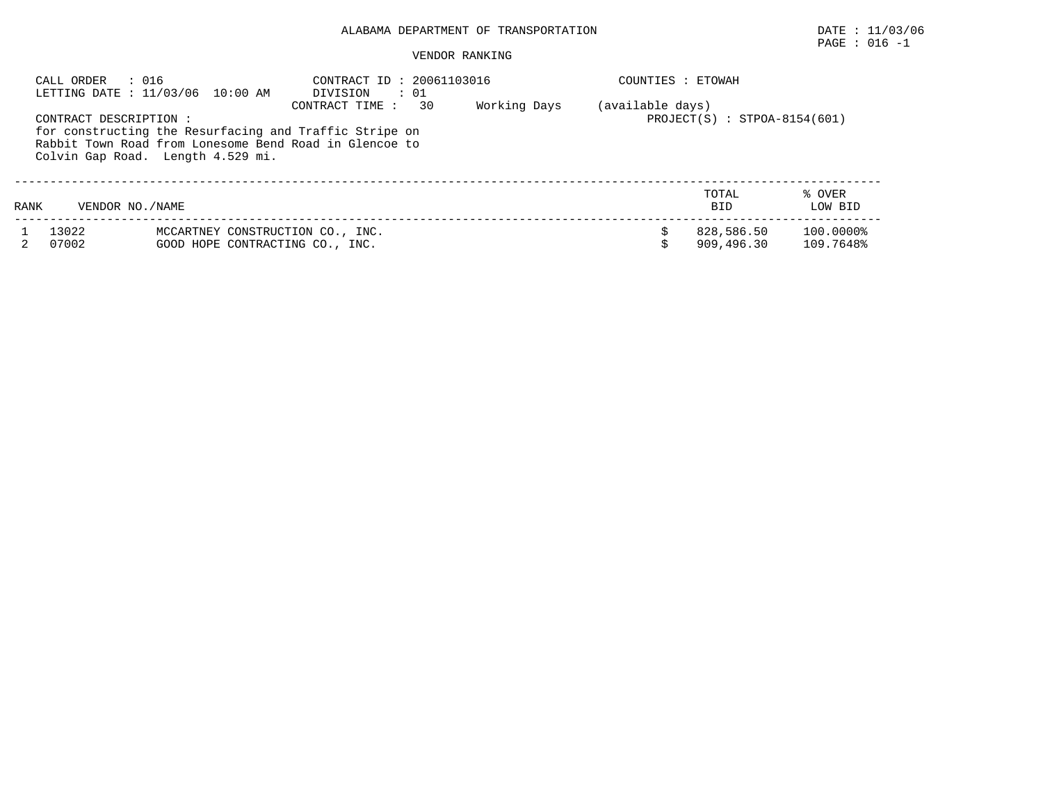# ALABAMA DEPARTMENT OF TRANSPORTATION

DATE : 11/03/06
PAGE : 016 -1

## VENDOR RANKING

CALL ORDER : 016
LETTING DATE : 11/03/06 10:00 AM

CONTRACT ID : 20061103016
DIVISION : 01
CONTRACT TIME : 30 Working Days (available days)

COUNTIES : ETOWAH
PROJECT(S) : STPOA-8154(601)

CONTRACT DESCRIPTION :
for constructing the Resurfacing and Traffic Stripe on Rabbit Town Road from Lonesome Bend Road in Glencoe to Colvin Gap Road. Length 4.529 mi.

| RANK | VENDOR NO. | NAME | TOTAL BID | % OVER LOW BID |
|---|---|---|---|---|
| 1 | 13022 | MCCARTNEY CONSTRUCTION CO., INC. | $ 828,586.50 | 100.0000% |
| 2 | 07002 | GOOD HOPE CONTRACTING CO., INC. | $ 909,496.30 | 109.7648% |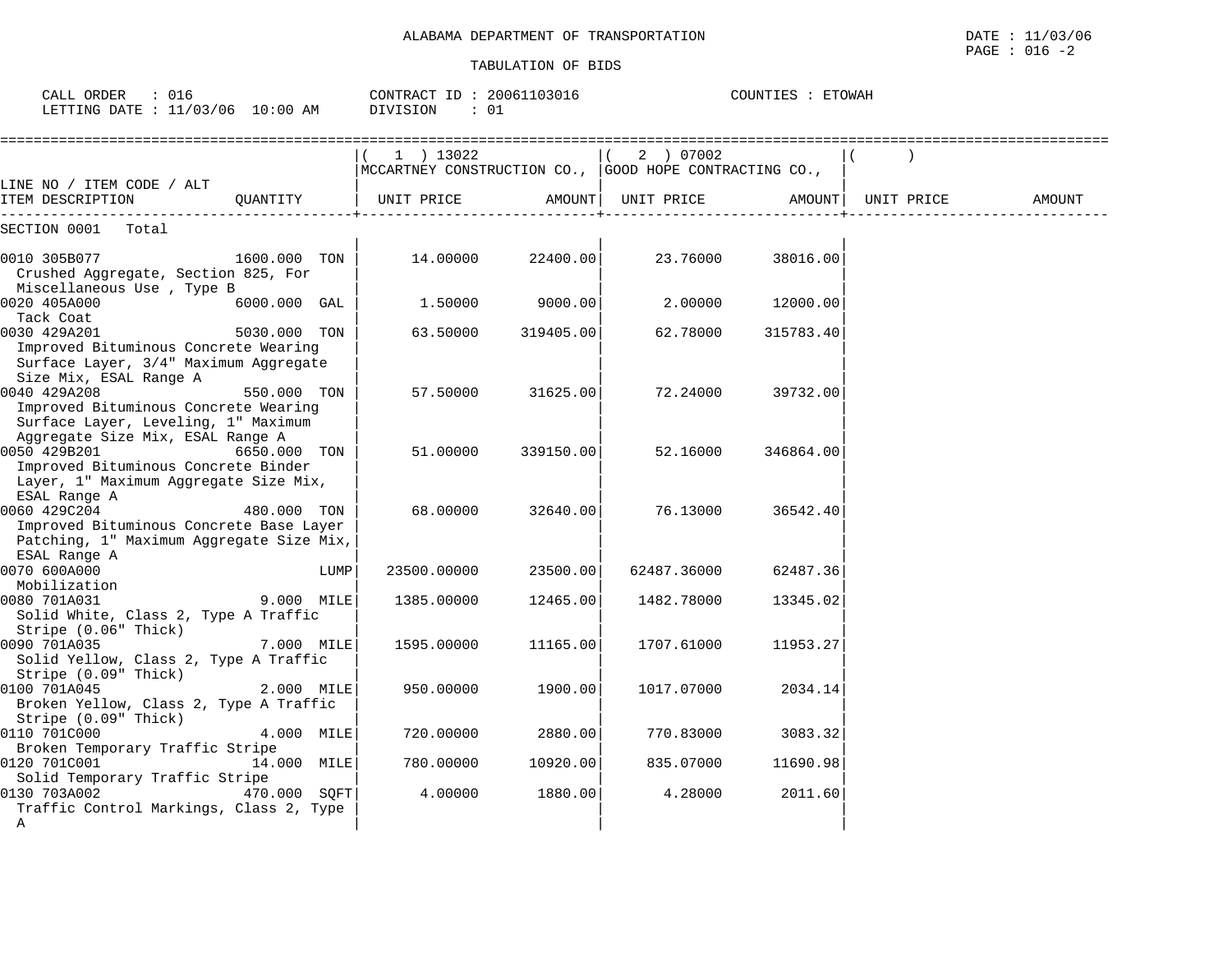ALABAMA DEPARTMENT OF TRANSPORTATION

DATE : 11/03/06
PAGE : 016 -2

TABULATION OF BIDS

CALL ORDER : 016
LETTING DATE : 11/03/06 10:00 AM

CONTRACT ID : 20061103016
DIVISION : 01

COUNTIES : ETOWAH

| LINE NO / ITEM CODE / ALT ITEM DESCRIPTION | QUANTITY | (1) 13022 MCCARTNEY CONSTRUCTION CO., UNIT PRICE | AMOUNT | (2) 07002 GOOD HOPE CONTRACTING CO., UNIT PRICE | AMOUNT | ( ) UNIT PRICE | AMOUNT |
|---|---|---|---|---|---|---|---|
| SECTION 0001 Total | | | | | | | |
| 0010 305B077 Crushed Aggregate, Section 825, For Miscellaneous Use , Type B | 1600.000 TON | 14.00000 | 22400.00 | 23.76000 | 38016.00 | | |
| 0020 405A000 Tack Coat | 6000.000 GAL | 1.50000 | 9000.00 | 2.00000 | 12000.00 | | |
| 0030 429A201 Improved Bituminous Concrete Wearing Surface Layer, 3/4" Maximum Aggregate Size Mix, ESAL Range A | 5030.000 TON | 63.50000 | 319405.00 | 62.78000 | 315783.40 | | |
| 0040 429A208 Improved Bituminous Concrete Wearing Surface Layer, Leveling, 1" Maximum Aggregate Size Mix, ESAL Range A | 550.000 TON | 57.50000 | 31625.00 | 72.24000 | 39732.00 | | |
| 0050 429B201 Improved Bituminous Concrete Binder Layer, 1" Maximum Aggregate Size Mix, ESAL Range A | 6650.000 TON | 51.00000 | 339150.00 | 52.16000 | 346864.00 | | |
| 0060 429C204 Improved Bituminous Concrete Base Layer Patching, 1" Maximum Aggregate Size Mix, ESAL Range A | 480.000 TON | 68.00000 | 32640.00 | 76.13000 | 36542.40 | | |
| 0070 600A000 Mobilization | LUMP | 23500.00000 | 23500.00 | 62487.36000 | 62487.36 | | |
| 0080 701A031 Solid White, Class 2, Type A Traffic Stripe (0.06" Thick) | 9.000 MILE | 1385.00000 | 12465.00 | 1482.78000 | 13345.02 | | |
| 0090 701A035 Solid Yellow, Class 2, Type A Traffic Stripe (0.09" Thick) | 7.000 MILE | 1595.00000 | 11165.00 | 1707.61000 | 11953.27 | | |
| 0100 701A045 Broken Yellow, Class 2, Type A Traffic Stripe (0.09" Thick) | 2.000 MILE | 950.00000 | 1900.00 | 1017.07000 | 2034.14 | | |
| 0110 701C000 Broken Temporary Traffic Stripe | 4.000 MILE | 720.00000 | 2880.00 | 770.83000 | 3083.32 | | |
| 0120 701C001 Solid Temporary Traffic Stripe | 14.000 MILE | 780.00000 | 10920.00 | 835.07000 | 11690.98 | | |
| 0130 703A002 Traffic Control Markings, Class 2, Type A | 470.000 SQFT | 4.00000 | 1880.00 | 4.28000 | 2011.60 | | |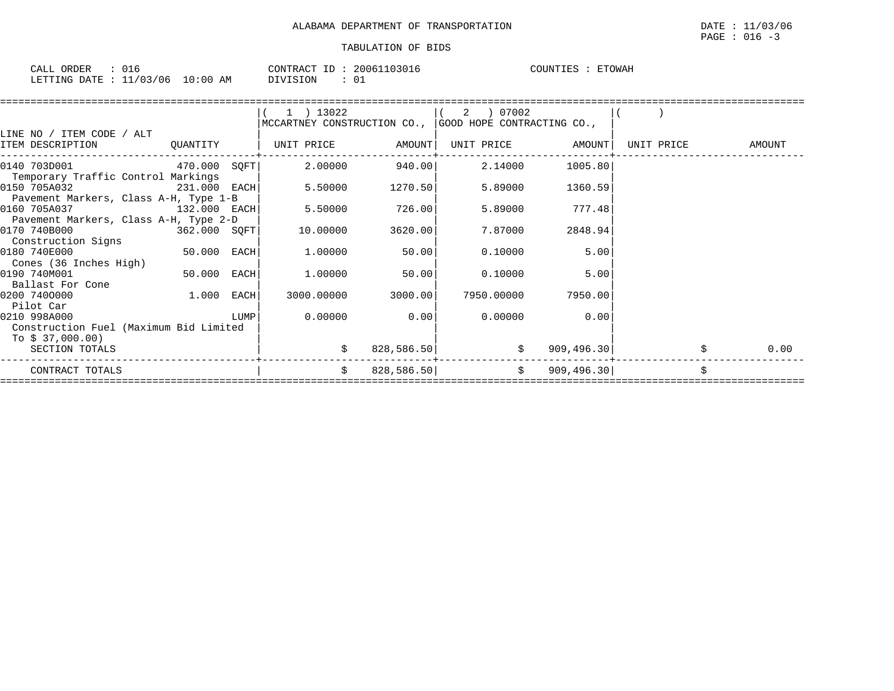ALABAMA DEPARTMENT OF TRANSPORTATION

DATE : 11/03/06
PAGE : 016 -3

TABULATION OF BIDS

CALL ORDER : 016 &nbsp;&nbsp;&nbsp; CONTRACT ID : 20061103016 &nbsp;&nbsp;&nbsp; COUNTIES : ETOWAH
LETTING DATE : 11/03/06 10:00 AM &nbsp;&nbsp;&nbsp; DIVISION : 01

| LINE NO / ITEM CODE / ALT ITEM DESCRIPTION | QUANTITY | ( 1 ) 13022 MCCARTNEY CONSTRUCTION CO., UNIT PRICE | AMOUNT | ( 2 ) 07002 GOOD HOPE CONTRACTING CO., UNIT PRICE | AMOUNT | ( ) UNIT PRICE | AMOUNT |
|---|---|---|---|---|---|---|---|
| 0140 703D001 Temporary Traffic Control Markings | 470.000 SQFT | 2.00000 | 940.00 | 2.14000 | 1005.80 | | |
| 0150 705A032 Pavement Markers, Class A-H, Type 1-B | 231.000 EACH | 5.50000 | 1270.50 | 5.89000 | 1360.59 | | |
| 0160 705A037 Pavement Markers, Class A-H, Type 2-D | 132.000 EACH | 5.50000 | 726.00 | 5.89000 | 777.48 | | |
| 0170 740B000 Construction Signs | 362.000 SQFT | 10.00000 | 3620.00 | 7.87000 | 2848.94 | | |
| 0180 740E000 Cones (36 Inches High) | 50.000 EACH | 1.00000 | 50.00 | 0.10000 | 5.00 | | |
| 0190 740M001 Ballast For Cone | 50.000 EACH | 1.00000 | 50.00 | 0.10000 | 5.00 | | |
| 0200 740O000 Pilot Car | 1.000 EACH | 3000.00000 | 3000.00 | 7950.00000 | 7950.00 | | |
| 0210 998A000 Construction Fuel (Maximum Bid Limited To $ 37,000.00) | LUMP | 0.00000 | 0.00 | 0.00000 | 0.00 | | |
| SECTION TOTALS | | | $ 828,586.50 | | $ 909,496.30 | | $ 0.00 |
| CONTRACT TOTALS | | | $ 828,586.50 | | $ 909,496.30 | | $ |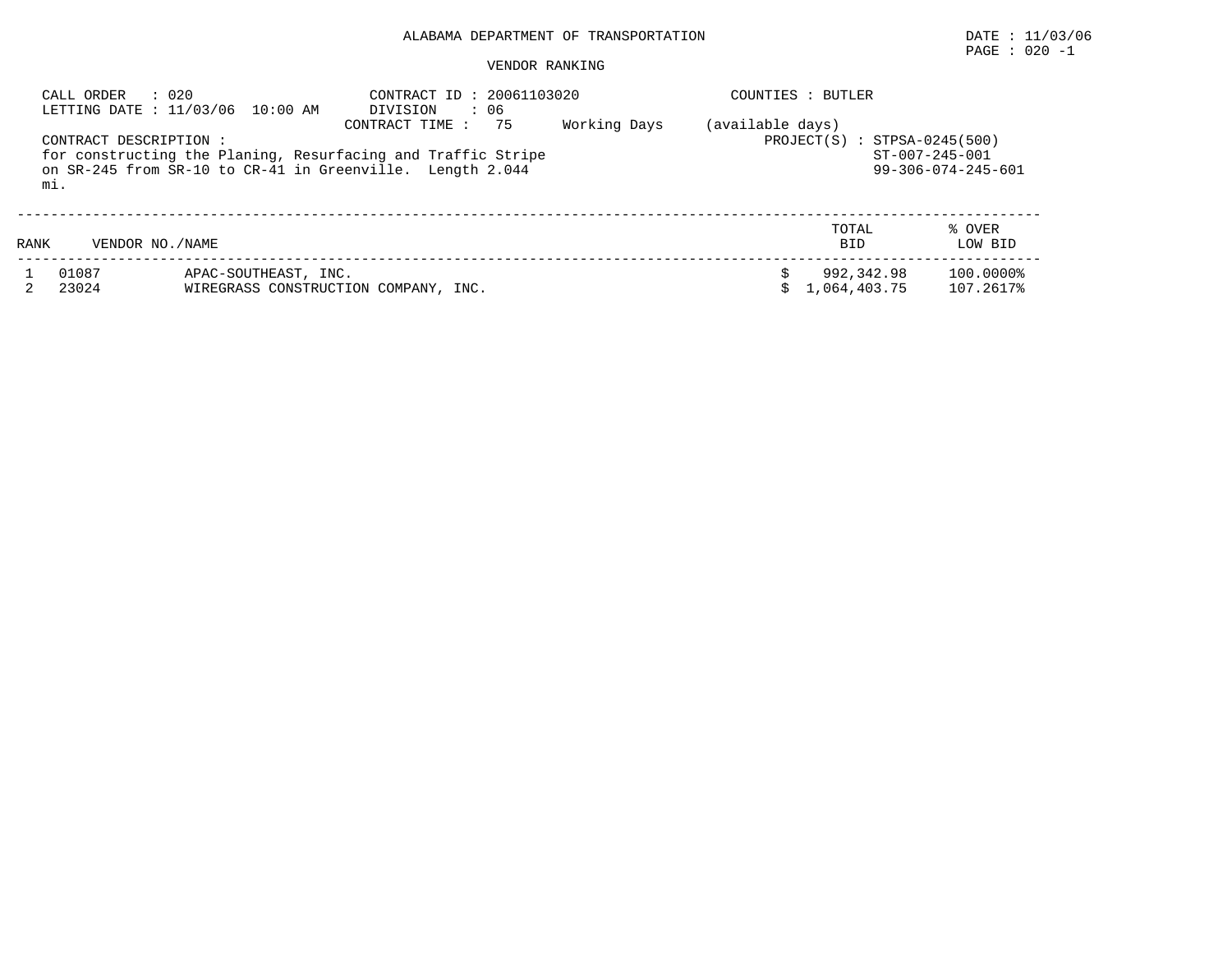ALABAMA DEPARTMENT OF TRANSPORTATION

DATE : 11/03/06

PAGE : 020 -1

VENDOR RANKING

CALL ORDER : 020
LETTING DATE : 11/03/06 10:00 AM

CONTRACT ID : 20061103020
DIVISION : 06
CONTRACT TIME : 75 Working Days (available days)

COUNTIES : BUTLER

PROJECT(S) : STPSA-0245(500)
ST-007-245-001
99-306-074-245-601

CONTRACT DESCRIPTION :
for constructing the Planing, Resurfacing and Traffic Stripe on SR-245 from SR-10 to CR-41 in Greenville. Length 2.044 mi.

| RANK | VENDOR NO./NAME | | TOTAL BID | % OVER LOW BID |
|---|---|---|---|---|
| 1 | 01087 | APAC-SOUTHEAST, INC. | $ 992,342.98 | 100.0000% |
| 2 | 23024 | WIREGRASS CONSTRUCTION COMPANY, INC. | $ 1,064,403.75 | 107.2617% |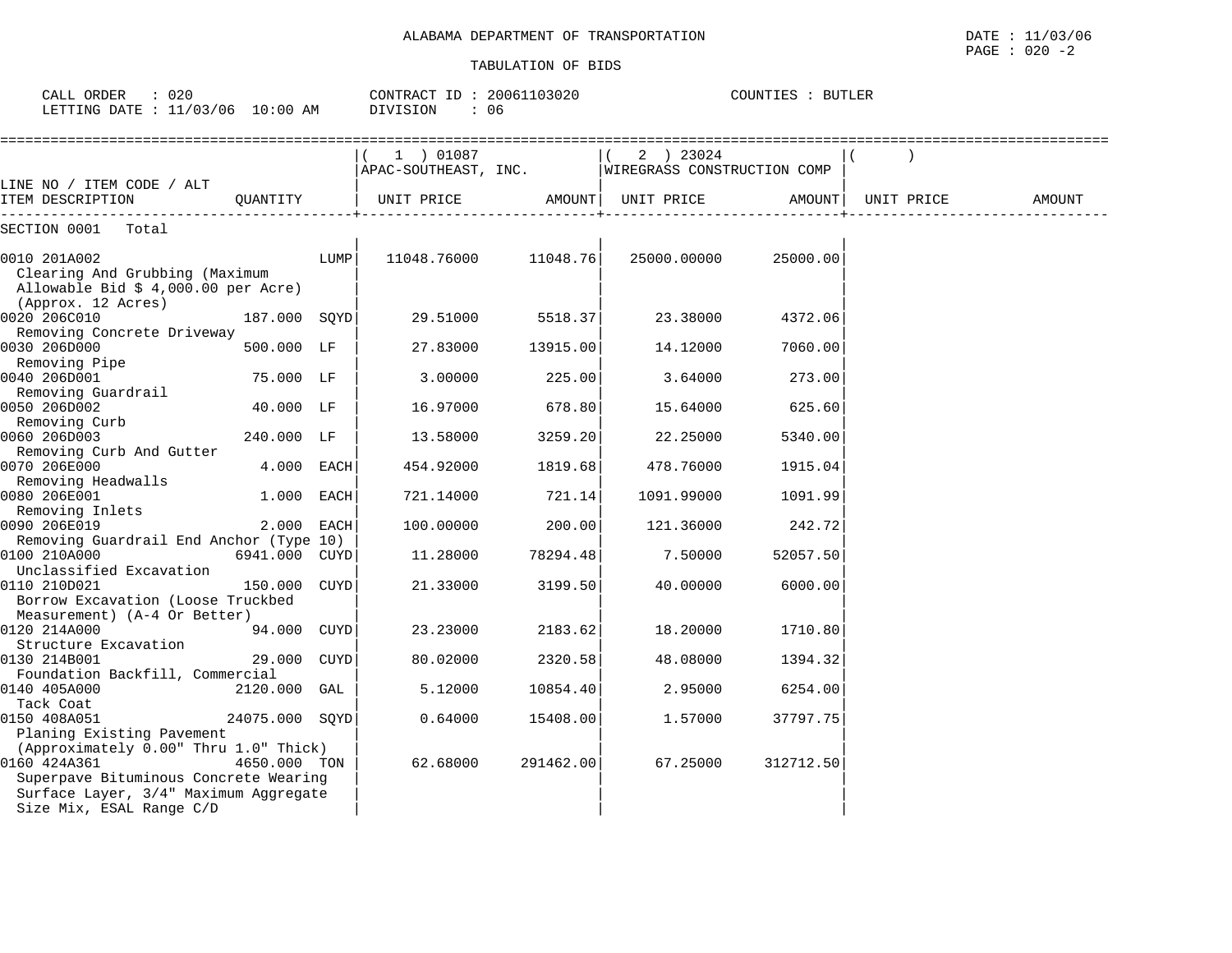ALABAMA DEPARTMENT OF TRANSPORTATION

DATE : 11/03/06

PAGE : 020 -2

TABULATION OF BIDS

CALL ORDER : 020 CONTRACT ID : 20061103020 COUNTIES : BUTLER

LETTING DATE : 11/03/06 10:00 AM DIVISION : 06

| LINE NO / ITEM CODE / ALT ITEM DESCRIPTION | QUANTITY | (1) 01087 APAC-SOUTHEAST, INC. UNIT PRICE | AMOUNT | (2) 23024 WIREGRASS CONSTRUCTION COMP UNIT PRICE | AMOUNT | ( ) UNIT PRICE | AMOUNT |
|---|---|---|---|---|---|---|---|
| SECTION 0001 Total | | | | | | | |
| 0010 201A002 Clearing And Grubbing (Maximum Allowable Bid $ 4,000.00 per Acre) (Approx. 12 Acres) | LUMP | 11048.76000 | 11048.76 | 25000.00000 | 25000.00 | | |
| 0020 206C010 Removing Concrete Driveway | 187.000 SQYD | 29.51000 | 5518.37 | 23.38000 | 4372.06 | | |
| 0030 206D000 Removing Pipe | 500.000 LF | 27.83000 | 13915.00 | 14.12000 | 7060.00 | | |
| 0040 206D001 Removing Guardrail | 75.000 LF | 3.00000 | 225.00 | 3.64000 | 273.00 | | |
| 0050 206D002 Removing Curb | 40.000 LF | 16.97000 | 678.80 | 15.64000 | 625.60 | | |
| 0060 206D003 Removing Curb And Gutter | 240.000 LF | 13.58000 | 3259.20 | 22.25000 | 5340.00 | | |
| 0070 206E000 Removing Headwalls | 4.000 EACH | 454.92000 | 1819.68 | 478.76000 | 1915.04 | | |
| 0080 206E001 Removing Inlets | 1.000 EACH | 721.14000 | 721.14 | 1091.99000 | 1091.99 | | |
| 0090 206E019 Removing Guardrail End Anchor (Type 10) | 2.000 EACH | 100.00000 | 200.00 | 121.36000 | 242.72 | | |
| 0100 210A000 Unclassified Excavation | 6941.000 CUYD | 11.28000 | 78294.48 | 7.50000 | 52057.50 | | |
| 0110 210D021 Borrow Excavation (Loose Truckbed Measurement) (A-4 Or Better) | 150.000 CUYD | 21.33000 | 3199.50 | 40.00000 | 6000.00 | | |
| 0120 214A000 Structure Excavation | 94.000 CUYD | 23.23000 | 2183.62 | 18.20000 | 1710.80 | | |
| 0130 214B001 Foundation Backfill, Commercial | 29.000 CUYD | 80.02000 | 2320.58 | 48.08000 | 1394.32 | | |
| 0140 405A000 Tack Coat | 2120.000 GAL | 5.12000 | 10854.40 | 2.95000 | 6254.00 | | |
| 0150 408A051 Planing Existing Pavement (Approximately 0.00" Thru 1.0" Thick) | 24075.000 SQYD | 0.64000 | 15408.00 | 1.57000 | 37797.75 | | |
| 0160 424A361 Superpave Bituminous Concrete Wearing Surface Layer, 3/4" Maximum Aggregate Size Mix, ESAL Range C/D | 4650.000 TON | 62.68000 | 291462.00 | 67.25000 | 312712.50 | | |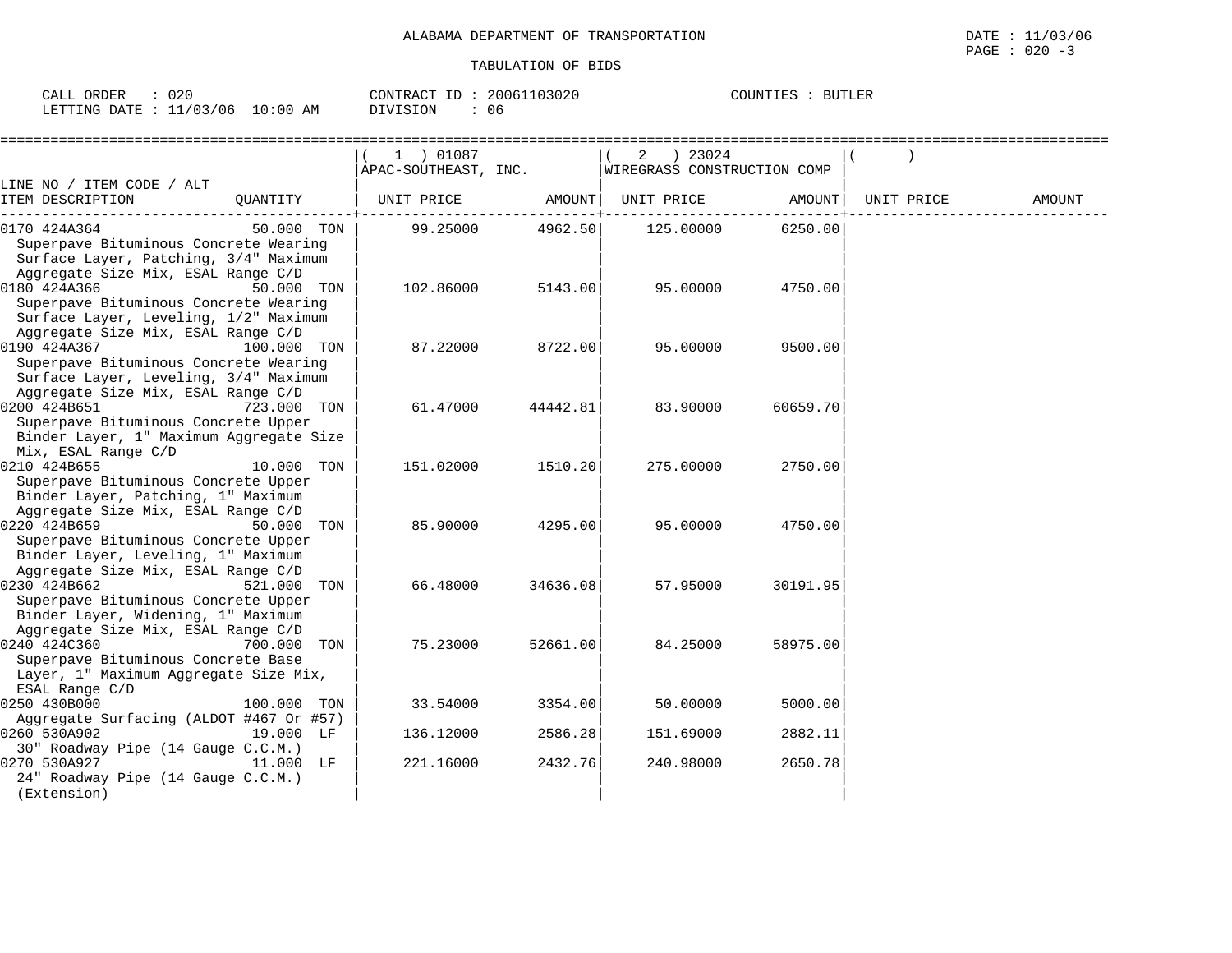ALABAMA DEPARTMENT OF TRANSPORTATION

TABULATION OF BIDS

DATE : 11/03/06
PAGE : 020 -3

CALL ORDER : 020
LETTING DATE : 11/03/06 10:00 AM

CONTRACT ID : 20061103020
DIVISION : 06

COUNTIES : BUTLER

| LINE NO / ITEM CODE / ALT ITEM DESCRIPTION | QUANTITY | (1) 01087 APAC-SOUTHEAST, INC. UNIT PRICE | AMOUNT | (2) 23024 WIREGRASS CONSTRUCTION COMP UNIT PRICE | AMOUNT | ( ) UNIT PRICE | AMOUNT |
|---|---|---|---|---|---|---|---|
| 0170 424A364 Superpave Bituminous Concrete Wearing Surface Layer, Patching, 3/4" Maximum Aggregate Size Mix, ESAL Range C/D | 50.000 TON | 99.25000 | 4962.50 | 125.00000 | 6250.00 | | |
| 0180 424A366 Superpave Bituminous Concrete Wearing Surface Layer, Leveling, 1/2" Maximum Aggregate Size Mix, ESAL Range C/D | 50.000 TON | 102.86000 | 5143.00 | 95.00000 | 4750.00 | | |
| 0190 424A367 Superpave Bituminous Concrete Wearing Surface Layer, Leveling, 3/4" Maximum Aggregate Size Mix, ESAL Range C/D | 100.000 TON | 87.22000 | 8722.00 | 95.00000 | 9500.00 | | |
| 0200 424B651 Superpave Bituminous Concrete Upper Binder Layer, 1" Maximum Aggregate Size Mix, ESAL Range C/D | 723.000 TON | 61.47000 | 44442.81 | 83.90000 | 60659.70 | | |
| 0210 424B655 Superpave Bituminous Concrete Upper Binder Layer, Patching, 1" Maximum Aggregate Size Mix, ESAL Range C/D | 10.000 TON | 151.02000 | 1510.20 | 275.00000 | 2750.00 | | |
| 0220 424B659 Superpave Bituminous Concrete Upper Binder Layer, Leveling, 1" Maximum Aggregate Size Mix, ESAL Range C/D | 50.000 TON | 85.90000 | 4295.00 | 95.00000 | 4750.00 | | |
| 0230 424B662 Superpave Bituminous Concrete Upper Binder Layer, Widening, 1" Maximum Aggregate Size Mix, ESAL Range C/D | 521.000 TON | 66.48000 | 34636.08 | 57.95000 | 30191.95 | | |
| 0240 424C360 Superpave Bituminous Concrete Base Layer, 1" Maximum Aggregate Size Mix, ESAL Range C/D | 700.000 TON | 75.23000 | 52661.00 | 84.25000 | 58975.00 | | |
| 0250 430B000 Aggregate Surfacing (ALDOT #467 Or #57) | 100.000 TON | 33.54000 | 3354.00 | 50.00000 | 5000.00 | | |
| 0260 530A902 30" Roadway Pipe (14 Gauge C.C.M.) | 19.000 LF | 136.12000 | 2586.28 | 151.69000 | 2882.11 | | |
| 0270 530A927 24" Roadway Pipe (14 Gauge C.C.M.) (Extension) | 11.000 LF | 221.16000 | 2432.76 | 240.98000 | 2650.78 | | |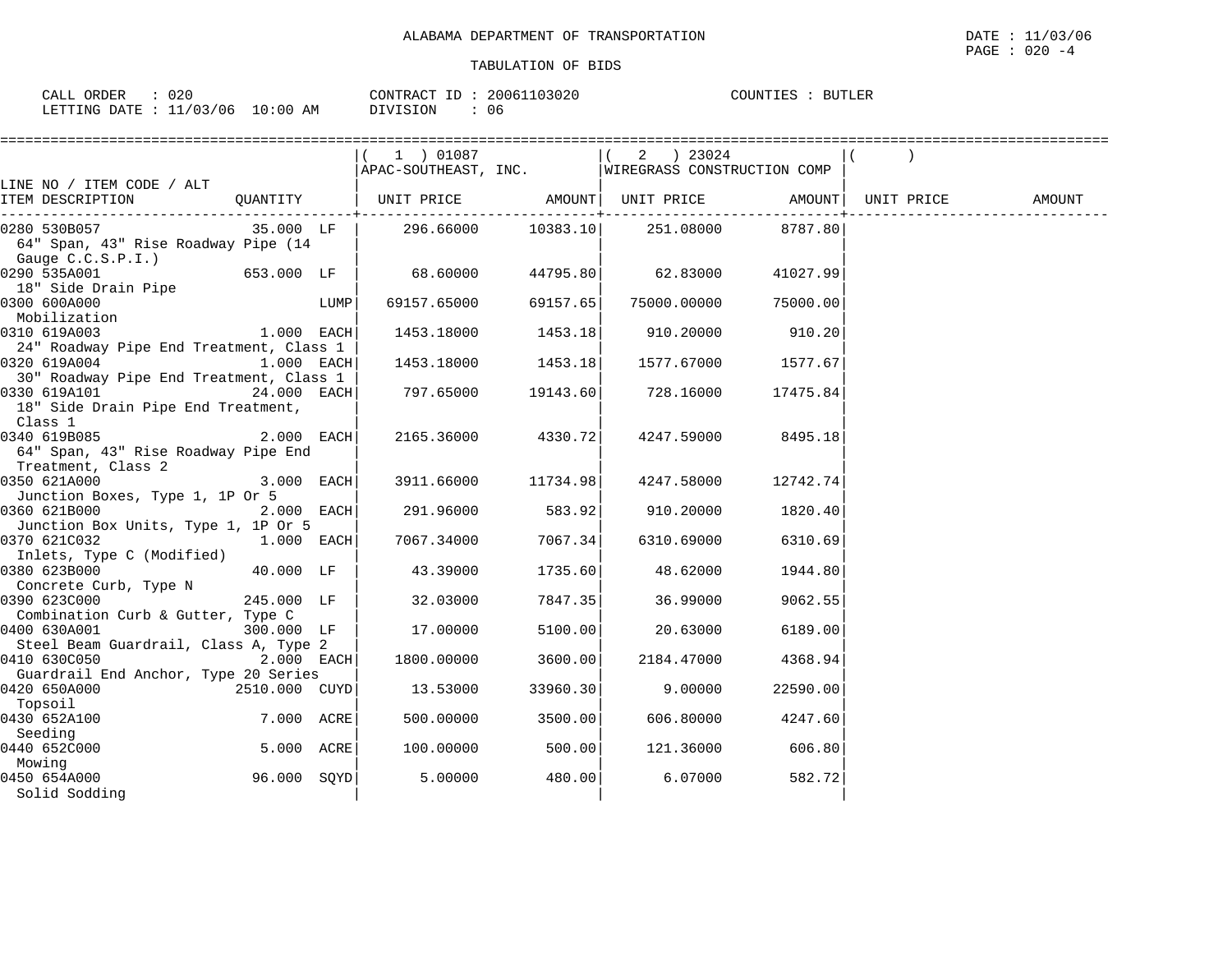ALABAMA DEPARTMENT OF TRANSPORTATION

DATE : 11/03/06

PAGE : 020 -4

TABULATION OF BIDS

CALL ORDER : 020 CONTRACT ID : 20061103020 COUNTIES : BUTLER

LETTING DATE : 11/03/06 10:00 AM DIVISION : 06

| LINE NO / ITEM CODE / ALT ITEM DESCRIPTION | QUANTITY | (1) 01087 APAC-SOUTHEAST, INC. UNIT PRICE | AMOUNT | (2) 23024 WIREGRASS CONSTRUCTION COMP UNIT PRICE | AMOUNT | ( ) UNIT PRICE | AMOUNT |
|---|---|---|---|---|---|---|---|
| 0280 530B057 64" Span, 43" Rise Roadway Pipe (14 Gauge C.C.S.P.I.) | 35.000 LF | 296.66000 | 10383.10 | 251.08000 | 8787.80 | | |
| 0290 535A001 18" Side Drain Pipe | 653.000 LF | 68.60000 | 44795.80 | 62.83000 | 41027.99 | | |
| 0300 600A000 Mobilization | LUMP | 69157.65000 | 69157.65 | 75000.00000 | 75000.00 | | |
| 0310 619A003 24" Roadway Pipe End Treatment, Class 1 | 1.000 EACH | 1453.18000 | 1453.18 | 910.20000 | 910.20 | | |
| 0320 619A004 30" Roadway Pipe End Treatment, Class 1 | 1.000 EACH | 1453.18000 | 1453.18 | 1577.67000 | 1577.67 | | |
| 0330 619A101 18" Side Drain Pipe End Treatment, Class 1 | 24.000 EACH | 797.65000 | 19143.60 | 728.16000 | 17475.84 | | |
| 0340 619B085 64" Span, 43" Rise Roadway Pipe End Treatment, Class 2 | 2.000 EACH | 2165.36000 | 4330.72 | 4247.59000 | 8495.18 | | |
| 0350 621A000 Junction Boxes, Type 1, 1P Or 5 | 3.000 EACH | 3911.66000 | 11734.98 | 4247.58000 | 12742.74 | | |
| 0360 621B000 Junction Box Units, Type 1, 1P Or 5 | 2.000 EACH | 291.96000 | 583.92 | 910.20000 | 1820.40 | | |
| 0370 621C032 Inlets, Type C (Modified) | 1.000 EACH | 7067.34000 | 7067.34 | 6310.69000 | 6310.69 | | |
| 0380 623B000 Concrete Curb, Type N | 40.000 LF | 43.39000 | 1735.60 | 48.62000 | 1944.80 | | |
| 0390 623C000 Combination Curb & Gutter, Type C | 245.000 LF | 32.03000 | 7847.35 | 36.99000 | 9062.55 | | |
| 0400 630A001 Steel Beam Guardrail, Class A, Type 2 | 300.000 LF | 17.00000 | 5100.00 | 20.63000 | 6189.00 | | |
| 0410 630C050 Guardrail End Anchor, Type 20 Series | 2.000 EACH | 1800.00000 | 3600.00 | 2184.47000 | 4368.94 | | |
| 0420 650A000 Topsoil | 2510.000 CUYD | 13.53000 | 33960.30 | 9.00000 | 22590.00 | | |
| 0430 652A100 Seeding | 7.000 ACRE | 500.00000 | 3500.00 | 606.80000 | 4247.60 | | |
| 0440 652C000 Mowing | 5.000 ACRE | 100.00000 | 500.00 | 121.36000 | 606.80 | | |
| 0450 654A000 Solid Sodding | 96.000 SQYD | 5.00000 | 480.00 | 6.07000 | 582.72 | | |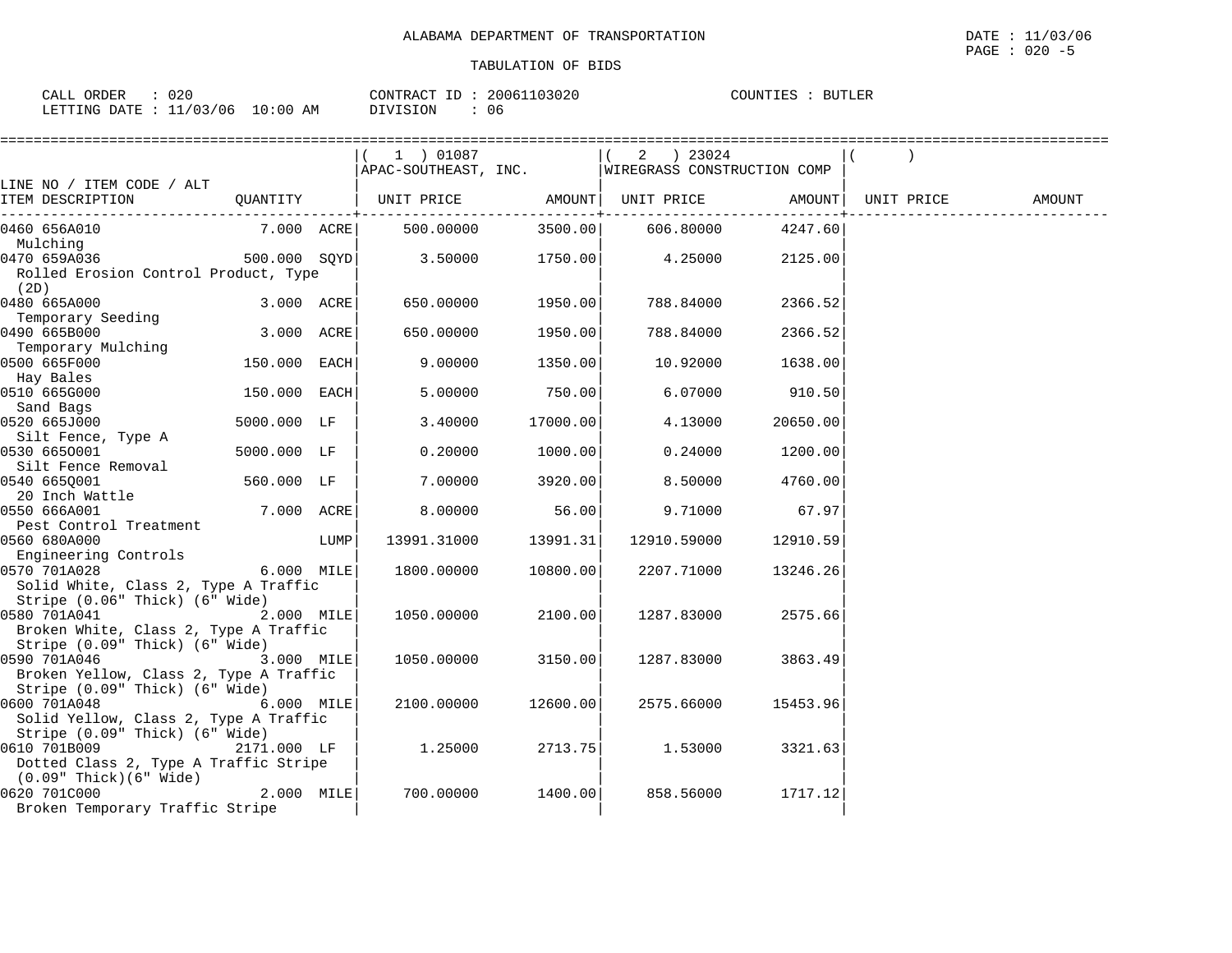ALABAMA DEPARTMENT OF TRANSPORTATION

TABULATION OF BIDS

CALL ORDER : 020    CONTRACT ID : 20061103020    COUNTIES : BUTLER
LETTING DATE : 11/03/06 10:00 AM    DIVISION : 06

| LINE NO / ITEM CODE / ALT ITEM DESCRIPTION | QUANTITY | (1) 01087 APAC-SOUTHEAST, INC. UNIT PRICE | AMOUNT | (2) 23024 WIREGRASS CONSTRUCTION COMP UNIT PRICE | AMOUNT | ( ) UNIT PRICE | AMOUNT |
|---|---|---|---|---|---|---|---|
| 0460 656A010 Mulching | 7.000 ACRE | 500.00000 | 3500.00 | 606.80000 | 4247.60 | | |
| 0470 659A036 Rolled Erosion Control Product, Type (2D) | 500.000 SQYD | 3.50000 | 1750.00 | 4.25000 | 2125.00 | | |
| 0480 665A000 Temporary Seeding | 3.000 ACRE | 650.00000 | 1950.00 | 788.84000 | 2366.52 | | |
| 0490 665B000 Temporary Mulching | 3.000 ACRE | 650.00000 | 1950.00 | 788.84000 | 2366.52 | | |
| 0500 665F000 Hay Bales | 150.000 EACH | 9.00000 | 1350.00 | 10.92000 | 1638.00 | | |
| 0510 665G000 Sand Bags | 150.000 EACH | 5.00000 | 750.00 | 6.07000 | 910.50 | | |
| 0520 665J000 Silt Fence, Type A | 5000.000 LF | 3.40000 | 17000.00 | 4.13000 | 20650.00 | | |
| 0530 665O001 Silt Fence Removal | 5000.000 LF | 0.20000 | 1000.00 | 0.24000 | 1200.00 | | |
| 0540 665Q001 20 Inch Wattle | 560.000 LF | 7.00000 | 3920.00 | 8.50000 | 4760.00 | | |
| 0550 666A001 Pest Control Treatment | 7.000 ACRE | 8.00000 | 56.00 | 9.71000 | 67.97 | | |
| 0560 680A000 Engineering Controls | LUMP | 13991.31000 | 13991.31 | 12910.59000 | 12910.59 | | |
| 0570 701A028 Solid White, Class 2, Type A Traffic Stripe (0.06" Thick) (6" Wide) | 6.000 MILE | 1800.00000 | 10800.00 | 2207.71000 | 13246.26 | | |
| 0580 701A041 Broken White, Class 2, Type A Traffic Stripe (0.09" Thick) (6" Wide) | 2.000 MILE | 1050.00000 | 2100.00 | 1287.83000 | 2575.66 | | |
| 0590 701A046 Broken Yellow, Class 2, Type A Traffic Stripe (0.09" Thick) (6" Wide) | 3.000 MILE | 1050.00000 | 3150.00 | 1287.83000 | 3863.49 | | |
| 0600 701A048 Solid Yellow, Class 2, Type A Traffic Stripe (0.09" Thick) (6" Wide) | 6.000 MILE | 2100.00000 | 12600.00 | 2575.66000 | 15453.96 | | |
| 0610 701B009 Dotted Class 2, Type A Traffic Stripe (0.09" Thick)(6" Wide) | 2171.000 LF | 1.25000 | 2713.75 | 1.53000 | 3321.63 | | |
| 0620 701C000 Broken Temporary Traffic Stripe | 2.000 MILE | 700.00000 | 1400.00 | 858.56000 | 1717.12 | | |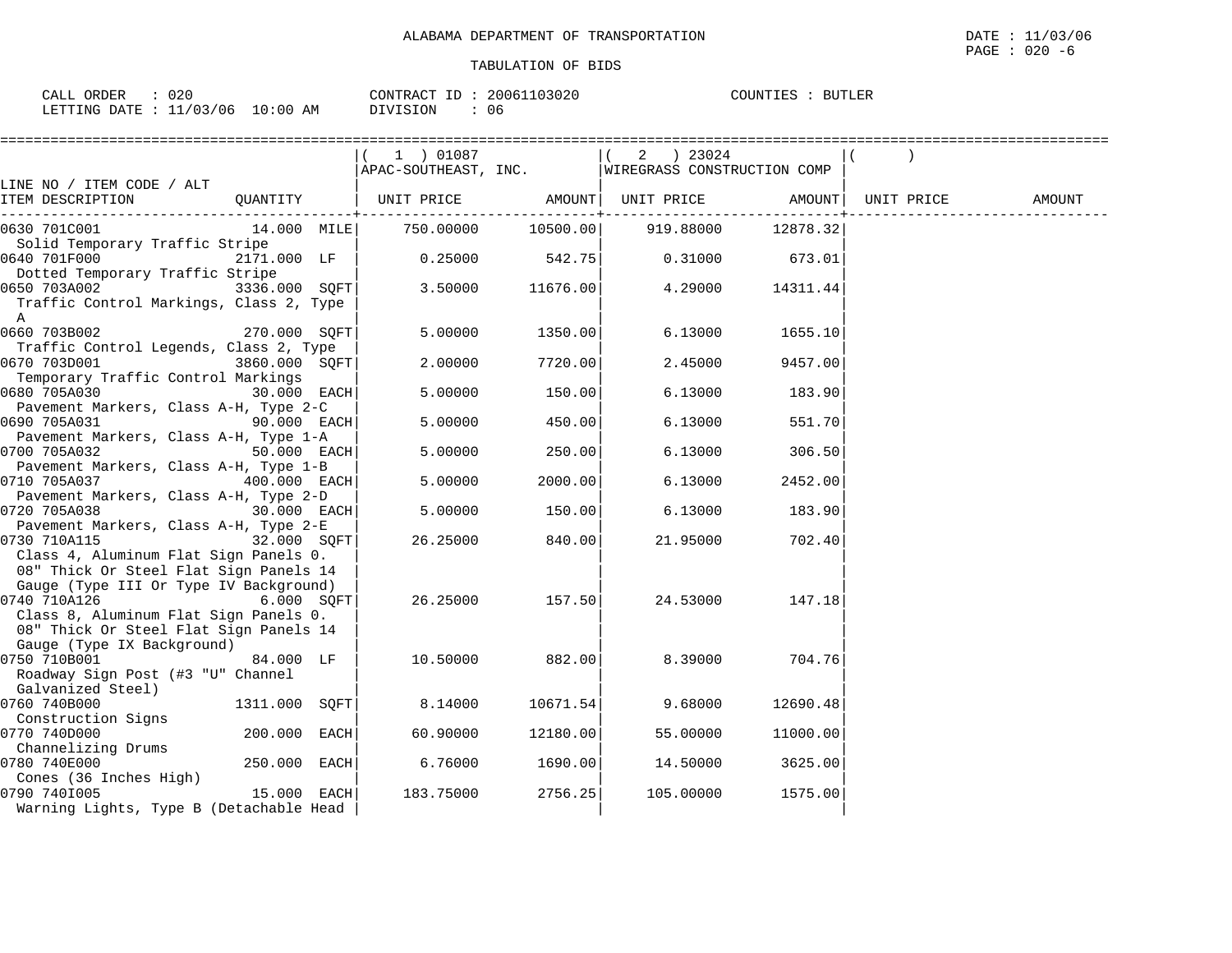ALABAMA DEPARTMENT OF TRANSPORTATION

TABULATION OF BIDS

DATE : 11/03/06
PAGE : 020 -6

CALL ORDER : 020
LETTING DATE : 11/03/06 10:00 AM

CONTRACT ID : 20061103020
DIVISION : 06

COUNTIES : BUTLER

| LINE NO / ITEM CODE / ALT ITEM DESCRIPTION | QUANTITY | ( 1 ) 01087 APAC-SOUTHEAST, INC. UNIT PRICE | AMOUNT | ( 2 ) 23024 WIREGRASS CONSTRUCTION COMP UNIT PRICE | AMOUNT | ( ) UNIT PRICE | AMOUNT |
|---|---|---|---|---|---|---|---|
| 0630 701C001 Solid Temporary Traffic Stripe | 14.000 MILE | 750.00000 | 10500.00 | 919.88000 | 12878.32 | | |
| 0640 701F000 Dotted Temporary Traffic Stripe | 2171.000 LF | 0.25000 | 542.75 | 0.31000 | 673.01 | | |
| 0650 703A002 Traffic Control Markings, Class 2, Type A | 3336.000 SQFT | 3.50000 | 11676.00 | 4.29000 | 14311.44 | | |
| 0660 703B002 Traffic Control Legends, Class 2, Type | 270.000 SQFT | 5.00000 | 1350.00 | 6.13000 | 1655.10 | | |
| 0670 703D001 Temporary Traffic Control Markings | 3860.000 SQFT | 2.00000 | 7720.00 | 2.45000 | 9457.00 | | |
| 0680 705A030 Pavement Markers, Class A-H, Type 2-C | 30.000 EACH | 5.00000 | 150.00 | 6.13000 | 183.90 | | |
| 0690 705A031 Pavement Markers, Class A-H, Type 1-A | 90.000 EACH | 5.00000 | 450.00 | 6.13000 | 551.70 | | |
| 0700 705A032 Pavement Markers, Class A-H, Type 1-B | 50.000 EACH | 5.00000 | 250.00 | 6.13000 | 306.50 | | |
| 0710 705A037 Pavement Markers, Class A-H, Type 2-D | 400.000 EACH | 5.00000 | 2000.00 | 6.13000 | 2452.00 | | |
| 0720 705A038 Pavement Markers, Class A-H, Type 2-E | 30.000 EACH | 5.00000 | 150.00 | 6.13000 | 183.90 | | |
| 0730 710A115 Class 4, Aluminum Flat Sign Panels 0. 08" Thick Or Steel Flat Sign Panels 14 Gauge (Type III Or Type IV Background) | 32.000 SQFT | 26.25000 | 840.00 | 21.95000 | 702.40 | | |
| 0740 710A126 Class 8, Aluminum Flat Sign Panels 0. 08" Thick Or Steel Flat Sign Panels 14 Gauge (Type IX Background) | 6.000 SQFT | 26.25000 | 157.50 | 24.53000 | 147.18 | | |
| 0750 710B001 Roadway Sign Post (#3 "U" Channel Galvanized Steel) | 84.000 LF | 10.50000 | 882.00 | 8.39000 | 704.76 | | |
| 0760 740B000 Construction Signs | 1311.000 SQFT | 8.14000 | 10671.54 | 9.68000 | 12690.48 | | |
| 0770 740D000 Channelizing Drums | 200.000 EACH | 60.90000 | 12180.00 | 55.00000 | 11000.00 | | |
| 0780 740E000 Cones (36 Inches High) | 250.000 EACH | 6.76000 | 1690.00 | 14.50000 | 3625.00 | | |
| 0790 740I005 Warning Lights, Type B (Detachable Head | 15.000 EACH | 183.75000 | 2756.25 | 105.00000 | 1575.00 | | |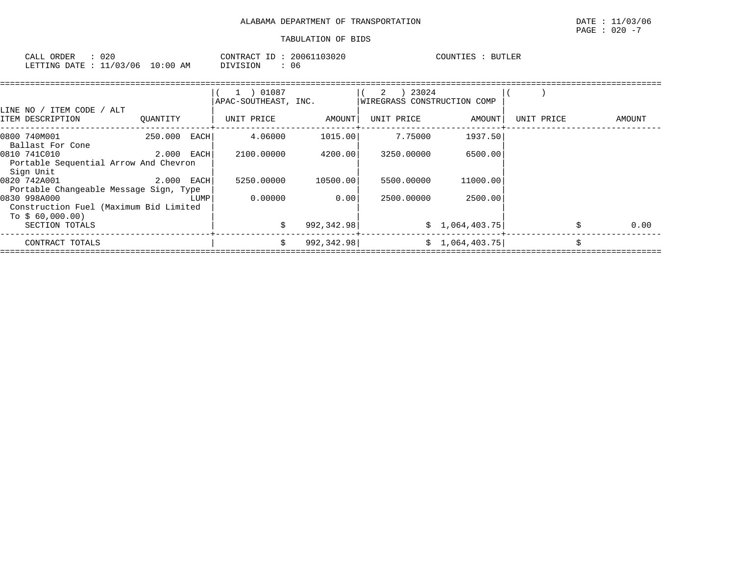ALABAMA DEPARTMENT OF TRANSPORTATION

DATE : 11/03/06

PAGE : 020 -7

TABULATION OF BIDS

CALL ORDER : 020
LETTING DATE : 11/03/06 10:00 AM

CONTRACT ID : 20061103020
DIVISION : 06

COUNTIES : BUTLER

| LINE NO / ITEM CODE / ALT ITEM DESCRIPTION | QUANTITY | ( 1 ) 01087 APAC-SOUTHEAST, INC. UNIT PRICE | AMOUNT | ( 2 ) 23024 WIREGRASS CONSTRUCTION COMP UNIT PRICE | AMOUNT | ( ) UNIT PRICE | AMOUNT |
|---|---|---|---|---|---|---|---|
| 0800 740M001 Ballast For Cone | 250.000 EACH | 4.06000 | 1015.00 | 7.75000 | 1937.50 | | |
| 0810 741C010 Portable Sequential Arrow And Chevron Sign Unit | 2.000 EACH | 2100.00000 | 4200.00 | 3250.00000 | 6500.00 | | |
| 0820 742A001 Portable Changeable Message Sign, Type | 2.000 EACH | 5250.00000 | 10500.00 | 5500.00000 | 11000.00 | | |
| 0830 998A000 Construction Fuel (Maximum Bid Limited To $ 60,000.00) | LUMP | 0.00000 | 0.00 | 2500.00000 | 2500.00 | | |
| SECTION TOTALS | | | $ 992,342.98 | | $ 1,064,403.75 | | $ 0.00 |
| CONTRACT TOTALS | | | $ 992,342.98 | | $ 1,064,403.75 | | $ |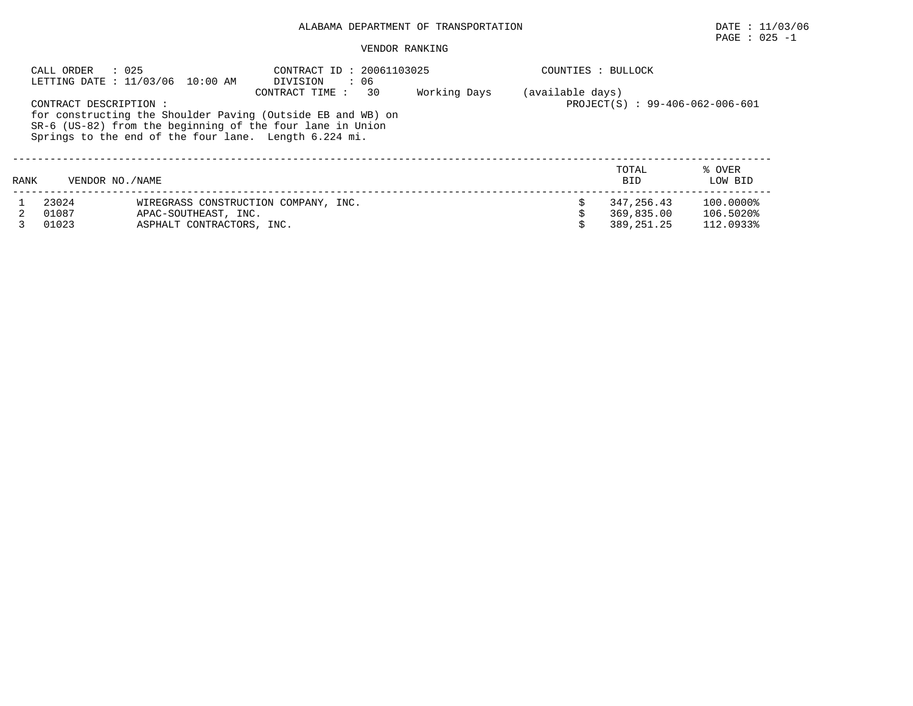# ALABAMA DEPARTMENT OF TRANSPORTATION

DATE : 11/03/06

## VENDOR RANKING

CALL ORDER : 025
LETTING DATE : 11/03/06 10:00 AM

CONTRACT ID : 20061103025
DIVISION : 06
CONTRACT TIME : 30 Working Days (available days)

COUNTIES : BULLOCK

PROJECT(S) : 99-406-062-006-601

CONTRACT DESCRIPTION :
for constructing the Shoulder Paving (Outside EB and WB) on SR-6 (US-82) from the beginning of the four lane in Union Springs to the end of the four lane. Length 6.224 mi.

| RANK | VENDOR NO./NAME | | TOTAL BID | % OVER LOW BID |
|---|---|---|---|---|
| 1 | 23024 | WIREGRASS CONSTRUCTION COMPANY, INC. | $ 347,256.43 | 100.0000% |
| 2 | 01087 | APAC-SOUTHEAST, INC. | $ 369,835.00 | 106.5020% |
| 3 | 01023 | ASPHALT CONTRACTORS, INC. | $ 389,251.25 | 112.0933% |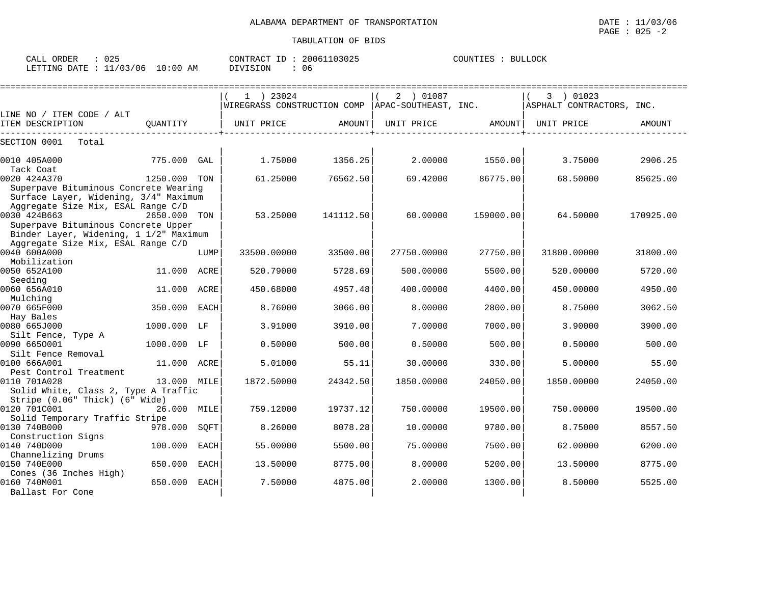ALABAMA DEPARTMENT OF TRANSPORTATION

TABULATION OF BIDS

DATE : 11/03/06
PAGE : 025 -2

CALL ORDER : 025
LETTING DATE : 11/03/06 10:00 AM

CONTRACT ID : 20061103025
DIVISION : 06

COUNTIES : BULLOCK

| LINE NO / ITEM CODE / ALT ITEM DESCRIPTION | QUANTITY | | ( 1 ) 23024 WIREGRASS CONSTRUCTION COMP UNIT PRICE | AMOUNT | ( 2 ) 01087 APAC-SOUTHEAST, INC. UNIT PRICE | AMOUNT | ( 3 ) 01023 ASPHALT CONTRACTORS, INC. UNIT PRICE | AMOUNT |
|---|---|---|---|---|---|---|---|---|
| SECTION 0001 Total | | | | | | | | |
| 0010 405A000 Tack Coat | 775.000 | GAL | 1.75000 | 1356.25 | 2.00000 | 1550.00 | 3.75000 | 2906.25 |
| 0020 424A370 Superpave Bituminous Concrete Wearing Surface Layer, Widening, 3/4" Maximum Aggregate Size Mix, ESAL Range C/D | 1250.000 | TON | 61.25000 | 76562.50 | 69.42000 | 86775.00 | 68.50000 | 85625.00 |
| 0030 424B663 Superpave Bituminous Concrete Upper Binder Layer, Widening, 1 1/2" Maximum Aggregate Size Mix, ESAL Range C/D | 2650.000 | TON | 53.25000 | 141112.50 | 60.00000 | 159000.00 | 64.50000 | 170925.00 |
| 0040 600A000 Mobilization | | LUMP | 33500.00000 | 33500.00 | 27750.00000 | 27750.00 | 31800.00000 | 31800.00 |
| 0050 652A100 Seeding | 11.000 | ACRE | 520.79000 | 5728.69 | 500.00000 | 5500.00 | 520.00000 | 5720.00 |
| 0060 656A010 Mulching | 11.000 | ACRE | 450.68000 | 4957.48 | 400.00000 | 4400.00 | 450.00000 | 4950.00 |
| 0070 665F000 Hay Bales | 350.000 | EACH | 8.76000 | 3066.00 | 8.00000 | 2800.00 | 8.75000 | 3062.50 |
| 0080 665J000 Silt Fence, Type A | 1000.000 | LF | 3.91000 | 3910.00 | 7.00000 | 7000.00 | 3.90000 | 3900.00 |
| 0090 665O001 Silt Fence Removal | 1000.000 | LF | 0.50000 | 500.00 | 0.50000 | 500.00 | 0.50000 | 500.00 |
| 0100 666A001 Pest Control Treatment | 11.000 | ACRE | 5.01000 | 55.11 | 30.00000 | 330.00 | 5.00000 | 55.00 |
| 0110 701A028 Solid White, Class 2, Type A Traffic Stripe (0.06" Thick) (6" Wide) | 13.000 | MILE | 1872.50000 | 24342.50 | 1850.00000 | 24050.00 | 1850.00000 | 24050.00 |
| 0120 701C001 Solid Temporary Traffic Stripe | 26.000 | MILE | 759.12000 | 19737.12 | 750.00000 | 19500.00 | 750.00000 | 19500.00 |
| 0130 740B000 Construction Signs | 978.000 | SQFT | 8.26000 | 8078.28 | 10.00000 | 9780.00 | 8.75000 | 8557.50 |
| 0140 740D000 Channelizing Drums | 100.000 | EACH | 55.00000 | 5500.00 | 75.00000 | 7500.00 | 62.00000 | 6200.00 |
| 0150 740E000 Cones (36 Inches High) | 650.000 | EACH | 13.50000 | 8775.00 | 8.00000 | 5200.00 | 13.50000 | 8775.00 |
| 0160 740M001 Ballast For Cone | 650.000 | EACH | 7.50000 | 4875.00 | 2.00000 | 1300.00 | 8.50000 | 5525.00 |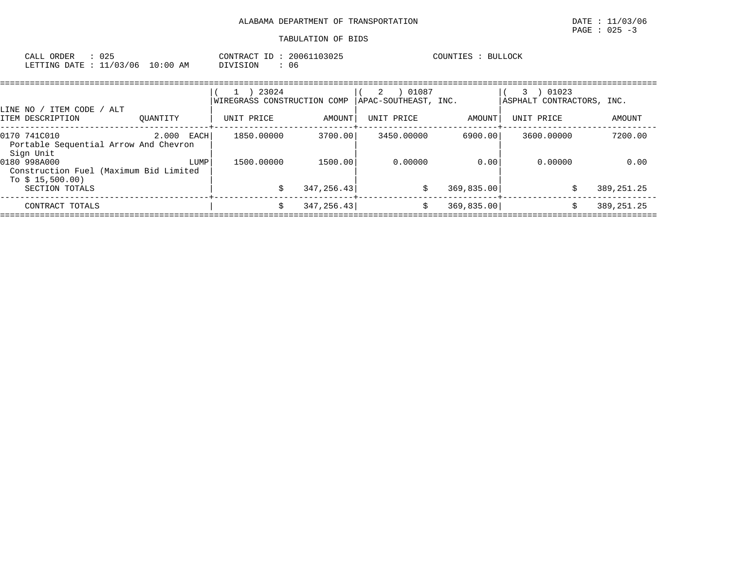ALABAMA DEPARTMENT OF TRANSPORTATION

TABULATION OF BIDS

CALL ORDER : 025
LETTING DATE : 11/03/06 10:00 AM

CONTRACT ID : 20061103025
DIVISION : 06

COUNTIES : BULLOCK

| LINE NO / ITEM CODE / ALT ITEM DESCRIPTION | QUANTITY | ( 1 ) 23024 WIREGRASS CONSTRUCTION COMP UNIT PRICE | AMOUNT | ( 2 ) 01087 APAC-SOUTHEAST, INC. UNIT PRICE | AMOUNT | ( 3 ) 01023 ASPHALT CONTRACTORS, INC. UNIT PRICE | AMOUNT |
|---|---|---|---|---|---|---|---|
| 0170 741C010 Portable Sequential Arrow And Chevron Sign Unit | 2.000 EACH | 1850.00000 | 3700.00 | 3450.00000 | 6900.00 | 3600.00000 | 7200.00 |
| 0180 998A000 Construction Fuel (Maximum Bid Limited To $ 15,500.00) | LUMP | 1500.00000 | 1500.00 | 0.00000 | 0.00 | 0.00000 | 0.00 |
| SECTION TOTALS | | | $ 347,256.43 | | $ 369,835.00 | | $ 389,251.25 |
| CONTRACT TOTALS | | | $ 347,256.43 | | $ 369,835.00 | | $ 389,251.25 |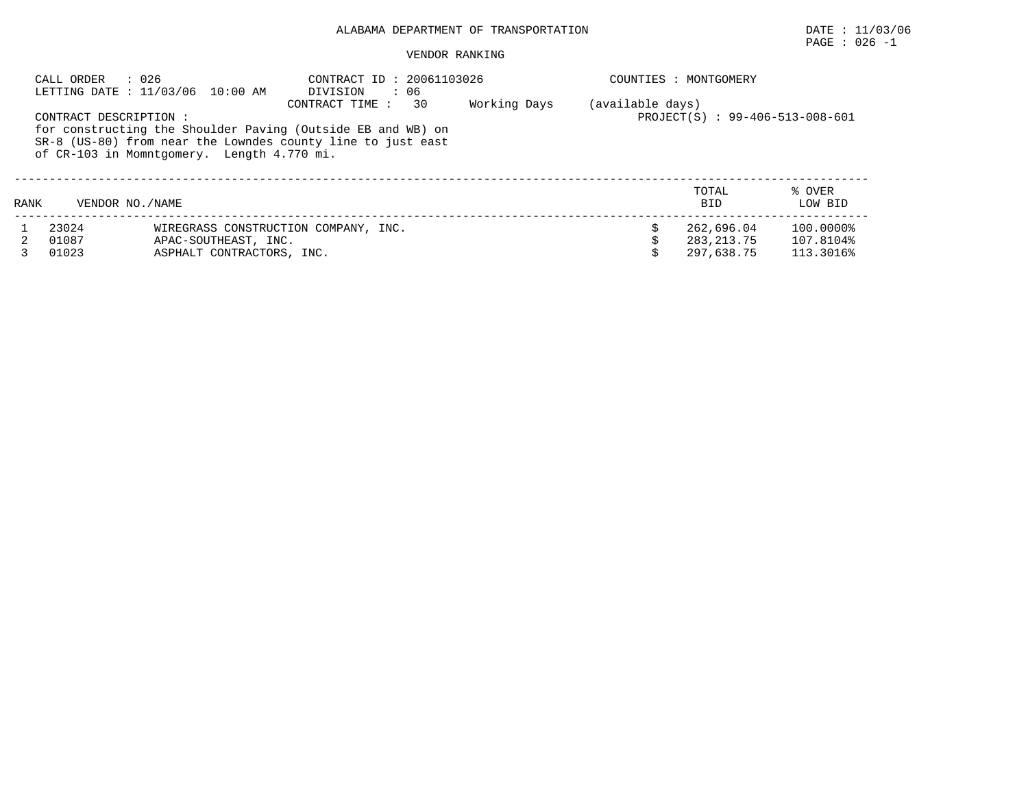# ALABAMA DEPARTMENT OF TRANSPORTATION

DATE : 11/03/06

## VENDOR RANKING

CALL ORDER : 026
LETTING DATE : 11/03/06 10:00 AM

CONTRACT ID : 20061103026
DIVISION : 06
CONTRACT TIME : 30 Working Days (available days)

COUNTIES : MONTGOMERY

PROJECT(S) : 99-406-513-008-601

CONTRACT DESCRIPTION :
for constructing the Shoulder Paving (Outside EB and WB) on SR-8 (US-80) from near the Lowndes county line to just east of CR-103 in Momntgomery. Length 4.770 mi.

| RANK | VENDOR NO./NAME | | TOTAL BID | % OVER LOW BID |
|---|---|---|---|---|
| 1 | 23024 | WIREGRASS CONSTRUCTION COMPANY, INC. | $ 262,696.04 | 100.0000% |
| 2 | 01087 | APAC-SOUTHEAST, INC. | $ 283,213.75 | 107.8104% |
| 3 | 01023 | ASPHALT CONTRACTORS, INC. | $ 297,638.75 | 113.3016% |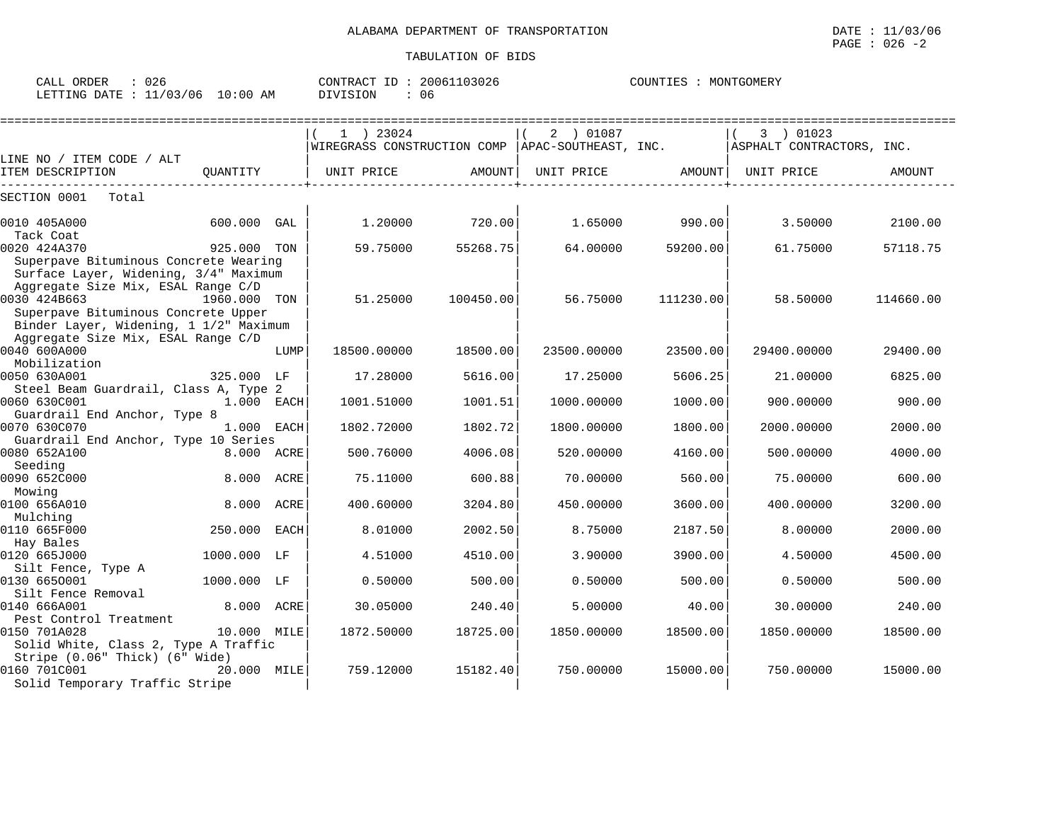ALABAMA DEPARTMENT OF TRANSPORTATION

TABULATION OF BIDS

DATE : 11/03/06
PAGE : 026 -2

CALL ORDER : 026
LETTING DATE : 11/03/06 10:00 AM

CONTRACT ID : 20061103026
DIVISION : 06

COUNTIES : MONTGOMERY

| LINE NO / ITEM CODE / ALT ITEM DESCRIPTION | QUANTITY | (1) 23024 WIREGRASS CONSTRUCTION COMP UNIT PRICE | AMOUNT | (2) 01087 APAC-SOUTHEAST, INC. UNIT PRICE | AMOUNT | (3) 01023 ASPHALT CONTRACTORS, INC. UNIT PRICE | AMOUNT |
|---|---|---|---|---|---|---|---|
| SECTION 0001 Total | | | | | | | |
| 0010 405A000 Tack Coat | 600.000 GAL | 1.20000 | 720.00 | 1.65000 | 990.00 | 3.50000 | 2100.00 |
| 0020 424A370 Superpave Bituminous Concrete Wearing Surface Layer, Widening, 3/4" Maximum Aggregate Size Mix, ESAL Range C/D | 925.000 TON | 59.75000 | 55268.75 | 64.00000 | 59200.00 | 61.75000 | 57118.75 |
| 0030 424B663 Superpave Bituminous Concrete Upper Binder Layer, Widening, 1 1/2" Maximum Aggregate Size Mix, ESAL Range C/D | 1960.000 TON | 51.25000 | 100450.00 | 56.75000 | 111230.00 | 58.50000 | 114660.00 |
| 0040 600A000 Mobilization | LUMP | 18500.00000 | 18500.00 | 23500.00000 | 23500.00 | 29400.00000 | 29400.00 |
| 0050 630A001 Steel Beam Guardrail, Class A, Type 2 | 325.000 LF | 17.28000 | 5616.00 | 17.25000 | 5606.25 | 21.00000 | 6825.00 |
| 0060 630C001 Guardrail End Anchor, Type 8 | 1.000 EACH | 1001.51000 | 1001.51 | 1000.00000 | 1000.00 | 900.00000 | 900.00 |
| 0070 630C070 Guardrail End Anchor, Type 10 Series | 1.000 EACH | 1802.72000 | 1802.72 | 1800.00000 | 1800.00 | 2000.00000 | 2000.00 |
| 0080 652A100 Seeding | 8.000 ACRE | 500.76000 | 4006.08 | 520.00000 | 4160.00 | 500.00000 | 4000.00 |
| 0090 652C000 Mowing | 8.000 ACRE | 75.11000 | 600.88 | 70.00000 | 560.00 | 75.00000 | 600.00 |
| 0100 656A010 Mulching | 8.000 ACRE | 400.60000 | 3204.80 | 450.00000 | 3600.00 | 400.00000 | 3200.00 |
| 0110 665F000 Hay Bales | 250.000 EACH | 8.01000 | 2002.50 | 8.75000 | 2187.50 | 8.00000 | 2000.00 |
| 0120 665J000 Silt Fence, Type A | 1000.000 LF | 4.51000 | 4510.00 | 3.90000 | 3900.00 | 4.50000 | 4500.00 |
| 0130 665O001 Silt Fence Removal | 1000.000 LF | 0.50000 | 500.00 | 0.50000 | 500.00 | 0.50000 | 500.00 |
| 0140 666A001 Pest Control Treatment | 8.000 ACRE | 30.05000 | 240.40 | 5.00000 | 40.00 | 30.00000 | 240.00 |
| 0150 701A028 Solid White, Class 2, Type A Traffic Stripe (0.06" Thick) (6" Wide) | 10.000 MILE | 1872.50000 | 18725.00 | 1850.00000 | 18500.00 | 1850.00000 | 18500.00 |
| 0160 701C001 Solid Temporary Traffic Stripe | 20.000 MILE | 759.12000 | 15182.40 | 750.00000 | 15000.00 | 750.00000 | 15000.00 |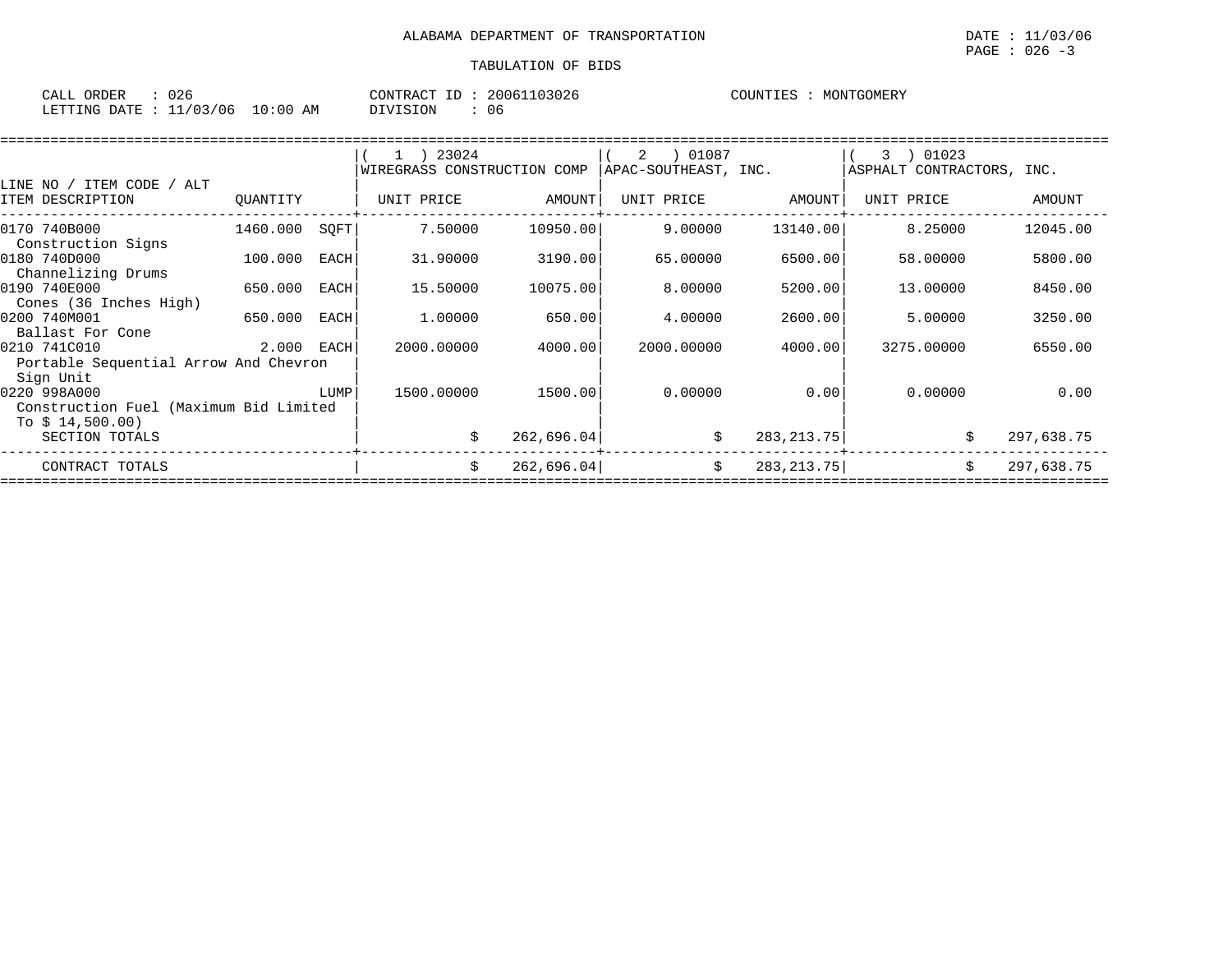ALABAMA DEPARTMENT OF TRANSPORTATION

DATE : 11/03/06

PAGE : 026 -3

TABULATION OF BIDS

CALL ORDER : 026
LETTING DATE : 11/03/06 10:00 AM

CONTRACT ID : 20061103026
DIVISION : 06

COUNTIES : MONTGOMERY

| LINE NO / ITEM CODE / ALT ITEM DESCRIPTION | QUANTITY | | ( 1 ) 23024 WIREGRASS CONSTRUCTION COMP UNIT PRICE | AMOUNT | ( 2 ) 01087 APAC-SOUTHEAST, INC. UNIT PRICE | AMOUNT | ( 3 ) 01023 ASPHALT CONTRACTORS, INC. UNIT PRICE | AMOUNT |
|---|---|---|---|---|---|---|---|---|
| 0170 740B000 Construction Signs | 1460.000 | SQFT | 7.50000 | 10950.00 | 9.00000 | 13140.00 | 8.25000 | 12045.00 |
| 0180 740D000 Channelizing Drums | 100.000 | EACH | 31.90000 | 3190.00 | 65.00000 | 6500.00 | 58.00000 | 5800.00 |
| 0190 740E000 Cones (36 Inches High) | 650.000 | EACH | 15.50000 | 10075.00 | 8.00000 | 5200.00 | 13.00000 | 8450.00 |
| 0200 740M001 Ballast For Cone | 650.000 | EACH | 1.00000 | 650.00 | 4.00000 | 2600.00 | 5.00000 | 3250.00 |
| 0210 741C010 Portable Sequential Arrow And Chevron Sign Unit | 2.000 | EACH | 2000.00000 | 4000.00 | 2000.00000 | 4000.00 | 3275.00000 | 6550.00 |
| 0220 998A000 Construction Fuel (Maximum Bid Limited To $ 14,500.00) | | LUMP | 1500.00000 | 1500.00 | 0.00000 | 0.00 | 0.00000 | 0.00 |
| SECTION TOTALS | | | $ | 262,696.04 | $ | 283,213.75 | $ | 297,638.75 |
| CONTRACT TOTALS | | | $ | 262,696.04 | $ | 283,213.75 | $ | 297,638.75 |